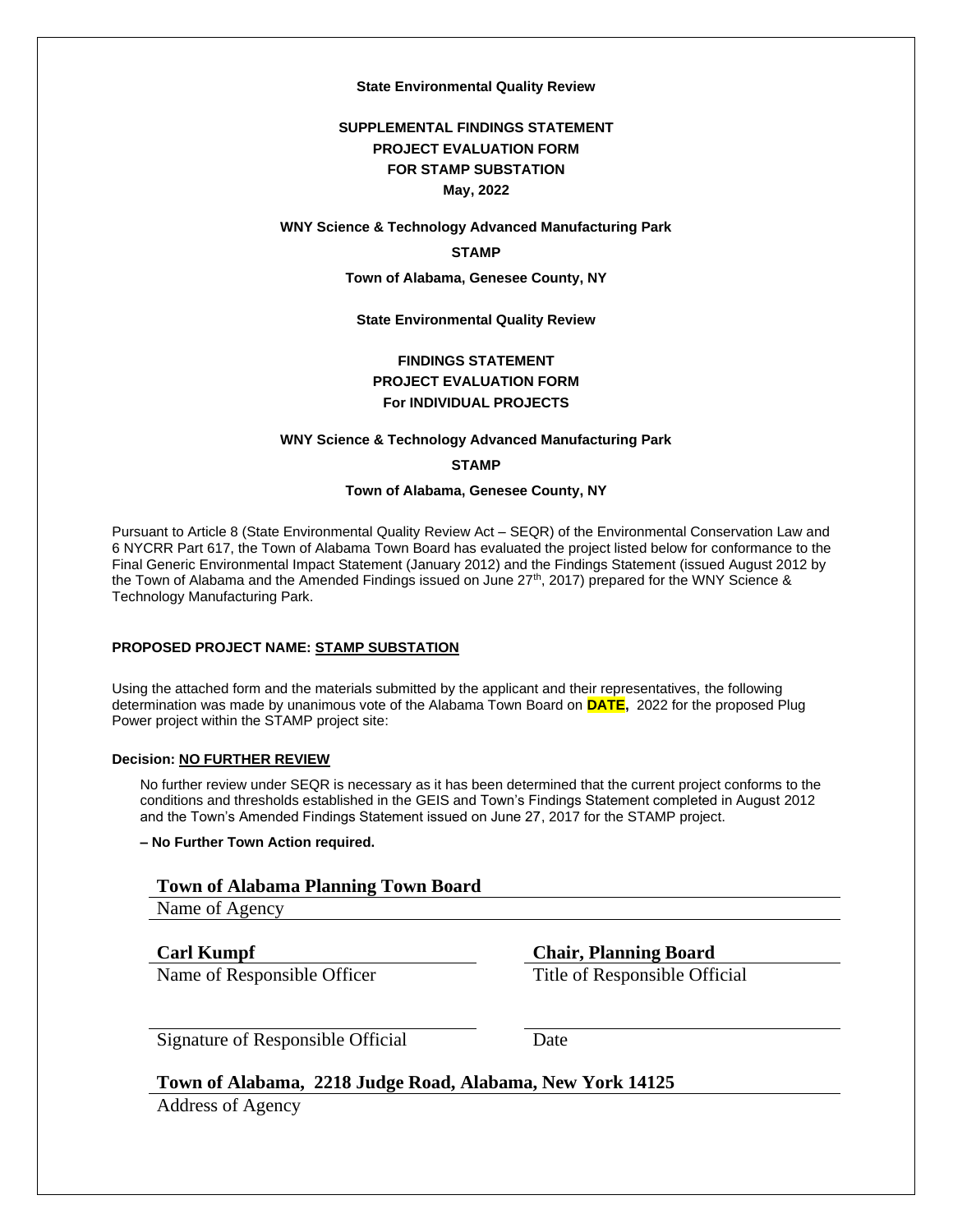**State Environmental Quality Review**

**SUPPLEMENTAL FINDINGS STATEMENT**
**PROJECT EVALUATION FORM**
**FOR STAMP SUBSTATION**
**May, 2022**

**WNY Science & Technology Advanced Manufacturing Park**

**STAMP**

**Town of Alabama, Genesee County, NY**

**State Environmental Quality Review**

**FINDINGS STATEMENT**
**PROJECT EVALUATION FORM**
**For INDIVIDUAL PROJECTS**

**WNY Science & Technology Advanced Manufacturing Park**

**STAMP**

**Town of Alabama, Genesee County, NY**

Pursuant to Article 8 (State Environmental Quality Review Act – SEQR) of the Environmental Conservation Law and 6 NYCRR Part 617, the Town of Alabama Town Board has evaluated the project listed below for conformance to the Final Generic Environmental Impact Statement (January 2012) and the Findings Statement (issued August 2012 by the Town of Alabama and the Amended Findings issued on June 27th, 2017) prepared for the WNY Science & Technology Manufacturing Park.

**PROPOSED PROJECT NAME: STAMP SUBSTATION**

Using the attached form and the materials submitted by the applicant and their representatives, the following determination was made by unanimous vote of the Alabama Town Board on **DATE,** 2022 for the proposed Plug Power project within the STAMP project site:

**Decision: NO FURTHER REVIEW**

No further review under SEQR is necessary as it has been determined that the current project conforms to the conditions and thresholds established in the GEIS and Town's Findings Statement completed in August 2012 and the Town's Amended Findings Statement issued on June 27, 2017 for the STAMP project.

**– No Further Town Action required.**

**Town of Alabama Planning Town Board**
Name of Agency

**Carl Kumpf**
Name of Responsible Officer

**Chair, Planning Board**
Title of Responsible Official

Signature of Responsible Official

Date

**Town of Alabama, 2218 Judge Road, Alabama, New York 14125**
Address of Agency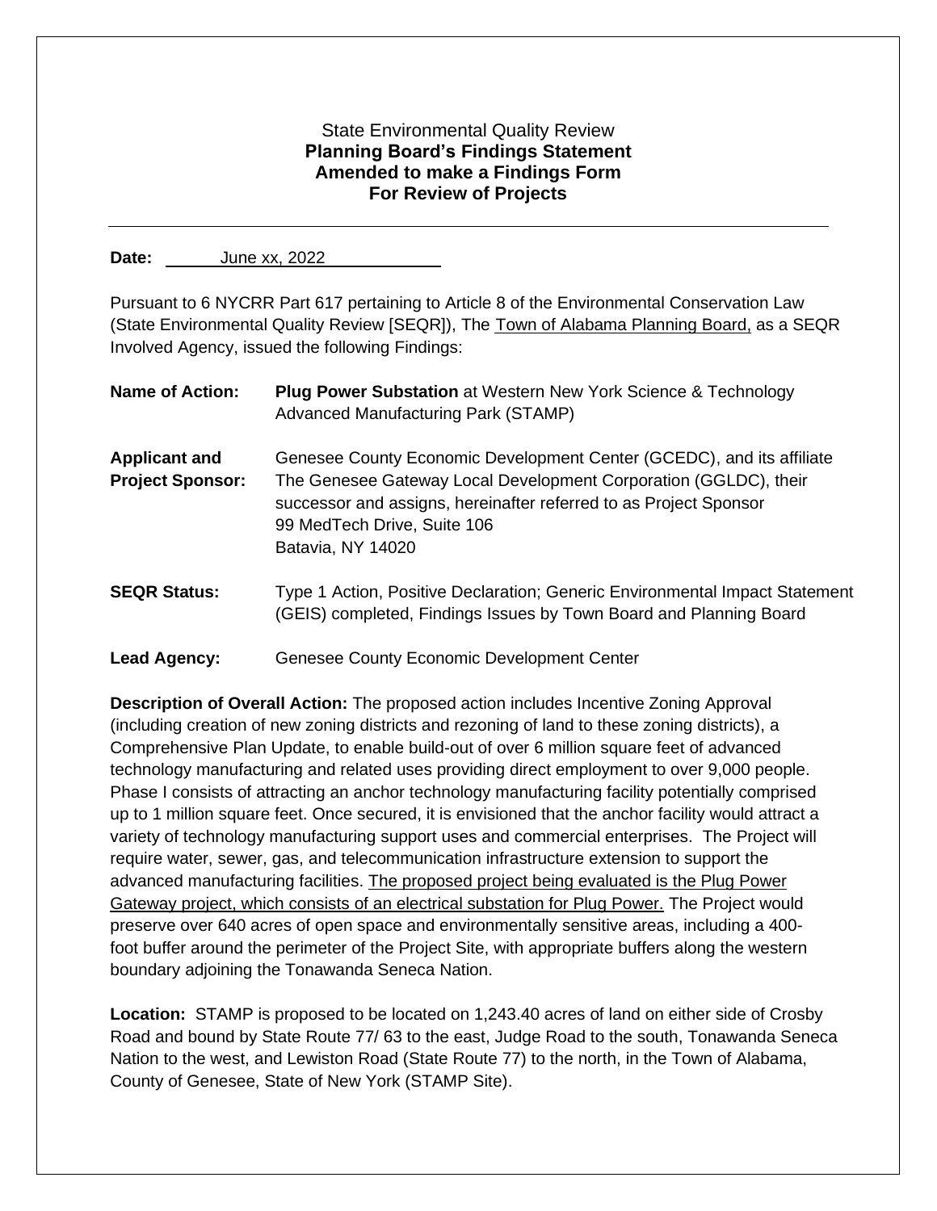State Environmental Quality Review
**Planning Board's Findings Statement**
**Amended to make a Findings Form**
**For Review of Projects**

---

**Date:** June xx, 2022

Pursuant to 6 NYCRR Part 617 pertaining to Article 8 of the Environmental Conservation Law (State Environmental Quality Review [SEQR]), The Town of Alabama Planning Board, as a SEQR Involved Agency, issued the following Findings:

**Name of Action:** **Plug Power Substation** at Western New York Science & Technology Advanced Manufacturing Park (STAMP)

**Applicant and Project Sponsor:** Genesee County Economic Development Center (GCEDC), and its affiliate The Genesee Gateway Local Development Corporation (GGLDC), their successor and assigns, hereinafter referred to as Project Sponsor
99 MedTech Drive, Suite 106
Batavia, NY 14020

**SEQR Status:** Type 1 Action, Positive Declaration; Generic Environmental Impact Statement (GEIS) completed, Findings Issues by Town Board and Planning Board

**Lead Agency:** Genesee County Economic Development Center

**Description of Overall Action:** The proposed action includes Incentive Zoning Approval (including creation of new zoning districts and rezoning of land to these zoning districts), a Comprehensive Plan Update, to enable build-out of over 6 million square feet of advanced technology manufacturing and related uses providing direct employment to over 9,000 people. Phase I consists of attracting an anchor technology manufacturing facility potentially comprised up to 1 million square feet. Once secured, it is envisioned that the anchor facility would attract a variety of technology manufacturing support uses and commercial enterprises. The Project will require water, sewer, gas, and telecommunication infrastructure extension to support the advanced manufacturing facilities. The proposed project being evaluated is the Plug Power Gateway project, which consists of an electrical substation for Plug Power. The Project would preserve over 640 acres of open space and environmentally sensitive areas, including a 400-foot buffer around the perimeter of the Project Site, with appropriate buffers along the western boundary adjoining the Tonawanda Seneca Nation.

**Location:** STAMP is proposed to be located on 1,243.40 acres of land on either side of Crosby Road and bound by State Route 77/ 63 to the east, Judge Road to the south, Tonawanda Seneca Nation to the west, and Lewiston Road (State Route 77) to the north, in the Town of Alabama, County of Genesee, State of New York (STAMP Site).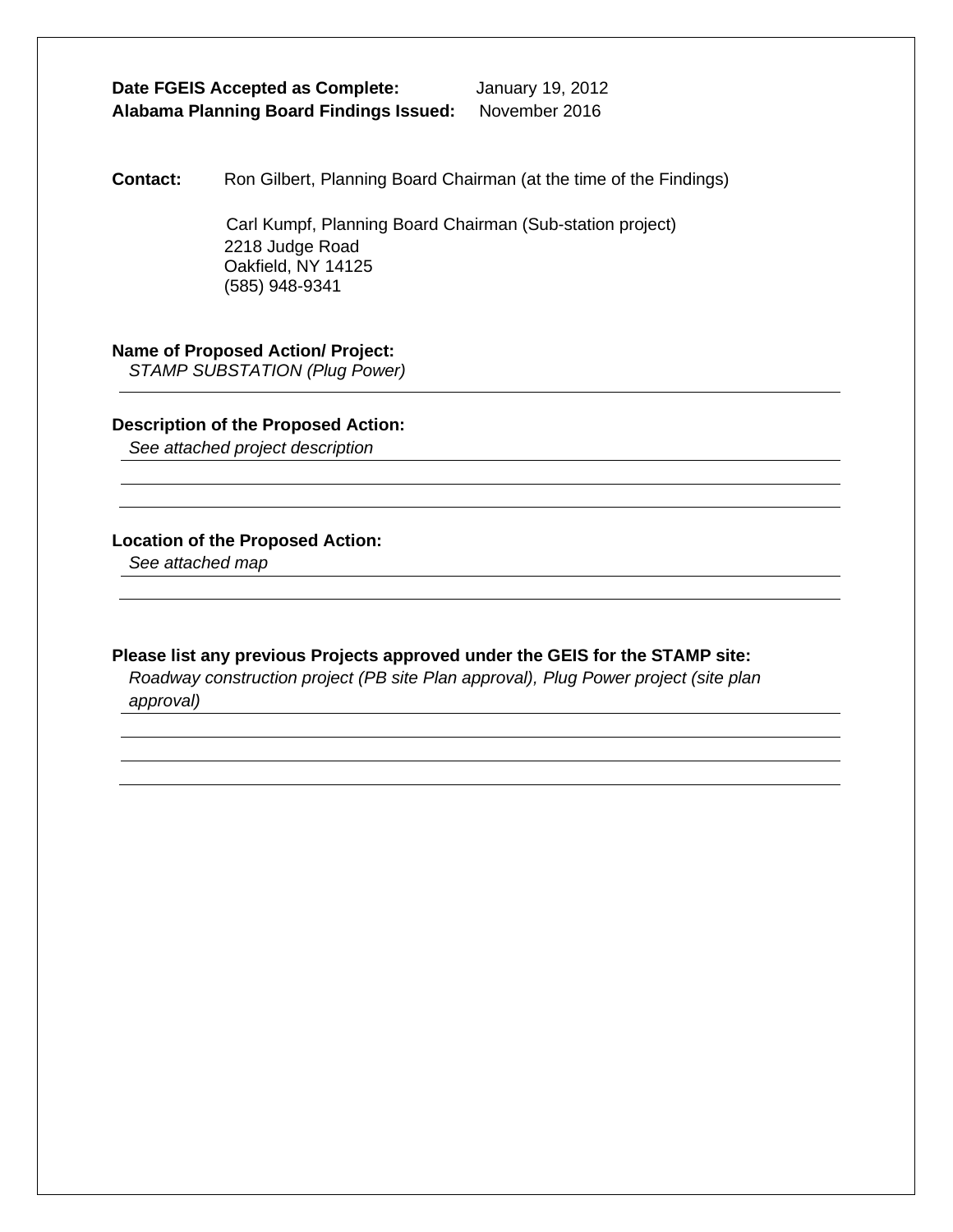**Date FGEIS Accepted as Complete:** January 19, 2012
**Alabama Planning Board Findings Issued:** November 2016

**Contact:** Ron Gilbert, Planning Board Chairman (at the time of the Findings)

Carl Kumpf, Planning Board Chairman (Sub-station project)
2218 Judge Road
Oakfield, NY 14125
(585) 948-9341

**Name of Proposed Action/ Project:**
*STAMP SUBSTATION (Plug Power)*

**Description of the Proposed Action:**
*See attached project description*

**Location of the Proposed Action:**
*See attached map*

**Please list any previous Projects approved under the GEIS for the STAMP site:**
*Roadway construction project (PB site Plan approval), Plug Power project (site plan approval)*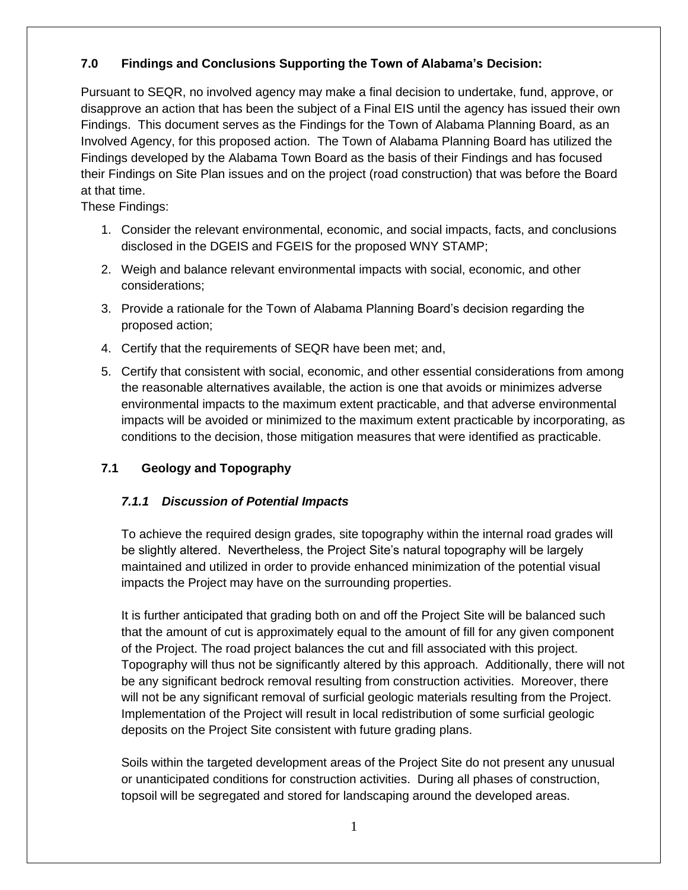## 7.0 Findings and Conclusions Supporting the Town of Alabama's Decision:

Pursuant to SEQR, no involved agency may make a final decision to undertake, fund, approve, or disapprove an action that has been the subject of a Final EIS until the agency has issued their own Findings. This document serves as the Findings for the Town of Alabama Planning Board, as an Involved Agency, for this proposed action. The Town of Alabama Planning Board has utilized the Findings developed by the Alabama Town Board as the basis of their Findings and has focused their Findings on Site Plan issues and on the project (road construction) that was before the Board at that time.

These Findings:

1. Consider the relevant environmental, economic, and social impacts, facts, and conclusions disclosed in the DGEIS and FGEIS for the proposed WNY STAMP;
2. Weigh and balance relevant environmental impacts with social, economic, and other considerations;
3. Provide a rationale for the Town of Alabama Planning Board's decision regarding the proposed action;
4. Certify that the requirements of SEQR have been met; and,
5. Certify that consistent with social, economic, and other essential considerations from among the reasonable alternatives available, the action is one that avoids or minimizes adverse environmental impacts to the maximum extent practicable, and that adverse environmental impacts will be avoided or minimized to the maximum extent practicable by incorporating, as conditions to the decision, those mitigation measures that were identified as practicable.

### 7.1 Geology and Topography

#### *7.1.1 Discussion of Potential Impacts*

To achieve the required design grades, site topography within the internal road grades will be slightly altered. Nevertheless, the Project Site's natural topography will be largely maintained and utilized in order to provide enhanced minimization of the potential visual impacts the Project may have on the surrounding properties.

It is further anticipated that grading both on and off the Project Site will be balanced such that the amount of cut is approximately equal to the amount of fill for any given component of the Project. The road project balances the cut and fill associated with this project. Topography will thus not be significantly altered by this approach. Additionally, there will not be any significant bedrock removal resulting from construction activities. Moreover, there will not be any significant removal of surficial geologic materials resulting from the Project. Implementation of the Project will result in local redistribution of some surficial geologic deposits on the Project Site consistent with future grading plans.

Soils within the targeted development areas of the Project Site do not present any unusual or unanticipated conditions for construction activities. During all phases of construction, topsoil will be segregated and stored for landscaping around the developed areas.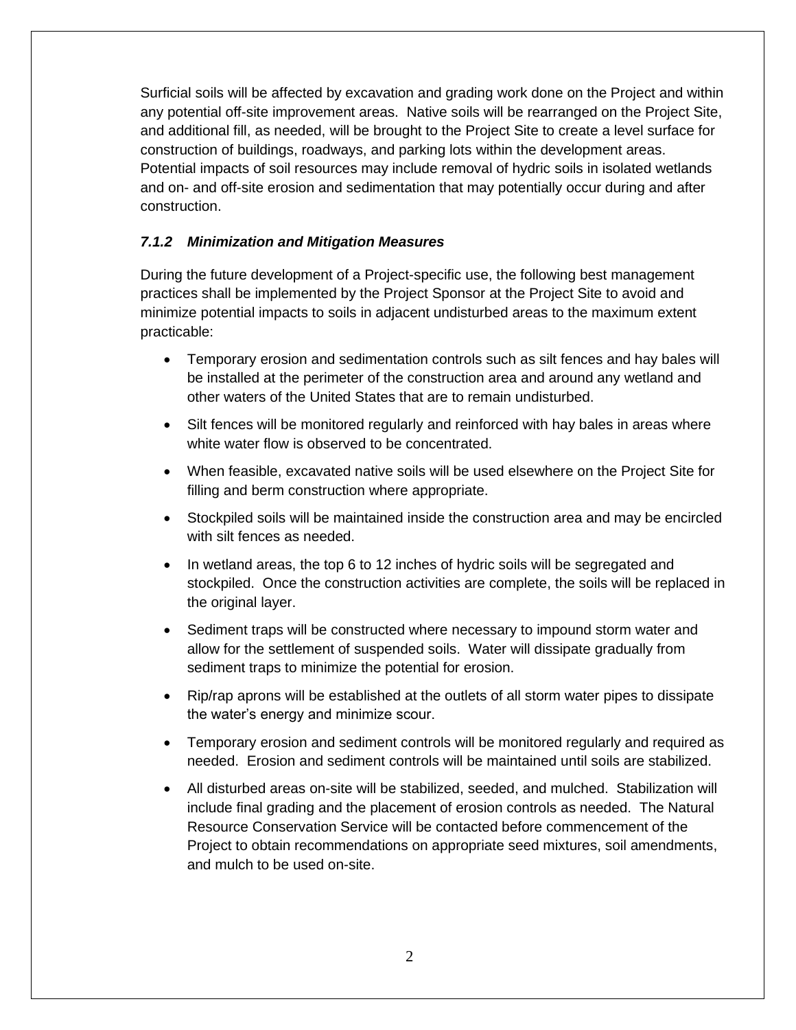Surficial soils will be affected by excavation and grading work done on the Project and within any potential off-site improvement areas. Native soils will be rearranged on the Project Site, and additional fill, as needed, will be brought to the Project Site to create a level surface for construction of buildings, roadways, and parking lots within the development areas. Potential impacts of soil resources may include removal of hydric soils in isolated wetlands and on- and off-site erosion and sedimentation that may potentially occur during and after construction.

### *7.1.2 Minimization and Mitigation Measures*

During the future development of a Project-specific use, the following best management practices shall be implemented by the Project Sponsor at the Project Site to avoid and minimize potential impacts to soils in adjacent undisturbed areas to the maximum extent practicable:

- Temporary erosion and sedimentation controls such as silt fences and hay bales will be installed at the perimeter of the construction area and around any wetland and other waters of the United States that are to remain undisturbed.
- Silt fences will be monitored regularly and reinforced with hay bales in areas where white water flow is observed to be concentrated.
- When feasible, excavated native soils will be used elsewhere on the Project Site for filling and berm construction where appropriate.
- Stockpiled soils will be maintained inside the construction area and may be encircled with silt fences as needed.
- In wetland areas, the top 6 to 12 inches of hydric soils will be segregated and stockpiled. Once the construction activities are complete, the soils will be replaced in the original layer.
- Sediment traps will be constructed where necessary to impound storm water and allow for the settlement of suspended soils. Water will dissipate gradually from sediment traps to minimize the potential for erosion.
- Rip/rap aprons will be established at the outlets of all storm water pipes to dissipate the water's energy and minimize scour.
- Temporary erosion and sediment controls will be monitored regularly and required as needed. Erosion and sediment controls will be maintained until soils are stabilized.
- All disturbed areas on-site will be stabilized, seeded, and mulched. Stabilization will include final grading and the placement of erosion controls as needed. The Natural Resource Conservation Service will be contacted before commencement of the Project to obtain recommendations on appropriate seed mixtures, soil amendments, and mulch to be used on-site.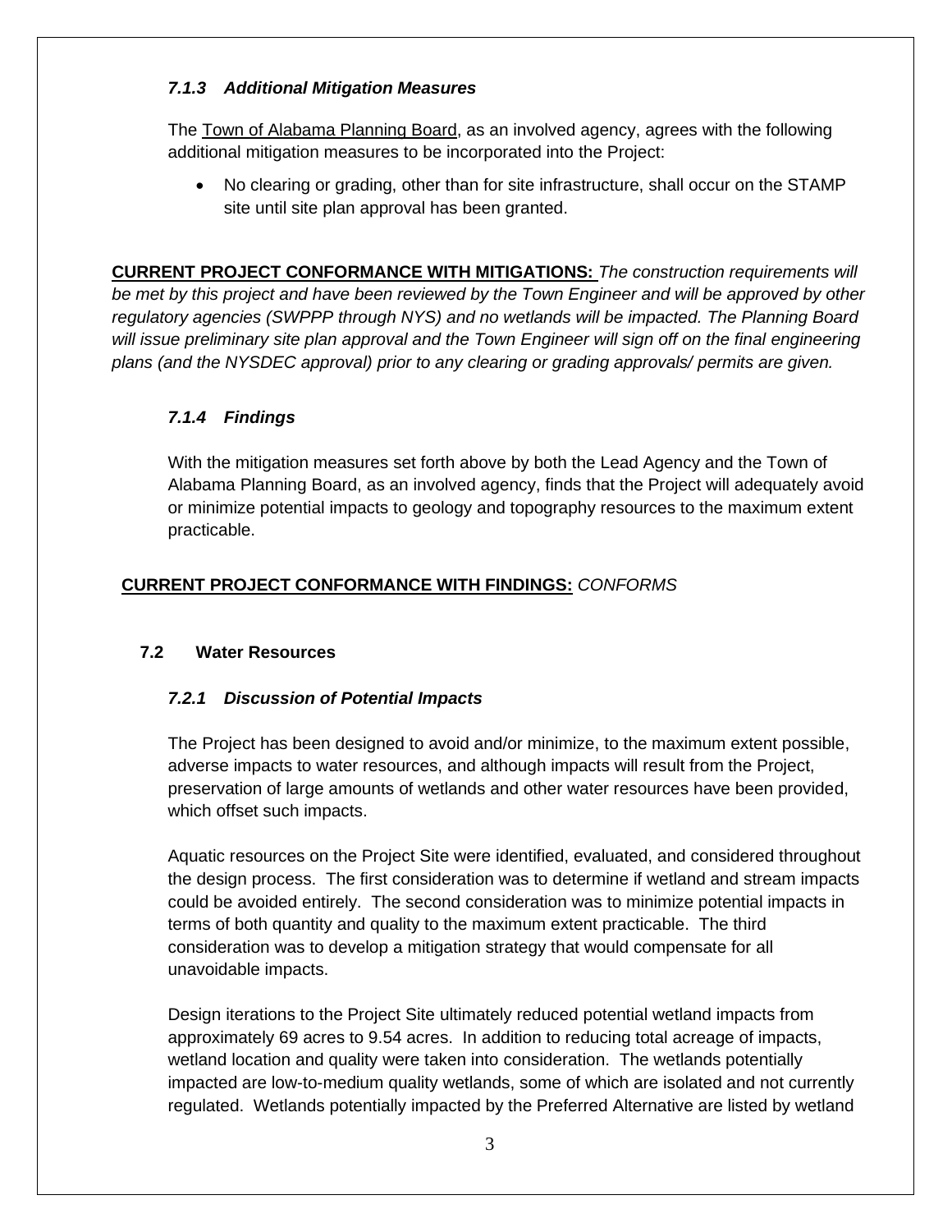### *7.1.3 Additional Mitigation Measures*

The Town of Alabama Planning Board, as an involved agency, agrees with the following additional mitigation measures to be incorporated into the Project:

- No clearing or grading, other than for site infrastructure, shall occur on the STAMP site until site plan approval has been granted.

**CURRENT PROJECT CONFORMANCE WITH MITIGATIONS:** *The construction requirements will be met by this project and have been reviewed by the Town Engineer and will be approved by other regulatory agencies (SWPPP through NYS) and no wetlands will be impacted. The Planning Board will issue preliminary site plan approval and the Town Engineer will sign off on the final engineering plans (and the NYSDEC approval) prior to any clearing or grading approvals/ permits are given.*

### *7.1.4 Findings*

With the mitigation measures set forth above by both the Lead Agency and the Town of Alabama Planning Board, as an involved agency, finds that the Project will adequately avoid or minimize potential impacts to geology and topography resources to the maximum extent practicable.

**CURRENT PROJECT CONFORMANCE WITH FINDINGS:** *CONFORMS*

## 7.2 Water Resources

### *7.2.1 Discussion of Potential Impacts*

The Project has been designed to avoid and/or minimize, to the maximum extent possible, adverse impacts to water resources, and although impacts will result from the Project, preservation of large amounts of wetlands and other water resources have been provided, which offset such impacts.

Aquatic resources on the Project Site were identified, evaluated, and considered throughout the design process. The first consideration was to determine if wetland and stream impacts could be avoided entirely. The second consideration was to minimize potential impacts in terms of both quantity and quality to the maximum extent practicable. The third consideration was to develop a mitigation strategy that would compensate for all unavoidable impacts.

Design iterations to the Project Site ultimately reduced potential wetland impacts from approximately 69 acres to 9.54 acres. In addition to reducing total acreage of impacts, wetland location and quality were taken into consideration. The wetlands potentially impacted are low-to-medium quality wetlands, some of which are isolated and not currently regulated. Wetlands potentially impacted by the Preferred Alternative are listed by wetland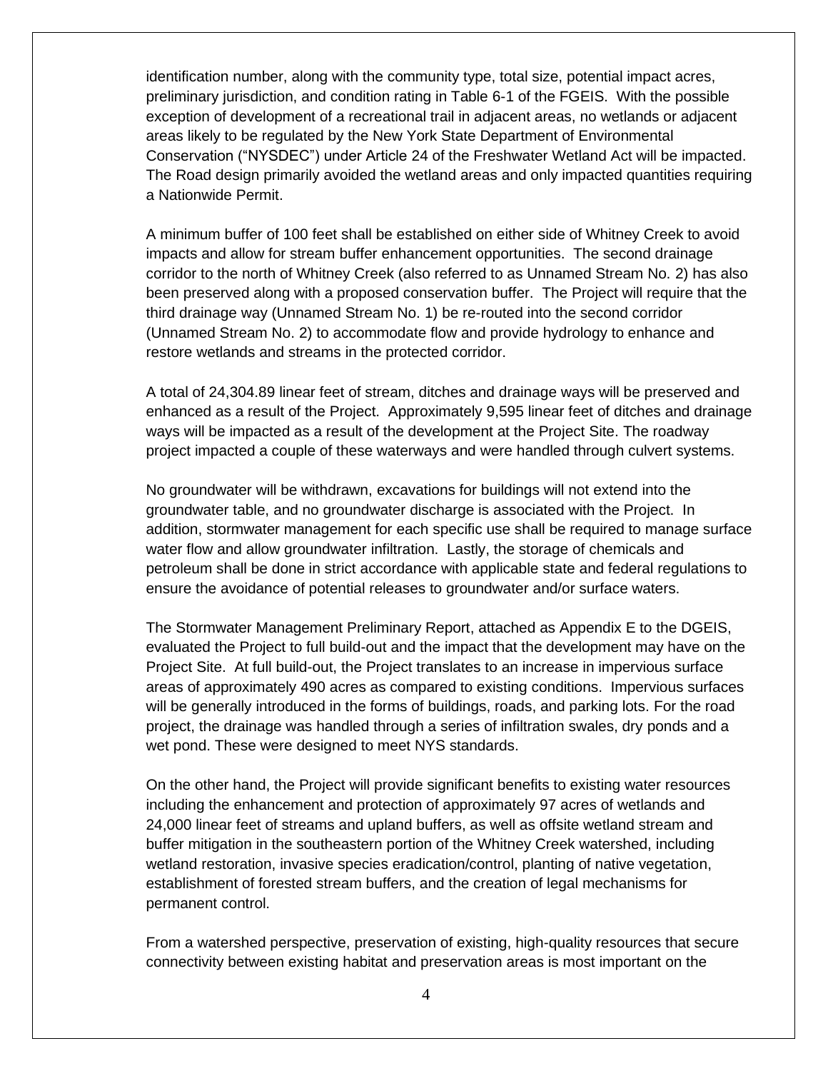identification number, along with the community type, total size, potential impact acres, preliminary jurisdiction, and condition rating in Table 6-1 of the FGEIS. With the possible exception of development of a recreational trail in adjacent areas, no wetlands or adjacent areas likely to be regulated by the New York State Department of Environmental Conservation ("NYSDEC") under Article 24 of the Freshwater Wetland Act will be impacted. The Road design primarily avoided the wetland areas and only impacted quantities requiring a Nationwide Permit.

A minimum buffer of 100 feet shall be established on either side of Whitney Creek to avoid impacts and allow for stream buffer enhancement opportunities. The second drainage corridor to the north of Whitney Creek (also referred to as Unnamed Stream No. 2) has also been preserved along with a proposed conservation buffer. The Project will require that the third drainage way (Unnamed Stream No. 1) be re-routed into the second corridor (Unnamed Stream No. 2) to accommodate flow and provide hydrology to enhance and restore wetlands and streams in the protected corridor.

A total of 24,304.89 linear feet of stream, ditches and drainage ways will be preserved and enhanced as a result of the Project. Approximately 9,595 linear feet of ditches and drainage ways will be impacted as a result of the development at the Project Site. The roadway project impacted a couple of these waterways and were handled through culvert systems.

No groundwater will be withdrawn, excavations for buildings will not extend into the groundwater table, and no groundwater discharge is associated with the Project. In addition, stormwater management for each specific use shall be required to manage surface water flow and allow groundwater infiltration. Lastly, the storage of chemicals and petroleum shall be done in strict accordance with applicable state and federal regulations to ensure the avoidance of potential releases to groundwater and/or surface waters.

The Stormwater Management Preliminary Report, attached as Appendix E to the DGEIS, evaluated the Project to full build-out and the impact that the development may have on the Project Site. At full build-out, the Project translates to an increase in impervious surface areas of approximately 490 acres as compared to existing conditions. Impervious surfaces will be generally introduced in the forms of buildings, roads, and parking lots. For the road project, the drainage was handled through a series of infiltration swales, dry ponds and a wet pond. These were designed to meet NYS standards.

On the other hand, the Project will provide significant benefits to existing water resources including the enhancement and protection of approximately 97 acres of wetlands and 24,000 linear feet of streams and upland buffers, as well as offsite wetland stream and buffer mitigation in the southeastern portion of the Whitney Creek watershed, including wetland restoration, invasive species eradication/control, planting of native vegetation, establishment of forested stream buffers, and the creation of legal mechanisms for permanent control.

From a watershed perspective, preservation of existing, high-quality resources that secure connectivity between existing habitat and preservation areas is most important on the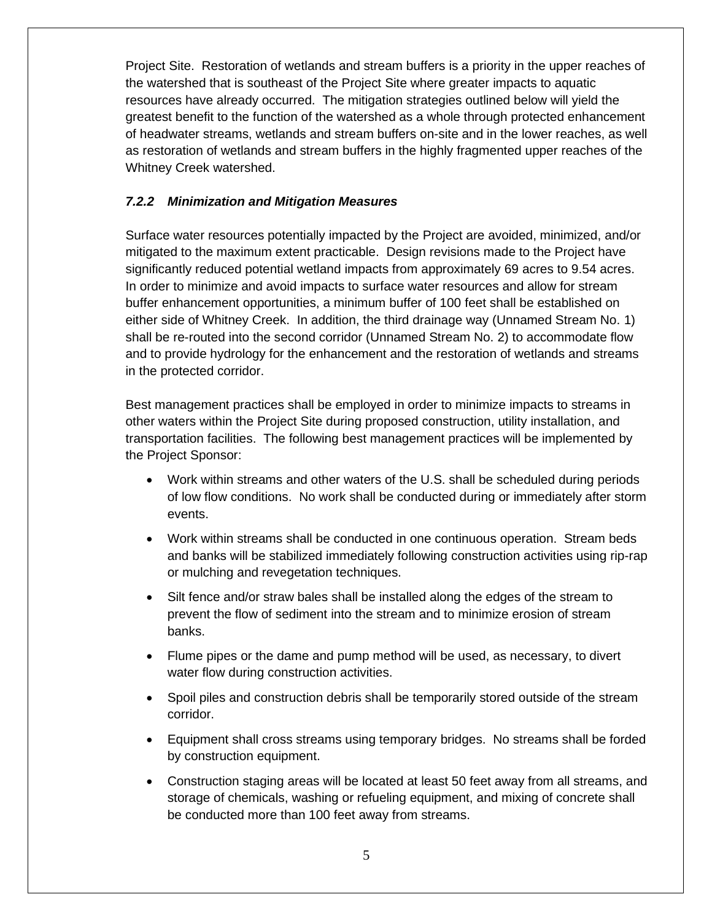Project Site. Restoration of wetlands and stream buffers is a priority in the upper reaches of the watershed that is southeast of the Project Site where greater impacts to aquatic resources have already occurred. The mitigation strategies outlined below will yield the greatest benefit to the function of the watershed as a whole through protected enhancement of headwater streams, wetlands and stream buffers on-site and in the lower reaches, as well as restoration of wetlands and stream buffers in the highly fragmented upper reaches of the Whitney Creek watershed.

### *7.2.2 Minimization and Mitigation Measures*

Surface water resources potentially impacted by the Project are avoided, minimized, and/or mitigated to the maximum extent practicable. Design revisions made to the Project have significantly reduced potential wetland impacts from approximately 69 acres to 9.54 acres. In order to minimize and avoid impacts to surface water resources and allow for stream buffer enhancement opportunities, a minimum buffer of 100 feet shall be established on either side of Whitney Creek. In addition, the third drainage way (Unnamed Stream No. 1) shall be re-routed into the second corridor (Unnamed Stream No. 2) to accommodate flow and to provide hydrology for the enhancement and the restoration of wetlands and streams in the protected corridor.

Best management practices shall be employed in order to minimize impacts to streams in other waters within the Project Site during proposed construction, utility installation, and transportation facilities. The following best management practices will be implemented by the Project Sponsor:

- Work within streams and other waters of the U.S. shall be scheduled during periods of low flow conditions. No work shall be conducted during or immediately after storm events.
- Work within streams shall be conducted in one continuous operation. Stream beds and banks will be stabilized immediately following construction activities using rip-rap or mulching and revegetation techniques.
- Silt fence and/or straw bales shall be installed along the edges of the stream to prevent the flow of sediment into the stream and to minimize erosion of stream banks.
- Flume pipes or the dame and pump method will be used, as necessary, to divert water flow during construction activities.
- Spoil piles and construction debris shall be temporarily stored outside of the stream corridor.
- Equipment shall cross streams using temporary bridges. No streams shall be forded by construction equipment.
- Construction staging areas will be located at least 50 feet away from all streams, and storage of chemicals, washing or refueling equipment, and mixing of concrete shall be conducted more than 100 feet away from streams.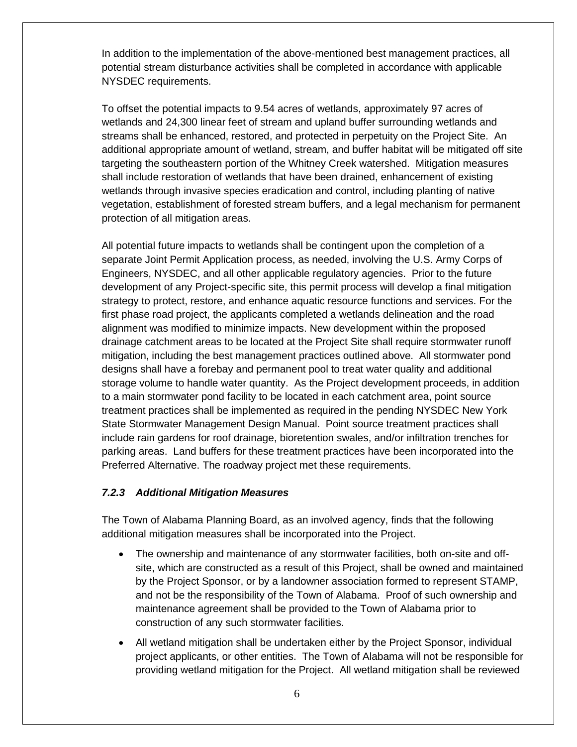In addition to the implementation of the above-mentioned best management practices, all potential stream disturbance activities shall be completed in accordance with applicable NYSDEC requirements.

To offset the potential impacts to 9.54 acres of wetlands, approximately 97 acres of wetlands and 24,300 linear feet of stream and upland buffer surrounding wetlands and streams shall be enhanced, restored, and protected in perpetuity on the Project Site. An additional appropriate amount of wetland, stream, and buffer habitat will be mitigated off site targeting the southeastern portion of the Whitney Creek watershed. Mitigation measures shall include restoration of wetlands that have been drained, enhancement of existing wetlands through invasive species eradication and control, including planting of native vegetation, establishment of forested stream buffers, and a legal mechanism for permanent protection of all mitigation areas.

All potential future impacts to wetlands shall be contingent upon the completion of a separate Joint Permit Application process, as needed, involving the U.S. Army Corps of Engineers, NYSDEC, and all other applicable regulatory agencies. Prior to the future development of any Project-specific site, this permit process will develop a final mitigation strategy to protect, restore, and enhance aquatic resource functions and services. For the first phase road project, the applicants completed a wetlands delineation and the road alignment was modified to minimize impacts. New development within the proposed drainage catchment areas to be located at the Project Site shall require stormwater runoff mitigation, including the best management practices outlined above. All stormwater pond designs shall have a forebay and permanent pool to treat water quality and additional storage volume to handle water quantity. As the Project development proceeds, in addition to a main stormwater pond facility to be located in each catchment area, point source treatment practices shall be implemented as required in the pending NYSDEC New York State Stormwater Management Design Manual. Point source treatment practices shall include rain gardens for roof drainage, bioretention swales, and/or infiltration trenches for parking areas. Land buffers for these treatment practices have been incorporated into the Preferred Alternative. The roadway project met these requirements.

### *7.2.3 Additional Mitigation Measures*

The Town of Alabama Planning Board, as an involved agency, finds that the following additional mitigation measures shall be incorporated into the Project.

- The ownership and maintenance of any stormwater facilities, both on-site and off-site, which are constructed as a result of this Project, shall be owned and maintained by the Project Sponsor, or by a landowner association formed to represent STAMP, and not be the responsibility of the Town of Alabama. Proof of such ownership and maintenance agreement shall be provided to the Town of Alabama prior to construction of any such stormwater facilities.
- All wetland mitigation shall be undertaken either by the Project Sponsor, individual project applicants, or other entities. The Town of Alabama will not be responsible for providing wetland mitigation for the Project. All wetland mitigation shall be reviewed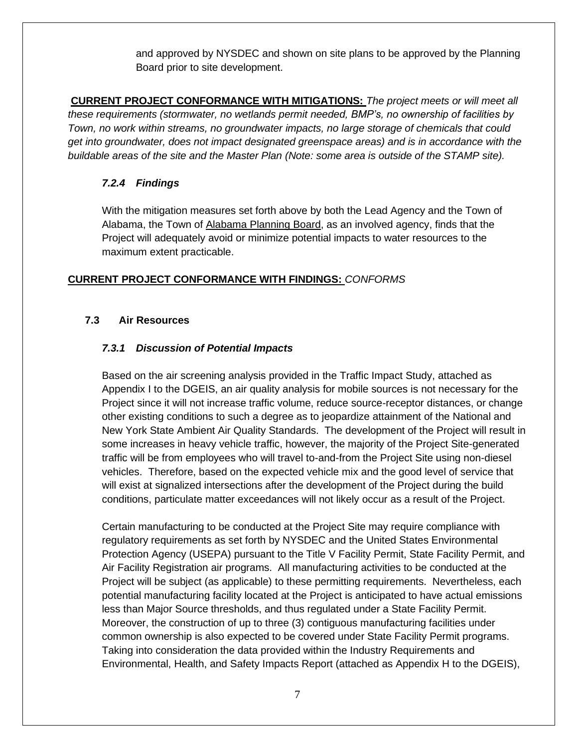and approved by NYSDEC and shown on site plans to be approved by the Planning Board prior to site development.

**CURRENT PROJECT CONFORMANCE WITH MITIGATIONS:** *The project meets or will meet all these requirements (stormwater, no wetlands permit needed, BMP's, no ownership of facilities by Town, no work within streams, no groundwater impacts, no large storage of chemicals that could get into groundwater, does not impact designated greenspace areas) and is in accordance with the buildable areas of the site and the Master Plan (Note: some area is outside of the STAMP site).*

#### *7.2.4 Findings*

With the mitigation measures set forth above by both the Lead Agency and the Town of Alabama, the Town of Alabama Planning Board, as an involved agency, finds that the Project will adequately avoid or minimize potential impacts to water resources to the maximum extent practicable.

**CURRENT PROJECT CONFORMANCE WITH FINDINGS:** *CONFORMS*

### 7.3 Air Resources

#### *7.3.1 Discussion of Potential Impacts*

Based on the air screening analysis provided in the Traffic Impact Study, attached as Appendix I to the DGEIS, an air quality analysis for mobile sources is not necessary for the Project since it will not increase traffic volume, reduce source-receptor distances, or change other existing conditions to such a degree as to jeopardize attainment of the National and New York State Ambient Air Quality Standards. The development of the Project will result in some increases in heavy vehicle traffic, however, the majority of the Project Site-generated traffic will be from employees who will travel to-and-from the Project Site using non-diesel vehicles. Therefore, based on the expected vehicle mix and the good level of service that will exist at signalized intersections after the development of the Project during the build conditions, particulate matter exceedances will not likely occur as a result of the Project.

Certain manufacturing to be conducted at the Project Site may require compliance with regulatory requirements as set forth by NYSDEC and the United States Environmental Protection Agency (USEPA) pursuant to the Title V Facility Permit, State Facility Permit, and Air Facility Registration air programs. All manufacturing activities to be conducted at the Project will be subject (as applicable) to these permitting requirements. Nevertheless, each potential manufacturing facility located at the Project is anticipated to have actual emissions less than Major Source thresholds, and thus regulated under a State Facility Permit. Moreover, the construction of up to three (3) contiguous manufacturing facilities under common ownership is also expected to be covered under State Facility Permit programs. Taking into consideration the data provided within the Industry Requirements and Environmental, Health, and Safety Impacts Report (attached as Appendix H to the DGEIS),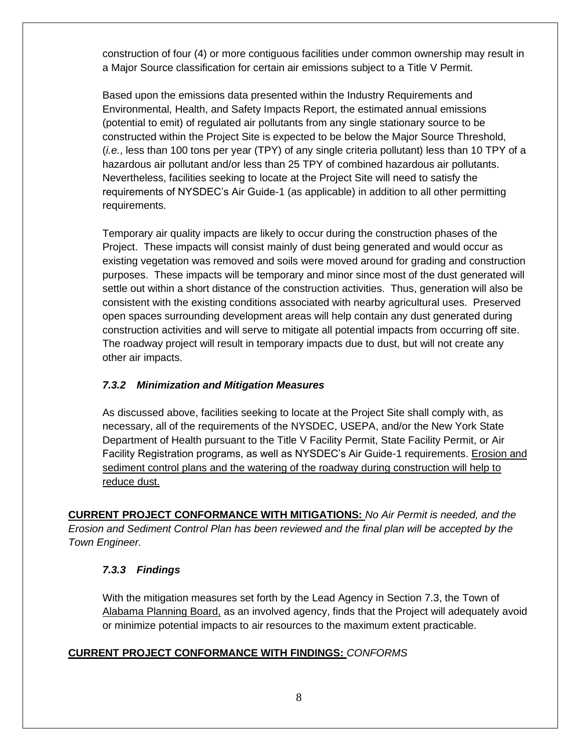construction of four (4) or more contiguous facilities under common ownership may result in a Major Source classification for certain air emissions subject to a Title V Permit.

Based upon the emissions data presented within the Industry Requirements and Environmental, Health, and Safety Impacts Report, the estimated annual emissions (potential to emit) of regulated air pollutants from any single stationary source to be constructed within the Project Site is expected to be below the Major Source Threshold, (*i.e.*, less than 100 tons per year (TPY) of any single criteria pollutant) less than 10 TPY of a hazardous air pollutant and/or less than 25 TPY of combined hazardous air pollutants. Nevertheless, facilities seeking to locate at the Project Site will need to satisfy the requirements of NYSDEC's Air Guide-1 (as applicable) in addition to all other permitting requirements.

Temporary air quality impacts are likely to occur during the construction phases of the Project. These impacts will consist mainly of dust being generated and would occur as existing vegetation was removed and soils were moved around for grading and construction purposes. These impacts will be temporary and minor since most of the dust generated will settle out within a short distance of the construction activities. Thus, generation will also be consistent with the existing conditions associated with nearby agricultural uses. Preserved open spaces surrounding development areas will help contain any dust generated during construction activities and will serve to mitigate all potential impacts from occurring off site. The roadway project will result in temporary impacts due to dust, but will not create any other air impacts.

### *7.3.2 Minimization and Mitigation Measures*

As discussed above, facilities seeking to locate at the Project Site shall comply with, as necessary, all of the requirements of the NYSDEC, USEPA, and/or the New York State Department of Health pursuant to the Title V Facility Permit, State Facility Permit, or Air Facility Registration programs, as well as NYSDEC's Air Guide-1 requirements. <u>Erosion and sediment control plans and the watering of the roadway during construction will help to reduce dust.</u>

**<u>CURRENT PROJECT CONFORMANCE WITH MITIGATIONS:</u>** *No Air Permit is needed, and the Erosion and Sediment Control Plan has been reviewed and the final plan will be accepted by the Town Engineer.*

### *7.3.3 Findings*

With the mitigation measures set forth by the Lead Agency in Section 7.3, the Town of <u>Alabama Planning Board,</u> as an involved agency, finds that the Project will adequately avoid or minimize potential impacts to air resources to the maximum extent practicable.

**<u>CURRENT PROJECT CONFORMANCE WITH FINDINGS:</u>** *CONFORMS*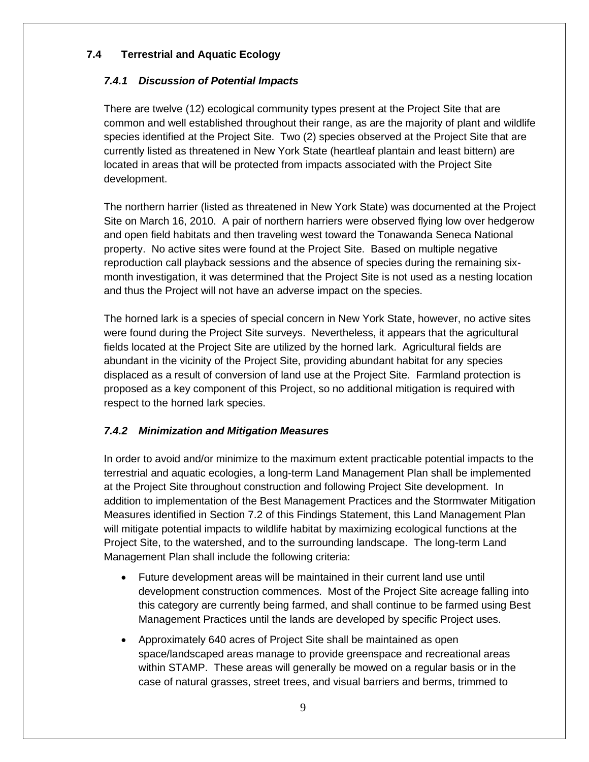## 7.4 Terrestrial and Aquatic Ecology

### *7.4.1 Discussion of Potential Impacts*

There are twelve (12) ecological community types present at the Project Site that are common and well established throughout their range, as are the majority of plant and wildlife species identified at the Project Site. Two (2) species observed at the Project Site that are currently listed as threatened in New York State (heartleaf plantain and least bittern) are located in areas that will be protected from impacts associated with the Project Site development.

The northern harrier (listed as threatened in New York State) was documented at the Project Site on March 16, 2010. A pair of northern harriers were observed flying low over hedgerow and open field habitats and then traveling west toward the Tonawanda Seneca National property. No active sites were found at the Project Site. Based on multiple negative reproduction call playback sessions and the absence of species during the remaining six-month investigation, it was determined that the Project Site is not used as a nesting location and thus the Project will not have an adverse impact on the species.

The horned lark is a species of special concern in New York State, however, no active sites were found during the Project Site surveys. Nevertheless, it appears that the agricultural fields located at the Project Site are utilized by the horned lark. Agricultural fields are abundant in the vicinity of the Project Site, providing abundant habitat for any species displaced as a result of conversion of land use at the Project Site. Farmland protection is proposed as a key component of this Project, so no additional mitigation is required with respect to the horned lark species.

### *7.4.2 Minimization and Mitigation Measures*

In order to avoid and/or minimize to the maximum extent practicable potential impacts to the terrestrial and aquatic ecologies, a long-term Land Management Plan shall be implemented at the Project Site throughout construction and following Project Site development. In addition to implementation of the Best Management Practices and the Stormwater Mitigation Measures identified in Section 7.2 of this Findings Statement, this Land Management Plan will mitigate potential impacts to wildlife habitat by maximizing ecological functions at the Project Site, to the watershed, and to the surrounding landscape. The long-term Land Management Plan shall include the following criteria:

- Future development areas will be maintained in their current land use until development construction commences. Most of the Project Site acreage falling into this category are currently being farmed, and shall continue to be farmed using Best Management Practices until the lands are developed by specific Project uses.
- Approximately 640 acres of Project Site shall be maintained as open space/landscaped areas manage to provide greenspace and recreational areas within STAMP. These areas will generally be mowed on a regular basis or in the case of natural grasses, street trees, and visual barriers and berms, trimmed to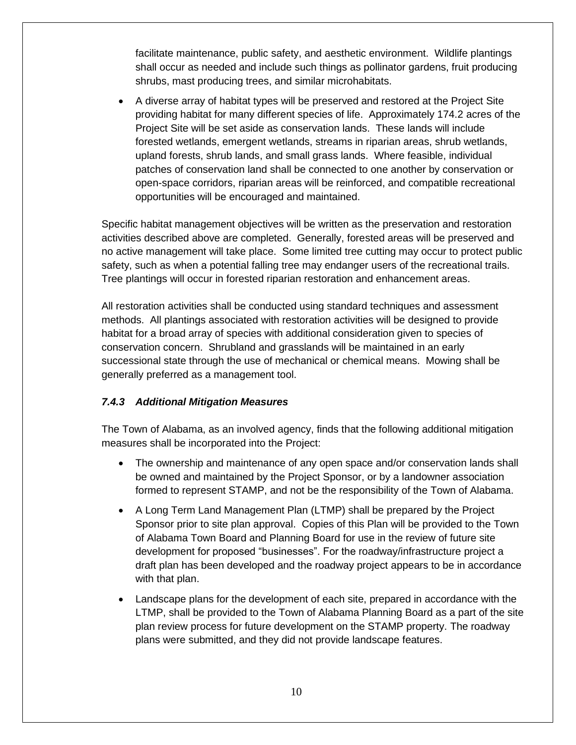facilitate maintenance, public safety, and aesthetic environment. Wildlife plantings shall occur as needed and include such things as pollinator gardens, fruit producing shrubs, mast producing trees, and similar microhabitats.

- A diverse array of habitat types will be preserved and restored at the Project Site providing habitat for many different species of life. Approximately 174.2 acres of the Project Site will be set aside as conservation lands. These lands will include forested wetlands, emergent wetlands, streams in riparian areas, shrub wetlands, upland forests, shrub lands, and small grass lands. Where feasible, individual patches of conservation land shall be connected to one another by conservation or open-space corridors, riparian areas will be reinforced, and compatible recreational opportunities will be encouraged and maintained.

Specific habitat management objectives will be written as the preservation and restoration activities described above are completed. Generally, forested areas will be preserved and no active management will take place. Some limited tree cutting may occur to protect public safety, such as when a potential falling tree may endanger users of the recreational trails. Tree plantings will occur in forested riparian restoration and enhancement areas.

All restoration activities shall be conducted using standard techniques and assessment methods. All plantings associated with restoration activities will be designed to provide habitat for a broad array of species with additional consideration given to species of conservation concern. Shrubland and grasslands will be maintained in an early successional state through the use of mechanical or chemical means. Mowing shall be generally preferred as a management tool.

### *7.4.3 Additional Mitigation Measures*

The Town of Alabama, as an involved agency, finds that the following additional mitigation measures shall be incorporated into the Project:

- The ownership and maintenance of any open space and/or conservation lands shall be owned and maintained by the Project Sponsor, or by a landowner association formed to represent STAMP, and not be the responsibility of the Town of Alabama.
- A Long Term Land Management Plan (LTMP) shall be prepared by the Project Sponsor prior to site plan approval. Copies of this Plan will be provided to the Town of Alabama Town Board and Planning Board for use in the review of future site development for proposed "businesses". For the roadway/infrastructure project a draft plan has been developed and the roadway project appears to be in accordance with that plan.
- Landscape plans for the development of each site, prepared in accordance with the LTMP, shall be provided to the Town of Alabama Planning Board as a part of the site plan review process for future development on the STAMP property. The roadway plans were submitted, and they did not provide landscape features.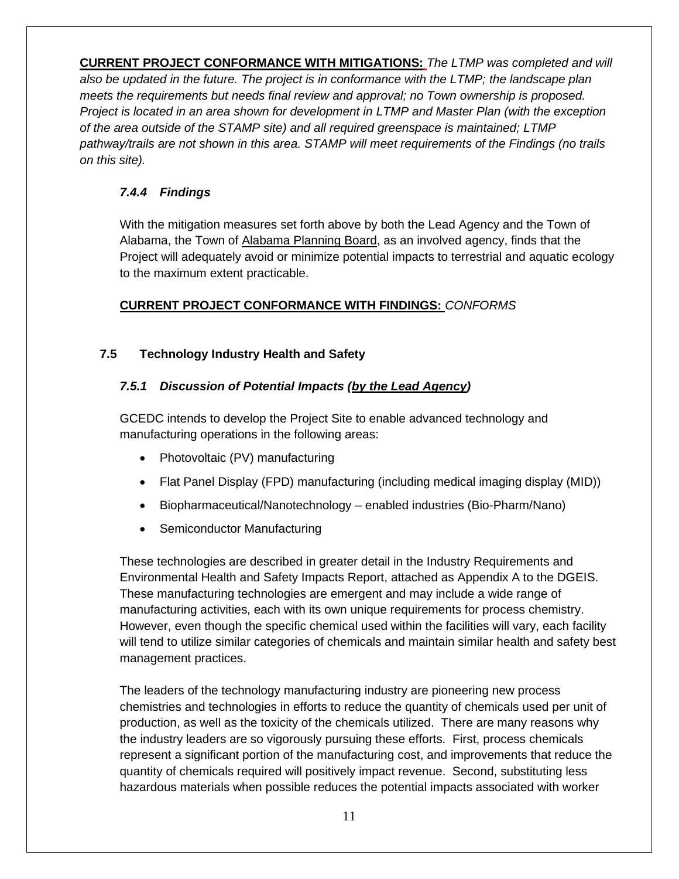**CURRENT PROJECT CONFORMANCE WITH MITIGATIONS:** *The LTMP was completed and will also be updated in the future. The project is in conformance with the LTMP; the landscape plan meets the requirements but needs final review and approval; no Town ownership is proposed. Project is located in an area shown for development in LTMP and Master Plan (with the exception of the area outside of the STAMP site) and all required greenspace is maintained; LTMP pathway/trails are not shown in this area. STAMP will meet requirements of the Findings (no trails on this site).*

### *7.4.4 Findings*

With the mitigation measures set forth above by both the Lead Agency and the Town of Alabama, the Town of Alabama Planning Board, as an involved agency, finds that the Project will adequately avoid or minimize potential impacts to terrestrial and aquatic ecology to the maximum extent practicable.

**CURRENT PROJECT CONFORMANCE WITH FINDINGS:** *CONFORMS*

## 7.5 Technology Industry Health and Safety

### *7.5.1 Discussion of Potential Impacts (by the Lead Agency)*

GCEDC intends to develop the Project Site to enable advanced technology and manufacturing operations in the following areas:

- Photovoltaic (PV) manufacturing
- Flat Panel Display (FPD) manufacturing (including medical imaging display (MID))
- Biopharmaceutical/Nanotechnology – enabled industries (Bio-Pharm/Nano)
- Semiconductor Manufacturing

These technologies are described in greater detail in the Industry Requirements and Environmental Health and Safety Impacts Report, attached as Appendix A to the DGEIS. These manufacturing technologies are emergent and may include a wide range of manufacturing activities, each with its own unique requirements for process chemistry. However, even though the specific chemical used within the facilities will vary, each facility will tend to utilize similar categories of chemicals and maintain similar health and safety best management practices.

The leaders of the technology manufacturing industry are pioneering new process chemistries and technologies in efforts to reduce the quantity of chemicals used per unit of production, as well as the toxicity of the chemicals utilized. There are many reasons why the industry leaders are so vigorously pursuing these efforts. First, process chemicals represent a significant portion of the manufacturing cost, and improvements that reduce the quantity of chemicals required will positively impact revenue. Second, substituting less hazardous materials when possible reduces the potential impacts associated with worker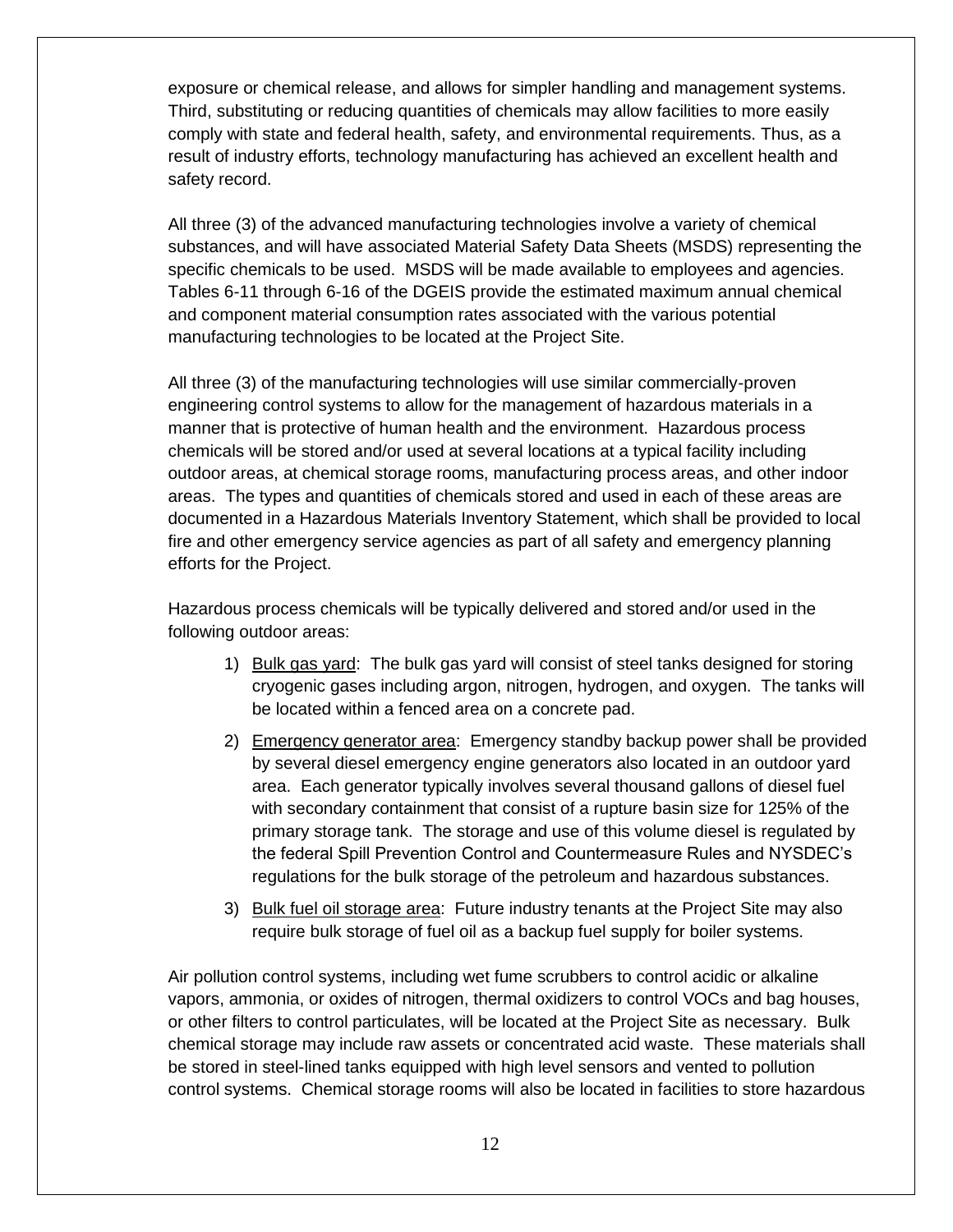exposure or chemical release, and allows for simpler handling and management systems. Third, substituting or reducing quantities of chemicals may allow facilities to more easily comply with state and federal health, safety, and environmental requirements. Thus, as a result of industry efforts, technology manufacturing has achieved an excellent health and safety record.

All three (3) of the advanced manufacturing technologies involve a variety of chemical substances, and will have associated Material Safety Data Sheets (MSDS) representing the specific chemicals to be used. MSDS will be made available to employees and agencies. Tables 6-11 through 6-16 of the DGEIS provide the estimated maximum annual chemical and component material consumption rates associated with the various potential manufacturing technologies to be located at the Project Site.

All three (3) of the manufacturing technologies will use similar commercially-proven engineering control systems to allow for the management of hazardous materials in a manner that is protective of human health and the environment. Hazardous process chemicals will be stored and/or used at several locations at a typical facility including outdoor areas, at chemical storage rooms, manufacturing process areas, and other indoor areas. The types and quantities of chemicals stored and used in each of these areas are documented in a Hazardous Materials Inventory Statement, which shall be provided to local fire and other emergency service agencies as part of all safety and emergency planning efforts for the Project.

Hazardous process chemicals will be typically delivered and stored and/or used in the following outdoor areas:

1) <u>Bulk gas yard</u>: The bulk gas yard will consist of steel tanks designed for storing cryogenic gases including argon, nitrogen, hydrogen, and oxygen. The tanks will be located within a fenced area on a concrete pad.
2) <u>Emergency generator area</u>: Emergency standby backup power shall be provided by several diesel emergency engine generators also located in an outdoor yard area. Each generator typically involves several thousand gallons of diesel fuel with secondary containment that consist of a rupture basin size for 125% of the primary storage tank. The storage and use of this volume diesel is regulated by the federal Spill Prevention Control and Countermeasure Rules and NYSDEC's regulations for the bulk storage of the petroleum and hazardous substances.
3) <u>Bulk fuel oil storage area</u>: Future industry tenants at the Project Site may also require bulk storage of fuel oil as a backup fuel supply for boiler systems.

Air pollution control systems, including wet fume scrubbers to control acidic or alkaline vapors, ammonia, or oxides of nitrogen, thermal oxidizers to control VOCs and bag houses, or other filters to control particulates, will be located at the Project Site as necessary. Bulk chemical storage may include raw assets or concentrated acid waste. These materials shall be stored in steel-lined tanks equipped with high level sensors and vented to pollution control systems. Chemical storage rooms will also be located in facilities to store hazardous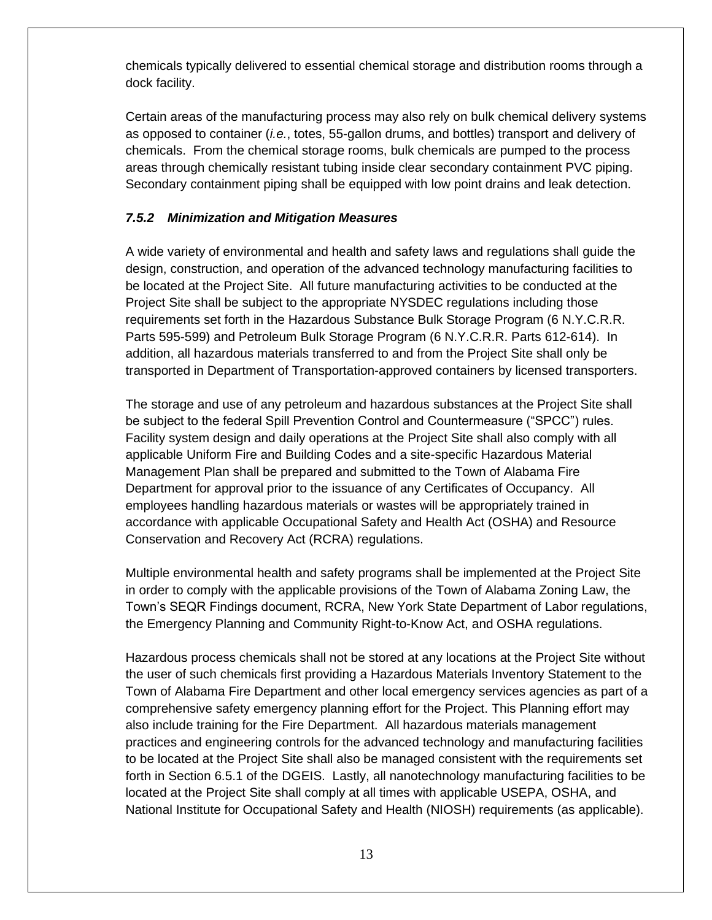chemicals typically delivered to essential chemical storage and distribution rooms through a dock facility.

Certain areas of the manufacturing process may also rely on bulk chemical delivery systems as opposed to container (*i.e.*, totes, 55-gallon drums, and bottles) transport and delivery of chemicals. From the chemical storage rooms, bulk chemicals are pumped to the process areas through chemically resistant tubing inside clear secondary containment PVC piping. Secondary containment piping shall be equipped with low point drains and leak detection.

### *7.5.2 Minimization and Mitigation Measures*

A wide variety of environmental and health and safety laws and regulations shall guide the design, construction, and operation of the advanced technology manufacturing facilities to be located at the Project Site. All future manufacturing activities to be conducted at the Project Site shall be subject to the appropriate NYSDEC regulations including those requirements set forth in the Hazardous Substance Bulk Storage Program (6 N.Y.C.R.R. Parts 595-599) and Petroleum Bulk Storage Program (6 N.Y.C.R.R. Parts 612-614). In addition, all hazardous materials transferred to and from the Project Site shall only be transported in Department of Transportation-approved containers by licensed transporters.

The storage and use of any petroleum and hazardous substances at the Project Site shall be subject to the federal Spill Prevention Control and Countermeasure ("SPCC") rules. Facility system design and daily operations at the Project Site shall also comply with all applicable Uniform Fire and Building Codes and a site-specific Hazardous Material Management Plan shall be prepared and submitted to the Town of Alabama Fire Department for approval prior to the issuance of any Certificates of Occupancy. All employees handling hazardous materials or wastes will be appropriately trained in accordance with applicable Occupational Safety and Health Act (OSHA) and Resource Conservation and Recovery Act (RCRA) regulations.

Multiple environmental health and safety programs shall be implemented at the Project Site in order to comply with the applicable provisions of the Town of Alabama Zoning Law, the Town's SEQR Findings document, RCRA, New York State Department of Labor regulations, the Emergency Planning and Community Right-to-Know Act, and OSHA regulations.

Hazardous process chemicals shall not be stored at any locations at the Project Site without the user of such chemicals first providing a Hazardous Materials Inventory Statement to the Town of Alabama Fire Department and other local emergency services agencies as part of a comprehensive safety emergency planning effort for the Project. This Planning effort may also include training for the Fire Department. All hazardous materials management practices and engineering controls for the advanced technology and manufacturing facilities to be located at the Project Site shall also be managed consistent with the requirements set forth in Section 6.5.1 of the DGEIS. Lastly, all nanotechnology manufacturing facilities to be located at the Project Site shall comply at all times with applicable USEPA, OSHA, and National Institute for Occupational Safety and Health (NIOSH) requirements (as applicable).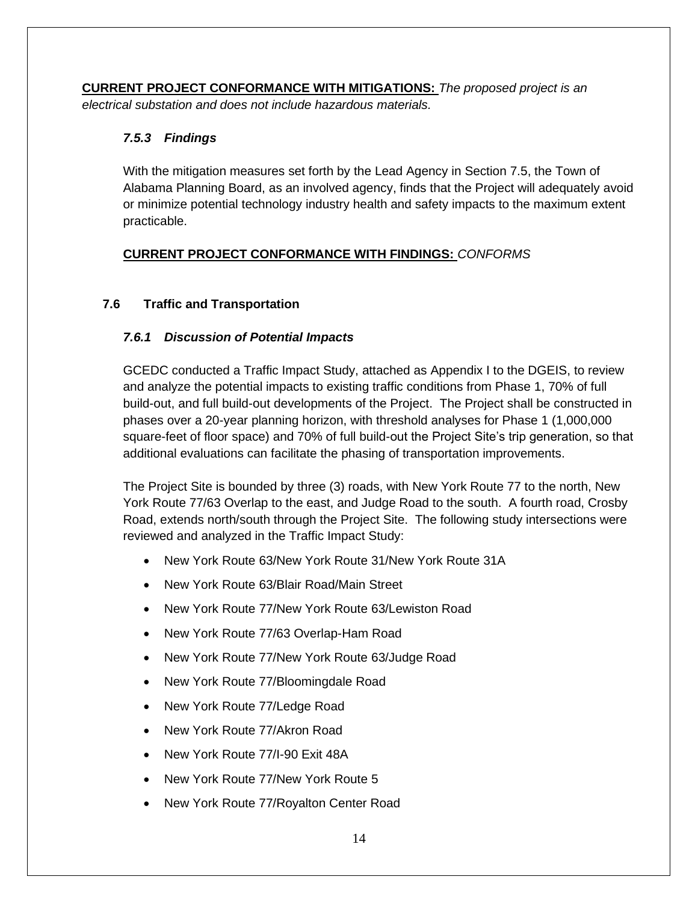**CURRENT PROJECT CONFORMANCE WITH MITIGATIONS:** *The proposed project is an electrical substation and does not include hazardous materials.*

### *7.5.3 Findings*

With the mitigation measures set forth by the Lead Agency in Section 7.5, the Town of Alabama Planning Board, as an involved agency, finds that the Project will adequately avoid or minimize potential technology industry health and safety impacts to the maximum extent practicable.

**CURRENT PROJECT CONFORMANCE WITH FINDINGS:** *CONFORMS*

## 7.6 Traffic and Transportation

### *7.6.1 Discussion of Potential Impacts*

GCEDC conducted a Traffic Impact Study, attached as Appendix I to the DGEIS, to review and analyze the potential impacts to existing traffic conditions from Phase 1, 70% of full build-out, and full build-out developments of the Project. The Project shall be constructed in phases over a 20-year planning horizon, with threshold analyses for Phase 1 (1,000,000 square-feet of floor space) and 70% of full build-out the Project Site's trip generation, so that additional evaluations can facilitate the phasing of transportation improvements.

The Project Site is bounded by three (3) roads, with New York Route 77 to the north, New York Route 77/63 Overlap to the east, and Judge Road to the south. A fourth road, Crosby Road, extends north/south through the Project Site. The following study intersections were reviewed and analyzed in the Traffic Impact Study:

- New York Route 63/New York Route 31/New York Route 31A
- New York Route 63/Blair Road/Main Street
- New York Route 77/New York Route 63/Lewiston Road
- New York Route 77/63 Overlap-Ham Road
- New York Route 77/New York Route 63/Judge Road
- New York Route 77/Bloomingdale Road
- New York Route 77/Ledge Road
- New York Route 77/Akron Road
- New York Route 77/I-90 Exit 48A
- New York Route 77/New York Route 5
- New York Route 77/Royalton Center Road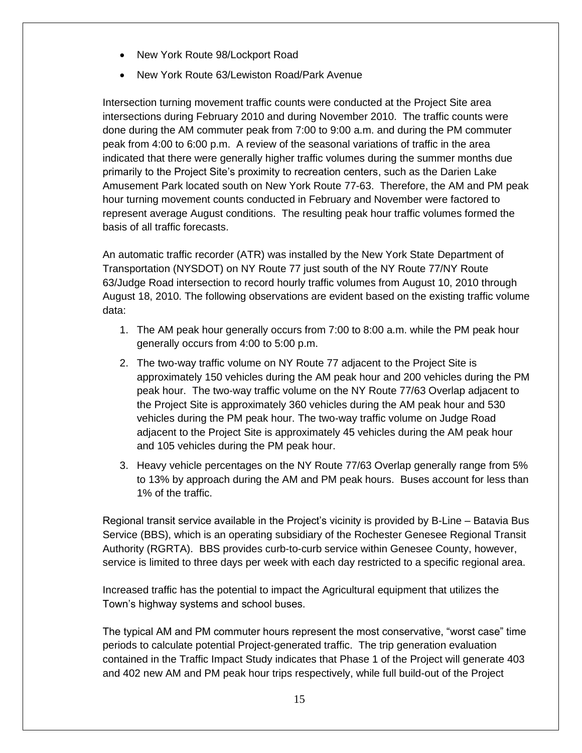- New York Route 98/Lockport Road
- New York Route 63/Lewiston Road/Park Avenue

Intersection turning movement traffic counts were conducted at the Project Site area intersections during February 2010 and during November 2010. The traffic counts were done during the AM commuter peak from 7:00 to 9:00 a.m. and during the PM commuter peak from 4:00 to 6:00 p.m. A review of the seasonal variations of traffic in the area indicated that there were generally higher traffic volumes during the summer months due primarily to the Project Site's proximity to recreation centers, such as the Darien Lake Amusement Park located south on New York Route 77-63. Therefore, the AM and PM peak hour turning movement counts conducted in February and November were factored to represent average August conditions. The resulting peak hour traffic volumes formed the basis of all traffic forecasts.

An automatic traffic recorder (ATR) was installed by the New York State Department of Transportation (NYSDOT) on NY Route 77 just south of the NY Route 77/NY Route 63/Judge Road intersection to record hourly traffic volumes from August 10, 2010 through August 18, 2010. The following observations are evident based on the existing traffic volume data:

1. The AM peak hour generally occurs from 7:00 to 8:00 a.m. while the PM peak hour generally occurs from 4:00 to 5:00 p.m.
2. The two-way traffic volume on NY Route 77 adjacent to the Project Site is approximately 150 vehicles during the AM peak hour and 200 vehicles during the PM peak hour. The two-way traffic volume on the NY Route 77/63 Overlap adjacent to the Project Site is approximately 360 vehicles during the AM peak hour and 530 vehicles during the PM peak hour. The two-way traffic volume on Judge Road adjacent to the Project Site is approximately 45 vehicles during the AM peak hour and 105 vehicles during the PM peak hour.
3. Heavy vehicle percentages on the NY Route 77/63 Overlap generally range from 5% to 13% by approach during the AM and PM peak hours. Buses account for less than 1% of the traffic.

Regional transit service available in the Project's vicinity is provided by B-Line – Batavia Bus Service (BBS), which is an operating subsidiary of the Rochester Genesee Regional Transit Authority (RGRTA). BBS provides curb-to-curb service within Genesee County, however, service is limited to three days per week with each day restricted to a specific regional area.

Increased traffic has the potential to impact the Agricultural equipment that utilizes the Town's highway systems and school buses.

The typical AM and PM commuter hours represent the most conservative, "worst case" time periods to calculate potential Project-generated traffic. The trip generation evaluation contained in the Traffic Impact Study indicates that Phase 1 of the Project will generate 403 and 402 new AM and PM peak hour trips respectively, while full build-out of the Project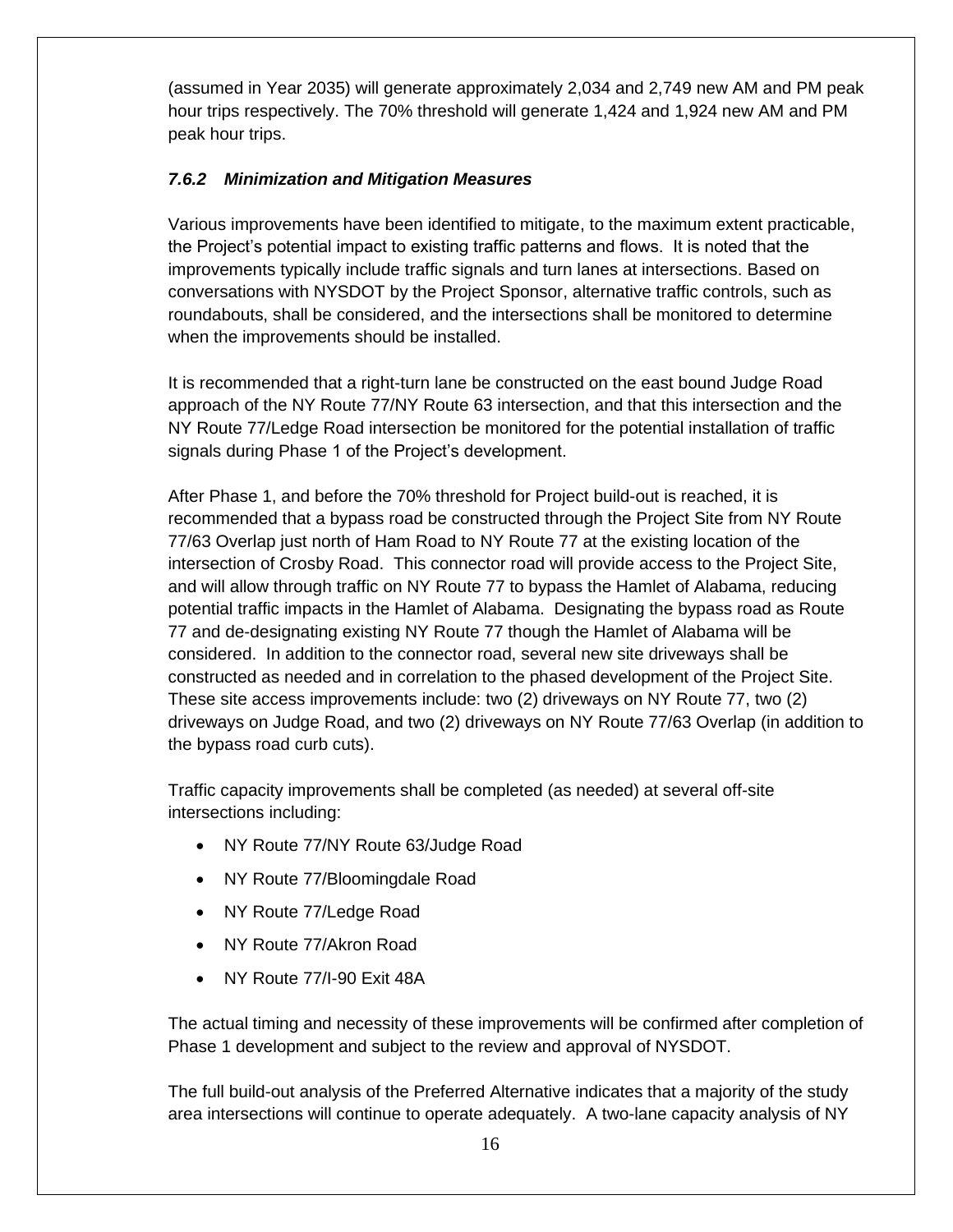(assumed in Year 2035) will generate approximately 2,034 and 2,749 new AM and PM peak hour trips respectively. The 70% threshold will generate 1,424 and 1,924 new AM and PM peak hour trips.

### *7.6.2 Minimization and Mitigation Measures*

Various improvements have been identified to mitigate, to the maximum extent practicable, the Project's potential impact to existing traffic patterns and flows. It is noted that the improvements typically include traffic signals and turn lanes at intersections. Based on conversations with NYSDOT by the Project Sponsor, alternative traffic controls, such as roundabouts, shall be considered, and the intersections shall be monitored to determine when the improvements should be installed.

It is recommended that a right-turn lane be constructed on the east bound Judge Road approach of the NY Route 77/NY Route 63 intersection, and that this intersection and the NY Route 77/Ledge Road intersection be monitored for the potential installation of traffic signals during Phase 1 of the Project's development.

After Phase 1, and before the 70% threshold for Project build-out is reached, it is recommended that a bypass road be constructed through the Project Site from NY Route 77/63 Overlap just north of Ham Road to NY Route 77 at the existing location of the intersection of Crosby Road. This connector road will provide access to the Project Site, and will allow through traffic on NY Route 77 to bypass the Hamlet of Alabama, reducing potential traffic impacts in the Hamlet of Alabama. Designating the bypass road as Route 77 and de-designating existing NY Route 77 though the Hamlet of Alabama will be considered. In addition to the connector road, several new site driveways shall be constructed as needed and in correlation to the phased development of the Project Site. These site access improvements include: two (2) driveways on NY Route 77, two (2) driveways on Judge Road, and two (2) driveways on NY Route 77/63 Overlap (in addition to the bypass road curb cuts).

Traffic capacity improvements shall be completed (as needed) at several off-site intersections including:

- NY Route 77/NY Route 63/Judge Road
- NY Route 77/Bloomingdale Road
- NY Route 77/Ledge Road
- NY Route 77/Akron Road
- NY Route 77/I-90 Exit 48A

The actual timing and necessity of these improvements will be confirmed after completion of Phase 1 development and subject to the review and approval of NYSDOT.

The full build-out analysis of the Preferred Alternative indicates that a majority of the study area intersections will continue to operate adequately. A two-lane capacity analysis of NY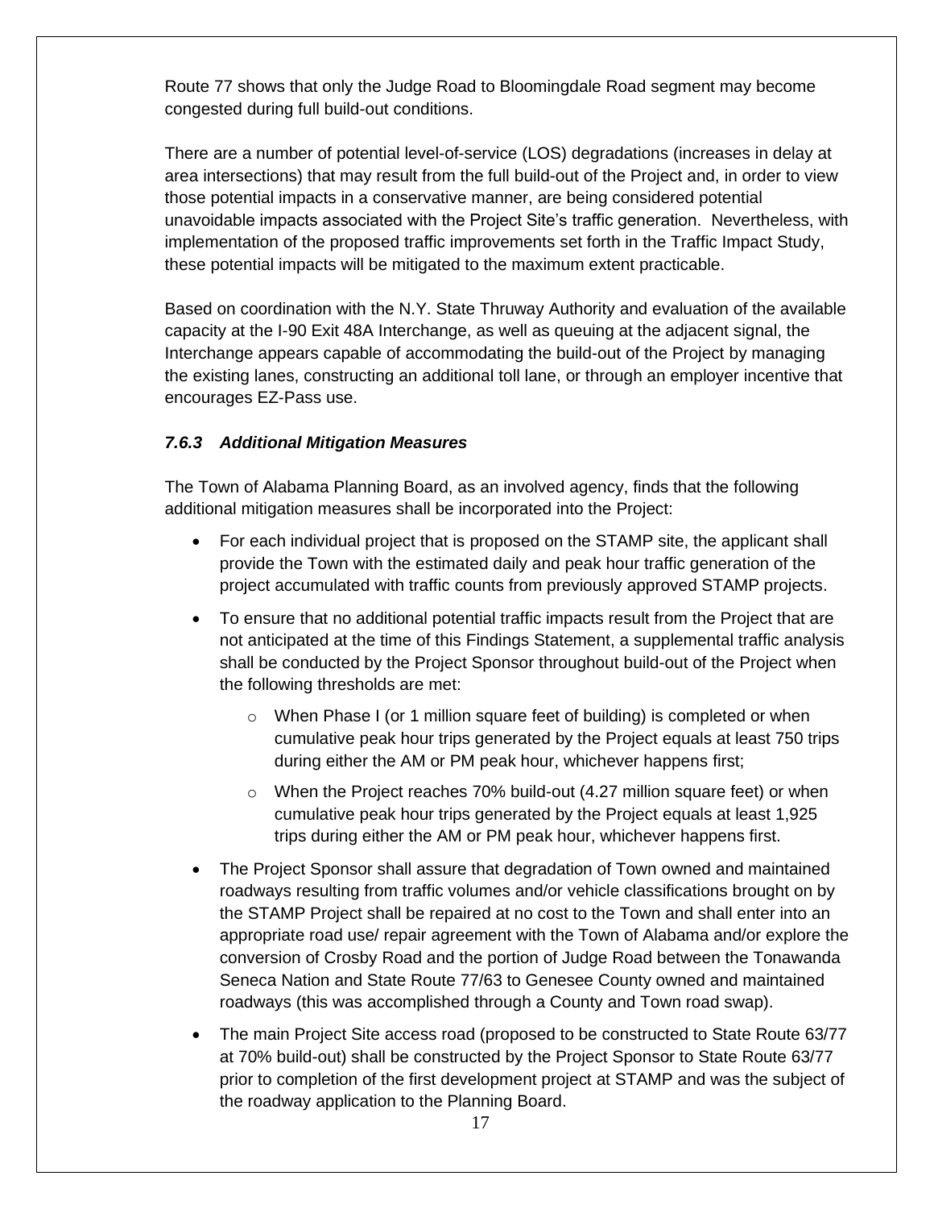Route 77 shows that only the Judge Road to Bloomingdale Road segment may become congested during full build-out conditions.

There are a number of potential level-of-service (LOS) degradations (increases in delay at area intersections) that may result from the full build-out of the Project and, in order to view those potential impacts in a conservative manner, are being considered potential unavoidable impacts associated with the Project Site's traffic generation. Nevertheless, with implementation of the proposed traffic improvements set forth in the Traffic Impact Study, these potential impacts will be mitigated to the maximum extent practicable.

Based on coordination with the N.Y. State Thruway Authority and evaluation of the available capacity at the I-90 Exit 48A Interchange, as well as queuing at the adjacent signal, the Interchange appears capable of accommodating the build-out of the Project by managing the existing lanes, constructing an additional toll lane, or through an employer incentive that encourages EZ-Pass use.

### *7.6.3 Additional Mitigation Measures*

The Town of Alabama Planning Board, as an involved agency, finds that the following additional mitigation measures shall be incorporated into the Project:

- For each individual project that is proposed on the STAMP site, the applicant shall provide the Town with the estimated daily and peak hour traffic generation of the project accumulated with traffic counts from previously approved STAMP projects.
- To ensure that no additional potential traffic impacts result from the Project that are not anticipated at the time of this Findings Statement, a supplemental traffic analysis shall be conducted by the Project Sponsor throughout build-out of the Project when the following thresholds are met:
  - When Phase I (or 1 million square feet of building) is completed or when cumulative peak hour trips generated by the Project equals at least 750 trips during either the AM or PM peak hour, whichever happens first;
  - When the Project reaches 70% build-out (4.27 million square feet) or when cumulative peak hour trips generated by the Project equals at least 1,925 trips during either the AM or PM peak hour, whichever happens first.
- The Project Sponsor shall assure that degradation of Town owned and maintained roadways resulting from traffic volumes and/or vehicle classifications brought on by the STAMP Project shall be repaired at no cost to the Town and shall enter into an appropriate road use/ repair agreement with the Town of Alabama and/or explore the conversion of Crosby Road and the portion of Judge Road between the Tonawanda Seneca Nation and State Route 77/63 to Genesee County owned and maintained roadways (this was accomplished through a County and Town road swap).
- The main Project Site access road (proposed to be constructed to State Route 63/77 at 70% build-out) shall be constructed by the Project Sponsor to State Route 63/77 prior to completion of the first development project at STAMP and was the subject of the roadway application to the Planning Board.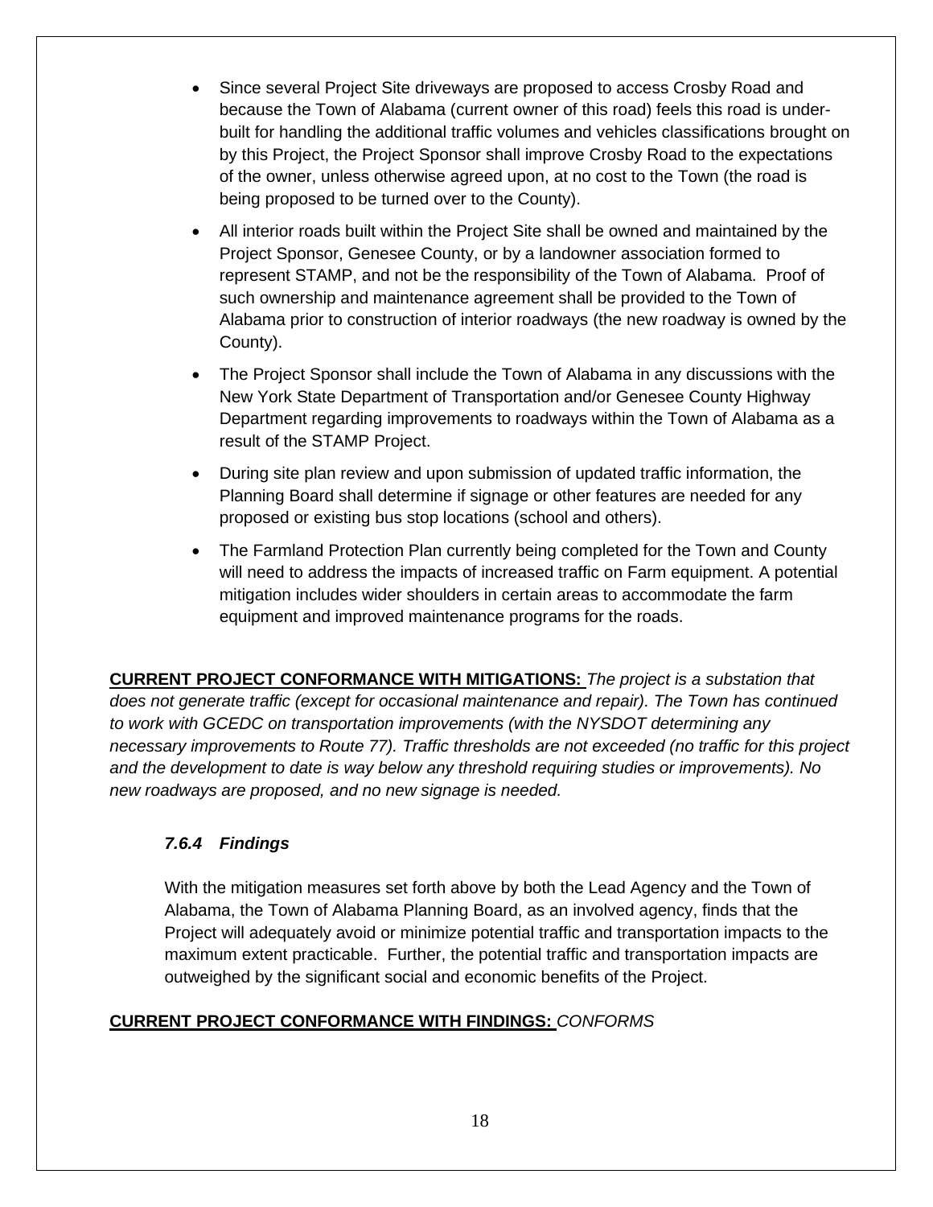- Since several Project Site driveways are proposed to access Crosby Road and because the Town of Alabama (current owner of this road) feels this road is under-built for handling the additional traffic volumes and vehicles classifications brought on by this Project, the Project Sponsor shall improve Crosby Road to the expectations of the owner, unless otherwise agreed upon, at no cost to the Town (the road is being proposed to be turned over to the County).
- All interior roads built within the Project Site shall be owned and maintained by the Project Sponsor, Genesee County, or by a landowner association formed to represent STAMP, and not be the responsibility of the Town of Alabama. Proof of such ownership and maintenance agreement shall be provided to the Town of Alabama prior to construction of interior roadways (the new roadway is owned by the County).
- The Project Sponsor shall include the Town of Alabama in any discussions with the New York State Department of Transportation and/or Genesee County Highway Department regarding improvements to roadways within the Town of Alabama as a result of the STAMP Project.
- During site plan review and upon submission of updated traffic information, the Planning Board shall determine if signage or other features are needed for any proposed or existing bus stop locations (school and others).
- The Farmland Protection Plan currently being completed for the Town and County will need to address the impacts of increased traffic on Farm equipment. A potential mitigation includes wider shoulders in certain areas to accommodate the farm equipment and improved maintenance programs for the roads.

**CURRENT PROJECT CONFORMANCE WITH MITIGATIONS:** *The project is a substation that does not generate traffic (except for occasional maintenance and repair). The Town has continued to work with GCEDC on transportation improvements (with the NYSDOT determining any necessary improvements to Route 77). Traffic thresholds are not exceeded (no traffic for this project and the development to date is way below any threshold requiring studies or improvements). No new roadways are proposed, and no new signage is needed.*

### *7.6.4 Findings*

With the mitigation measures set forth above by both the Lead Agency and the Town of Alabama, the Town of Alabama Planning Board, as an involved agency, finds that the Project will adequately avoid or minimize potential traffic and transportation impacts to the maximum extent practicable. Further, the potential traffic and transportation impacts are outweighed by the significant social and economic benefits of the Project.

**CURRENT PROJECT CONFORMANCE WITH FINDINGS:** *CONFORMS*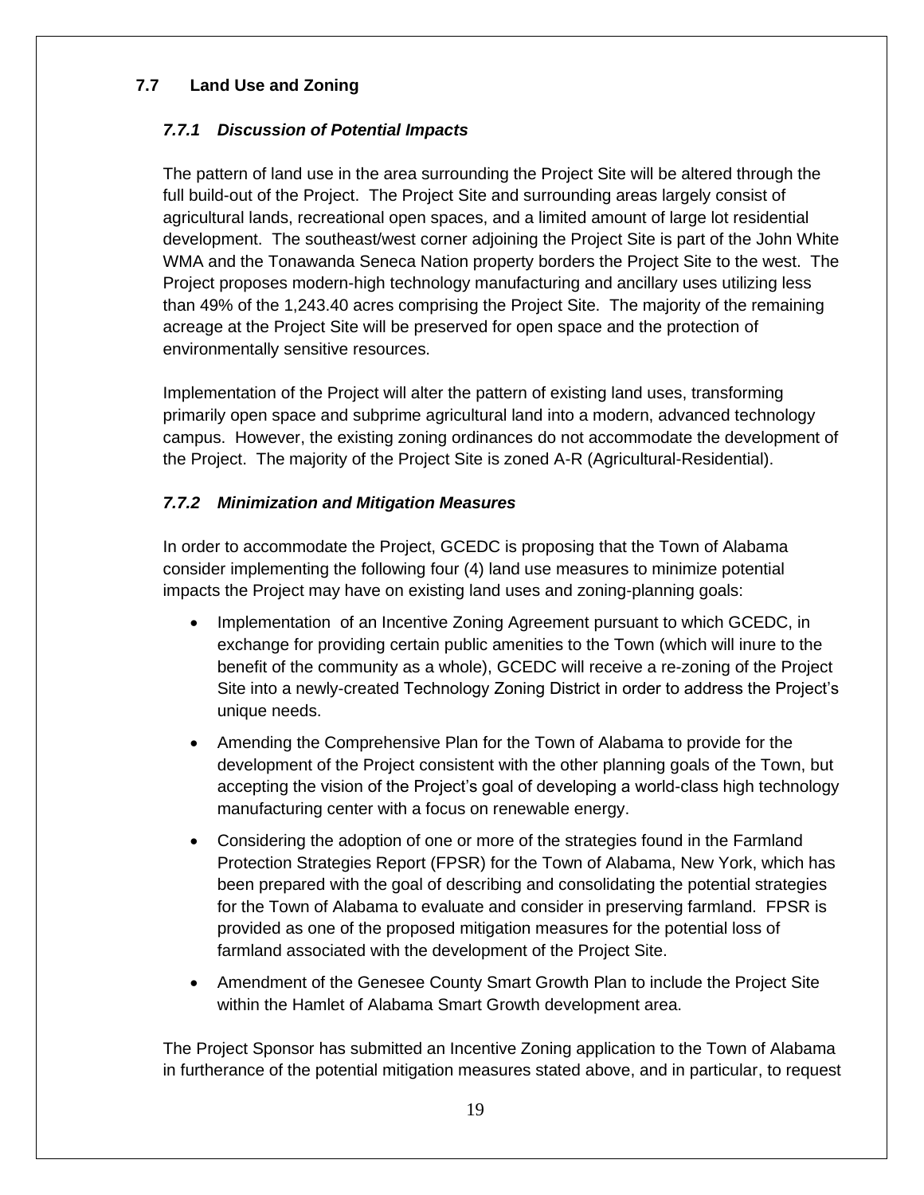## 7.7 Land Use and Zoning

### *7.7.1 Discussion of Potential Impacts*

The pattern of land use in the area surrounding the Project Site will be altered through the full build-out of the Project. The Project Site and surrounding areas largely consist of agricultural lands, recreational open spaces, and a limited amount of large lot residential development. The southeast/west corner adjoining the Project Site is part of the John White WMA and the Tonawanda Seneca Nation property borders the Project Site to the west. The Project proposes modern-high technology manufacturing and ancillary uses utilizing less than 49% of the 1,243.40 acres comprising the Project Site. The majority of the remaining acreage at the Project Site will be preserved for open space and the protection of environmentally sensitive resources.

Implementation of the Project will alter the pattern of existing land uses, transforming primarily open space and subprime agricultural land into a modern, advanced technology campus. However, the existing zoning ordinances do not accommodate the development of the Project. The majority of the Project Site is zoned A-R (Agricultural-Residential).

### *7.7.2 Minimization and Mitigation Measures*

In order to accommodate the Project, GCEDC is proposing that the Town of Alabama consider implementing the following four (4) land use measures to minimize potential impacts the Project may have on existing land uses and zoning-planning goals:

- Implementation of an Incentive Zoning Agreement pursuant to which GCEDC, in exchange for providing certain public amenities to the Town (which will inure to the benefit of the community as a whole), GCEDC will receive a re-zoning of the Project Site into a newly-created Technology Zoning District in order to address the Project's unique needs.
- Amending the Comprehensive Plan for the Town of Alabama to provide for the development of the Project consistent with the other planning goals of the Town, but accepting the vision of the Project's goal of developing a world-class high technology manufacturing center with a focus on renewable energy.
- Considering the adoption of one or more of the strategies found in the Farmland Protection Strategies Report (FPSR) for the Town of Alabama, New York, which has been prepared with the goal of describing and consolidating the potential strategies for the Town of Alabama to evaluate and consider in preserving farmland. FPSR is provided as one of the proposed mitigation measures for the potential loss of farmland associated with the development of the Project Site.
- Amendment of the Genesee County Smart Growth Plan to include the Project Site within the Hamlet of Alabama Smart Growth development area.

The Project Sponsor has submitted an Incentive Zoning application to the Town of Alabama in furtherance of the potential mitigation measures stated above, and in particular, to request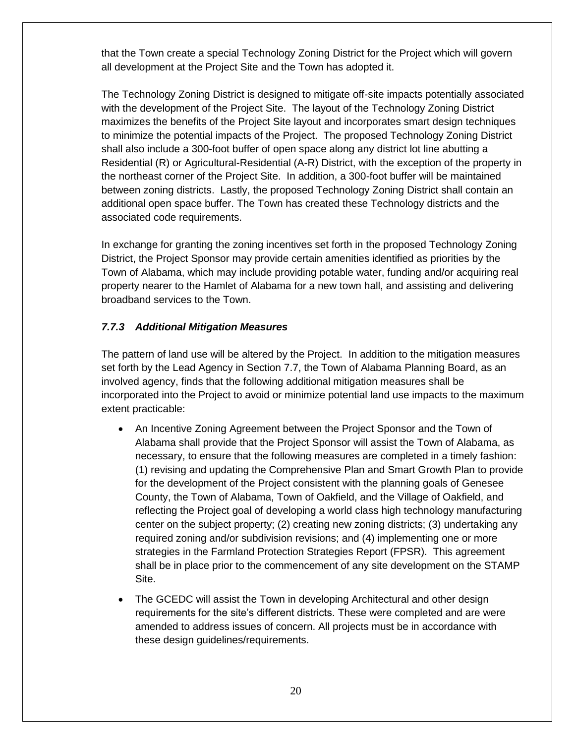that the Town create a special Technology Zoning District for the Project which will govern all development at the Project Site and the Town has adopted it.

The Technology Zoning District is designed to mitigate off-site impacts potentially associated with the development of the Project Site. The layout of the Technology Zoning District maximizes the benefits of the Project Site layout and incorporates smart design techniques to minimize the potential impacts of the Project. The proposed Technology Zoning District shall also include a 300-foot buffer of open space along any district lot line abutting a Residential (R) or Agricultural-Residential (A-R) District, with the exception of the property in the northeast corner of the Project Site. In addition, a 300-foot buffer will be maintained between zoning districts. Lastly, the proposed Technology Zoning District shall contain an additional open space buffer. The Town has created these Technology districts and the associated code requirements.

In exchange for granting the zoning incentives set forth in the proposed Technology Zoning District, the Project Sponsor may provide certain amenities identified as priorities by the Town of Alabama, which may include providing potable water, funding and/or acquiring real property nearer to the Hamlet of Alabama for a new town hall, and assisting and delivering broadband services to the Town.

### *7.7.3 Additional Mitigation Measures*

The pattern of land use will be altered by the Project. In addition to the mitigation measures set forth by the Lead Agency in Section 7.7, the Town of Alabama Planning Board, as an involved agency, finds that the following additional mitigation measures shall be incorporated into the Project to avoid or minimize potential land use impacts to the maximum extent practicable:

- An Incentive Zoning Agreement between the Project Sponsor and the Town of Alabama shall provide that the Project Sponsor will assist the Town of Alabama, as necessary, to ensure that the following measures are completed in a timely fashion: (1) revising and updating the Comprehensive Plan and Smart Growth Plan to provide for the development of the Project consistent with the planning goals of Genesee County, the Town of Alabama, Town of Oakfield, and the Village of Oakfield, and reflecting the Project goal of developing a world class high technology manufacturing center on the subject property; (2) creating new zoning districts; (3) undertaking any required zoning and/or subdivision revisions; and (4) implementing one or more strategies in the Farmland Protection Strategies Report (FPSR). This agreement shall be in place prior to the commencement of any site development on the STAMP Site.
- The GCEDC will assist the Town in developing Architectural and other design requirements for the site's different districts. These were completed and are were amended to address issues of concern. All projects must be in accordance with these design guidelines/requirements.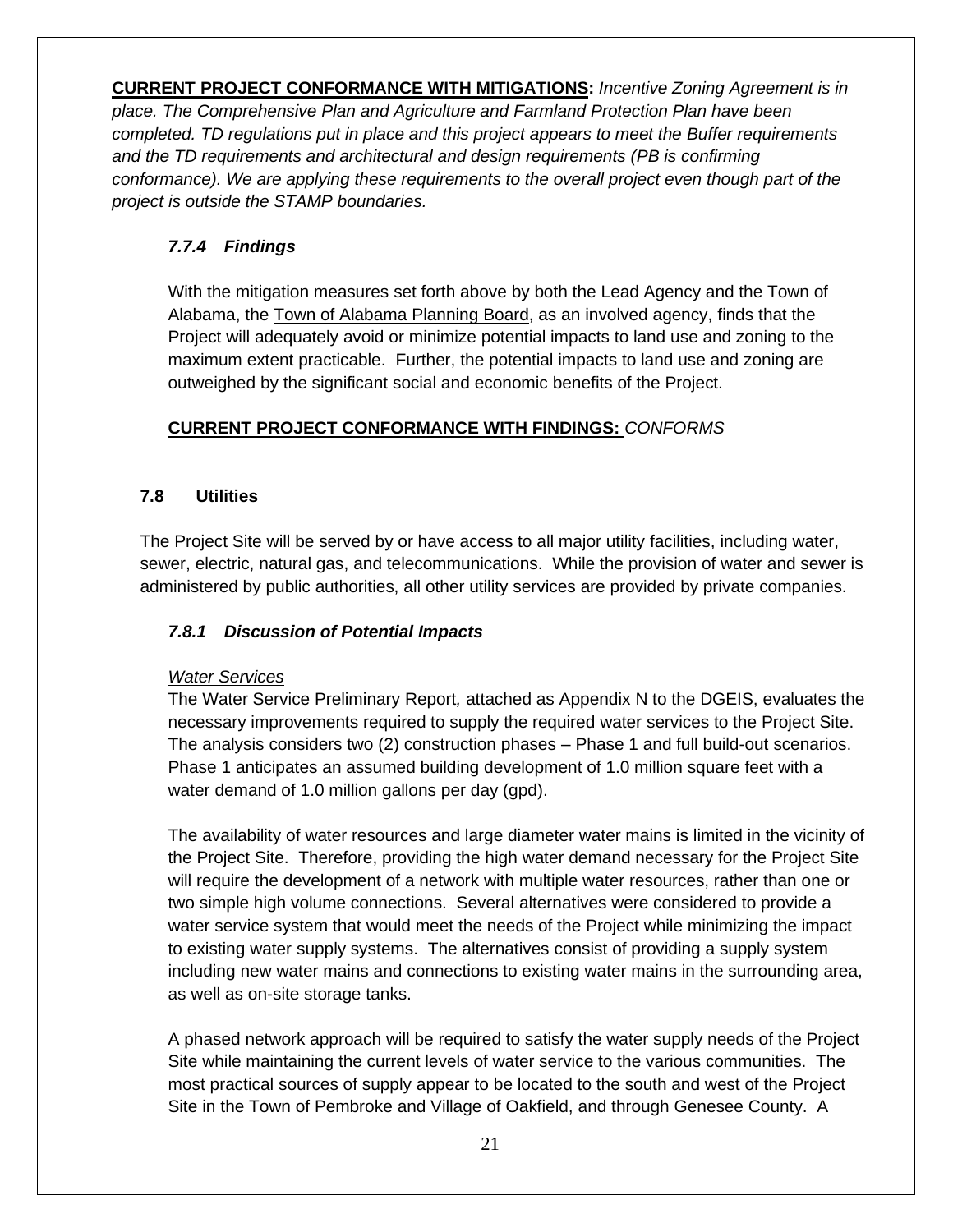**CURRENT PROJECT CONFORMANCE WITH MITIGATIONS:** *Incentive Zoning Agreement is in place. The Comprehensive Plan and Agriculture and Farmland Protection Plan have been completed. TD regulations put in place and this project appears to meet the Buffer requirements and the TD requirements and architectural and design requirements (PB is confirming conformance). We are applying these requirements to the overall project even though part of the project is outside the STAMP boundaries.*

### *7.7.4 Findings*

With the mitigation measures set forth above by both the Lead Agency and the Town of Alabama, the Town of Alabama Planning Board, as an involved agency, finds that the Project will adequately avoid or minimize potential impacts to land use and zoning to the maximum extent practicable. Further, the potential impacts to land use and zoning are outweighed by the significant social and economic benefits of the Project.

**CURRENT PROJECT CONFORMANCE WITH FINDINGS:** *CONFORMS*

## 7.8 Utilities

The Project Site will be served by or have access to all major utility facilities, including water, sewer, electric, natural gas, and telecommunications. While the provision of water and sewer is administered by public authorities, all other utility services are provided by private companies.

### *7.8.1 Discussion of Potential Impacts*

*Water Services*

The Water Service Preliminary Report, attached as Appendix N to the DGEIS, evaluates the necessary improvements required to supply the required water services to the Project Site. The analysis considers two (2) construction phases – Phase 1 and full build-out scenarios. Phase 1 anticipates an assumed building development of 1.0 million square feet with a water demand of 1.0 million gallons per day (gpd).

The availability of water resources and large diameter water mains is limited in the vicinity of the Project Site. Therefore, providing the high water demand necessary for the Project Site will require the development of a network with multiple water resources, rather than one or two simple high volume connections. Several alternatives were considered to provide a water service system that would meet the needs of the Project while minimizing the impact to existing water supply systems. The alternatives consist of providing a supply system including new water mains and connections to existing water mains in the surrounding area, as well as on-site storage tanks.

A phased network approach will be required to satisfy the water supply needs of the Project Site while maintaining the current levels of water service to the various communities. The most practical sources of supply appear to be located to the south and west of the Project Site in the Town of Pembroke and Village of Oakfield, and through Genesee County. A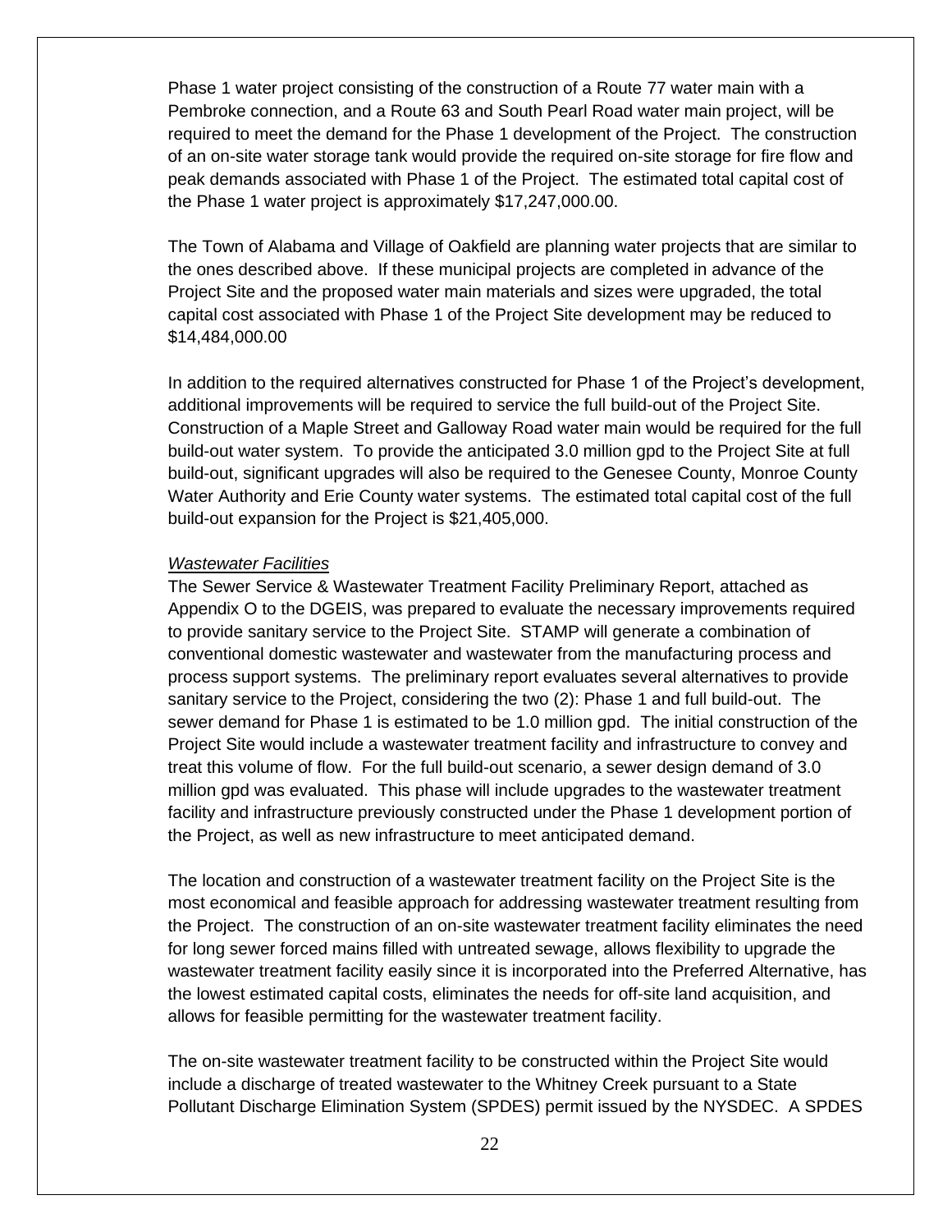Phase 1 water project consisting of the construction of a Route 77 water main with a Pembroke connection, and a Route 63 and South Pearl Road water main project, will be required to meet the demand for the Phase 1 development of the Project. The construction of an on-site water storage tank would provide the required on-site storage for fire flow and peak demands associated with Phase 1 of the Project. The estimated total capital cost of the Phase 1 water project is approximately $17,247,000.00.

The Town of Alabama and Village of Oakfield are planning water projects that are similar to the ones described above. If these municipal projects are completed in advance of the Project Site and the proposed water main materials and sizes were upgraded, the total capital cost associated with Phase 1 of the Project Site development may be reduced to $14,484,000.00

In addition to the required alternatives constructed for Phase 1 of the Project's development, additional improvements will be required to service the full build-out of the Project Site. Construction of a Maple Street and Galloway Road water main would be required for the full build-out water system. To provide the anticipated 3.0 million gpd to the Project Site at full build-out, significant upgrades will also be required to the Genesee County, Monroe County Water Authority and Erie County water systems. The estimated total capital cost of the full build-out expansion for the Project is $21,405,000.

*Wastewater Facilities*

The Sewer Service & Wastewater Treatment Facility Preliminary Report, attached as Appendix O to the DGEIS, was prepared to evaluate the necessary improvements required to provide sanitary service to the Project Site. STAMP will generate a combination of conventional domestic wastewater and wastewater from the manufacturing process and process support systems. The preliminary report evaluates several alternatives to provide sanitary service to the Project, considering the two (2): Phase 1 and full build-out. The sewer demand for Phase 1 is estimated to be 1.0 million gpd. The initial construction of the Project Site would include a wastewater treatment facility and infrastructure to convey and treat this volume of flow. For the full build-out scenario, a sewer design demand of 3.0 million gpd was evaluated. This phase will include upgrades to the wastewater treatment facility and infrastructure previously constructed under the Phase 1 development portion of the Project, as well as new infrastructure to meet anticipated demand.

The location and construction of a wastewater treatment facility on the Project Site is the most economical and feasible approach for addressing wastewater treatment resulting from the Project. The construction of an on-site wastewater treatment facility eliminates the need for long sewer forced mains filled with untreated sewage, allows flexibility to upgrade the wastewater treatment facility easily since it is incorporated into the Preferred Alternative, has the lowest estimated capital costs, eliminates the needs for off-site land acquisition, and allows for feasible permitting for the wastewater treatment facility.

The on-site wastewater treatment facility to be constructed within the Project Site would include a discharge of treated wastewater to the Whitney Creek pursuant to a State Pollutant Discharge Elimination System (SPDES) permit issued by the NYSDEC. A SPDES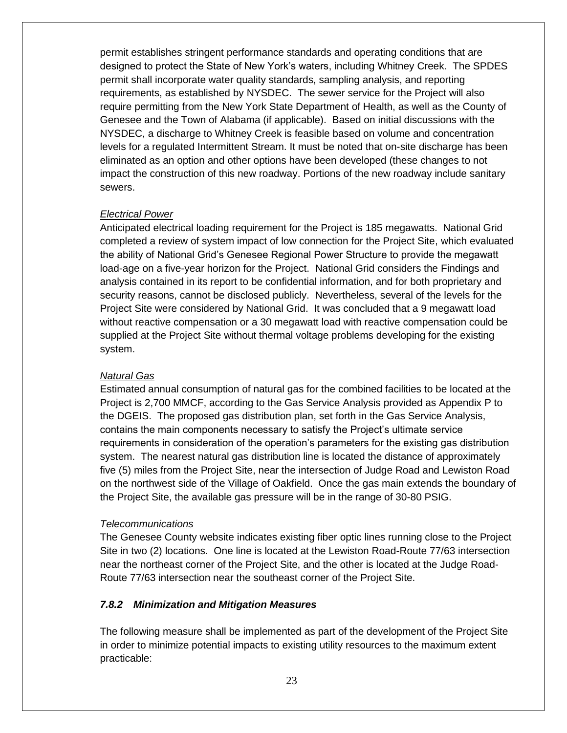permit establishes stringent performance standards and operating conditions that are designed to protect the State of New York's waters, including Whitney Creek. The SPDES permit shall incorporate water quality standards, sampling analysis, and reporting requirements, as established by NYSDEC. The sewer service for the Project will also require permitting from the New York State Department of Health, as well as the County of Genesee and the Town of Alabama (if applicable). Based on initial discussions with the NYSDEC, a discharge to Whitney Creek is feasible based on volume and concentration levels for a regulated Intermittent Stream. It must be noted that on-site discharge has been eliminated as an option and other options have been developed (these changes to not impact the construction of this new roadway. Portions of the new roadway include sanitary sewers.

*Electrical Power*

Anticipated electrical loading requirement for the Project is 185 megawatts. National Grid completed a review of system impact of low connection for the Project Site, which evaluated the ability of National Grid's Genesee Regional Power Structure to provide the megawatt load-age on a five-year horizon for the Project. National Grid considers the Findings and analysis contained in its report to be confidential information, and for both proprietary and security reasons, cannot be disclosed publicly. Nevertheless, several of the levels for the Project Site were considered by National Grid. It was concluded that a 9 megawatt load without reactive compensation or a 30 megawatt load with reactive compensation could be supplied at the Project Site without thermal voltage problems developing for the existing system.

*Natural Gas*

Estimated annual consumption of natural gas for the combined facilities to be located at the Project is 2,700 MMCF, according to the Gas Service Analysis provided as Appendix P to the DGEIS. The proposed gas distribution plan, set forth in the Gas Service Analysis, contains the main components necessary to satisfy the Project's ultimate service requirements in consideration of the operation's parameters for the existing gas distribution system. The nearest natural gas distribution line is located the distance of approximately five (5) miles from the Project Site, near the intersection of Judge Road and Lewiston Road on the northwest side of the Village of Oakfield. Once the gas main extends the boundary of the Project Site, the available gas pressure will be in the range of 30-80 PSIG.

*Telecommunications*

The Genesee County website indicates existing fiber optic lines running close to the Project Site in two (2) locations. One line is located at the Lewiston Road-Route 77/63 intersection near the northeast corner of the Project Site, and the other is located at the Judge Road-Route 77/63 intersection near the southeast corner of the Project Site.

### *7.8.2 Minimization and Mitigation Measures*

The following measure shall be implemented as part of the development of the Project Site in order to minimize potential impacts to existing utility resources to the maximum extent practicable: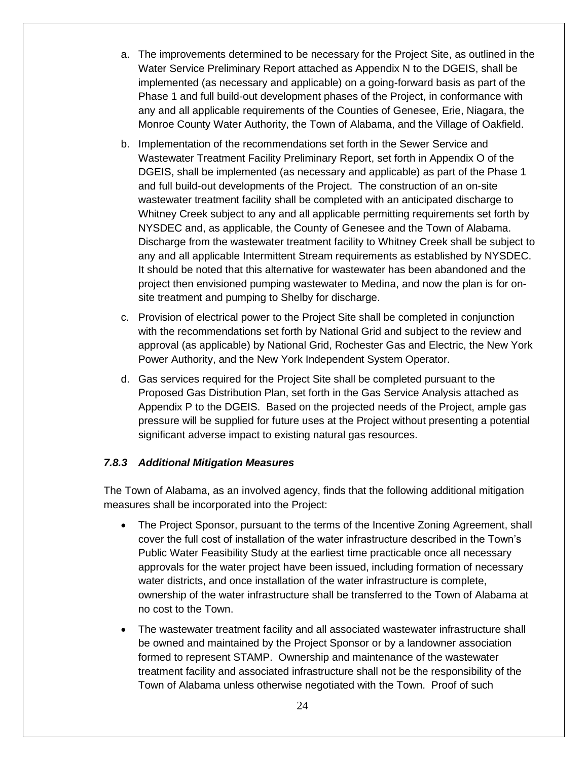a. The improvements determined to be necessary for the Project Site, as outlined in the Water Service Preliminary Report attached as Appendix N to the DGEIS, shall be implemented (as necessary and applicable) on a going-forward basis as part of the Phase 1 and full build-out development phases of the Project, in conformance with any and all applicable requirements of the Counties of Genesee, Erie, Niagara, the Monroe County Water Authority, the Town of Alabama, and the Village of Oakfield.

b. Implementation of the recommendations set forth in the Sewer Service and Wastewater Treatment Facility Preliminary Report, set forth in Appendix O of the DGEIS, shall be implemented (as necessary and applicable) as part of the Phase 1 and full build-out developments of the Project. The construction of an on-site wastewater treatment facility shall be completed with an anticipated discharge to Whitney Creek subject to any and all applicable permitting requirements set forth by NYSDEC and, as applicable, the County of Genesee and the Town of Alabama. Discharge from the wastewater treatment facility to Whitney Creek shall be subject to any and all applicable Intermittent Stream requirements as established by NYSDEC. It should be noted that this alternative for wastewater has been abandoned and the project then envisioned pumping wastewater to Medina, and now the plan is for on-site treatment and pumping to Shelby for discharge.

c. Provision of electrical power to the Project Site shall be completed in conjunction with the recommendations set forth by National Grid and subject to the review and approval (as applicable) by National Grid, Rochester Gas and Electric, the New York Power Authority, and the New York Independent System Operator.

d. Gas services required for the Project Site shall be completed pursuant to the Proposed Gas Distribution Plan, set forth in the Gas Service Analysis attached as Appendix P to the DGEIS. Based on the projected needs of the Project, ample gas pressure will be supplied for future uses at the Project without presenting a potential significant adverse impact to existing natural gas resources.

### *7.8.3 Additional Mitigation Measures*

The Town of Alabama, as an involved agency, finds that the following additional mitigation measures shall be incorporated into the Project:

- The Project Sponsor, pursuant to the terms of the Incentive Zoning Agreement, shall cover the full cost of installation of the water infrastructure described in the Town's Public Water Feasibility Study at the earliest time practicable once all necessary approvals for the water project have been issued, including formation of necessary water districts, and once installation of the water infrastructure is complete, ownership of the water infrastructure shall be transferred to the Town of Alabama at no cost to the Town.
- The wastewater treatment facility and all associated wastewater infrastructure shall be owned and maintained by the Project Sponsor or by a landowner association formed to represent STAMP. Ownership and maintenance of the wastewater treatment facility and associated infrastructure shall not be the responsibility of the Town of Alabama unless otherwise negotiated with the Town. Proof of such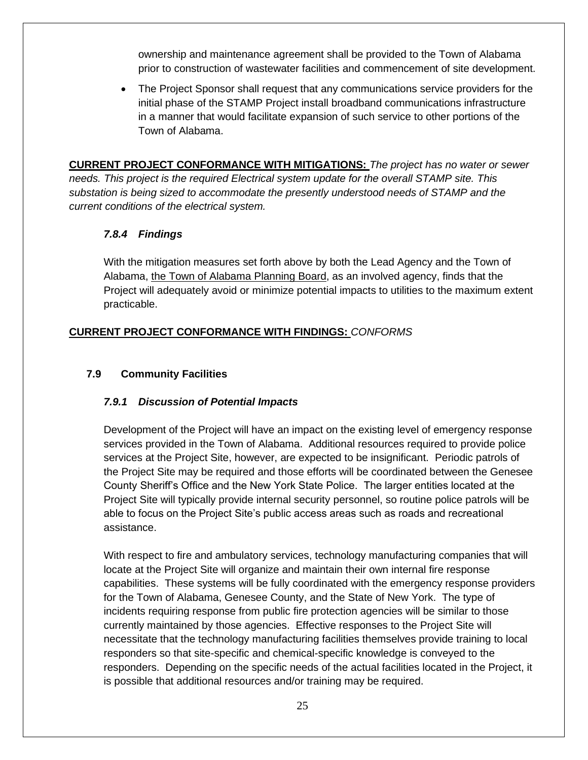ownership and maintenance agreement shall be provided to the Town of Alabama prior to construction of wastewater facilities and commencement of site development.

- The Project Sponsor shall request that any communications service providers for the initial phase of the STAMP Project install broadband communications infrastructure in a manner that would facilitate expansion of such service to other portions of the Town of Alabama.

**CURRENT PROJECT CONFORMANCE WITH MITIGATIONS:** *The project has no water or sewer needs. This project is the required Electrical system update for the overall STAMP site. This substation is being sized to accommodate the presently understood needs of STAMP and the current conditions of the electrical system.*

#### *7.8.4 Findings*

With the mitigation measures set forth above by both the Lead Agency and the Town of Alabama, <u>the Town of Alabama Planning Board</u>, as an involved agency, finds that the Project will adequately avoid or minimize potential impacts to utilities to the maximum extent practicable.

**CURRENT PROJECT CONFORMANCE WITH FINDINGS:** *CONFORMS*

### 7.9 Community Facilities

#### *7.9.1 Discussion of Potential Impacts*

Development of the Project will have an impact on the existing level of emergency response services provided in the Town of Alabama. Additional resources required to provide police services at the Project Site, however, are expected to be insignificant. Periodic patrols of the Project Site may be required and those efforts will be coordinated between the Genesee County Sheriff's Office and the New York State Police. The larger entities located at the Project Site will typically provide internal security personnel, so routine police patrols will be able to focus on the Project Site's public access areas such as roads and recreational assistance.

With respect to fire and ambulatory services, technology manufacturing companies that will locate at the Project Site will organize and maintain their own internal fire response capabilities. These systems will be fully coordinated with the emergency response providers for the Town of Alabama, Genesee County, and the State of New York. The type of incidents requiring response from public fire protection agencies will be similar to those currently maintained by those agencies. Effective responses to the Project Site will necessitate that the technology manufacturing facilities themselves provide training to local responders so that site-specific and chemical-specific knowledge is conveyed to the responders. Depending on the specific needs of the actual facilities located in the Project, it is possible that additional resources and/or training may be required.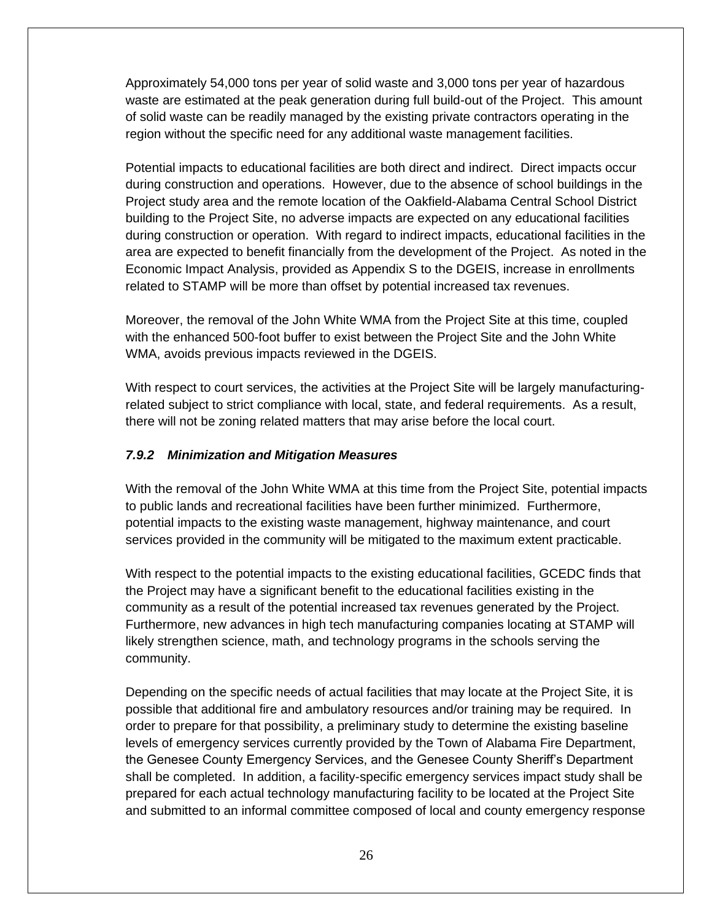Approximately 54,000 tons per year of solid waste and 3,000 tons per year of hazardous waste are estimated at the peak generation during full build-out of the Project. This amount of solid waste can be readily managed by the existing private contractors operating in the region without the specific need for any additional waste management facilities.

Potential impacts to educational facilities are both direct and indirect. Direct impacts occur during construction and operations. However, due to the absence of school buildings in the Project study area and the remote location of the Oakfield-Alabama Central School District building to the Project Site, no adverse impacts are expected on any educational facilities during construction or operation. With regard to indirect impacts, educational facilities in the area are expected to benefit financially from the development of the Project. As noted in the Economic Impact Analysis, provided as Appendix S to the DGEIS, increase in enrollments related to STAMP will be more than offset by potential increased tax revenues.

Moreover, the removal of the John White WMA from the Project Site at this time, coupled with the enhanced 500-foot buffer to exist between the Project Site and the John White WMA, avoids previous impacts reviewed in the DGEIS.

With respect to court services, the activities at the Project Site will be largely manufacturing-related subject to strict compliance with local, state, and federal requirements. As a result, there will not be zoning related matters that may arise before the local court.

### *7.9.2 Minimization and Mitigation Measures*

With the removal of the John White WMA at this time from the Project Site, potential impacts to public lands and recreational facilities have been further minimized. Furthermore, potential impacts to the existing waste management, highway maintenance, and court services provided in the community will be mitigated to the maximum extent practicable.

With respect to the potential impacts to the existing educational facilities, GCEDC finds that the Project may have a significant benefit to the educational facilities existing in the community as a result of the potential increased tax revenues generated by the Project. Furthermore, new advances in high tech manufacturing companies locating at STAMP will likely strengthen science, math, and technology programs in the schools serving the community.

Depending on the specific needs of actual facilities that may locate at the Project Site, it is possible that additional fire and ambulatory resources and/or training may be required. In order to prepare for that possibility, a preliminary study to determine the existing baseline levels of emergency services currently provided by the Town of Alabama Fire Department, the Genesee County Emergency Services, and the Genesee County Sheriff's Department shall be completed. In addition, a facility-specific emergency services impact study shall be prepared for each actual technology manufacturing facility to be located at the Project Site and submitted to an informal committee composed of local and county emergency response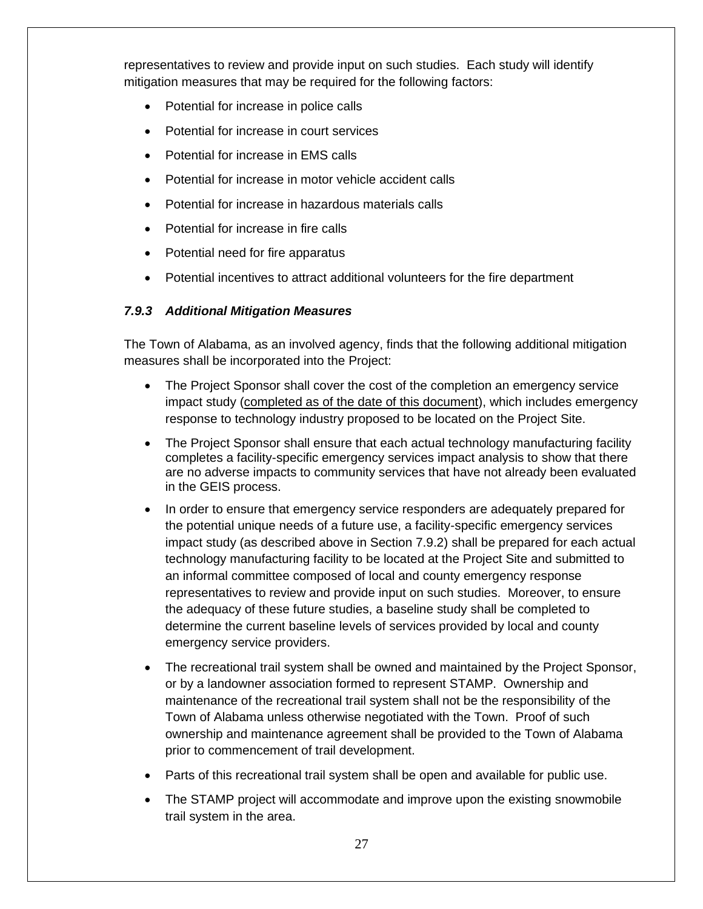representatives to review and provide input on such studies. Each study will identify mitigation measures that may be required for the following factors:

- Potential for increase in police calls
- Potential for increase in court services
- Potential for increase in EMS calls
- Potential for increase in motor vehicle accident calls
- Potential for increase in hazardous materials calls
- Potential for increase in fire calls
- Potential need for fire apparatus
- Potential incentives to attract additional volunteers for the fire department

### *7.9.3 Additional Mitigation Measures*

The Town of Alabama, as an involved agency, finds that the following additional mitigation measures shall be incorporated into the Project:

- The Project Sponsor shall cover the cost of the completion an emergency service impact study (completed as of the date of this document), which includes emergency response to technology industry proposed to be located on the Project Site.
- The Project Sponsor shall ensure that each actual technology manufacturing facility completes a facility-specific emergency services impact analysis to show that there are no adverse impacts to community services that have not already been evaluated in the GEIS process.
- In order to ensure that emergency service responders are adequately prepared for the potential unique needs of a future use, a facility-specific emergency services impact study (as described above in Section 7.9.2) shall be prepared for each actual technology manufacturing facility to be located at the Project Site and submitted to an informal committee composed of local and county emergency response representatives to review and provide input on such studies. Moreover, to ensure the adequacy of these future studies, a baseline study shall be completed to determine the current baseline levels of services provided by local and county emergency service providers.
- The recreational trail system shall be owned and maintained by the Project Sponsor, or by a landowner association formed to represent STAMP. Ownership and maintenance of the recreational trail system shall not be the responsibility of the Town of Alabama unless otherwise negotiated with the Town. Proof of such ownership and maintenance agreement shall be provided to the Town of Alabama prior to commencement of trail development.
- Parts of this recreational trail system shall be open and available for public use.
- The STAMP project will accommodate and improve upon the existing snowmobile trail system in the area.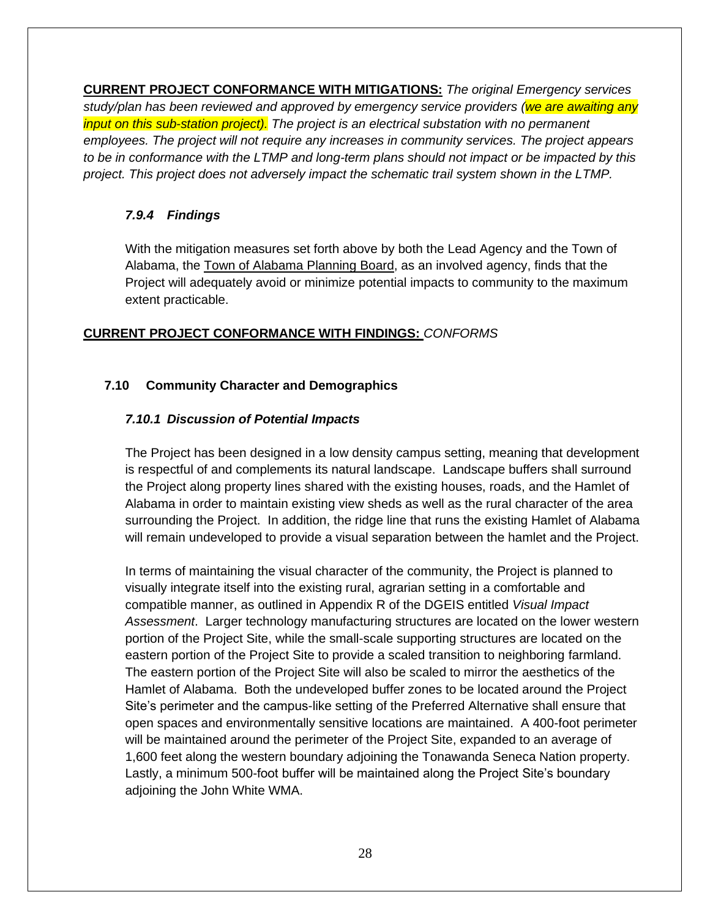**CURRENT PROJECT CONFORMANCE WITH MITIGATIONS:** *The original Emergency services study/plan has been reviewed and approved by emergency service providers (we are awaiting any input on this sub-station project). The project is an electrical substation with no permanent employees. The project will not require any increases in community services. The project appears to be in conformance with the LTMP and long-term plans should not impact or be impacted by this project. This project does not adversely impact the schematic trail system shown in the LTMP.*

#### *7.9.4 Findings*

With the mitigation measures set forth above by both the Lead Agency and the Town of Alabama, the Town of Alabama Planning Board, as an involved agency, finds that the Project will adequately avoid or minimize potential impacts to community to the maximum extent practicable.

**CURRENT PROJECT CONFORMANCE WITH FINDINGS:** *CONFORMS*

### 7.10 Community Character and Demographics

#### *7.10.1 Discussion of Potential Impacts*

The Project has been designed in a low density campus setting, meaning that development is respectful of and complements its natural landscape. Landscape buffers shall surround the Project along property lines shared with the existing houses, roads, and the Hamlet of Alabama in order to maintain existing view sheds as well as the rural character of the area surrounding the Project. In addition, the ridge line that runs the existing Hamlet of Alabama will remain undeveloped to provide a visual separation between the hamlet and the Project.

In terms of maintaining the visual character of the community, the Project is planned to visually integrate itself into the existing rural, agrarian setting in a comfortable and compatible manner, as outlined in Appendix R of the DGEIS entitled *Visual Impact Assessment*. Larger technology manufacturing structures are located on the lower western portion of the Project Site, while the small-scale supporting structures are located on the eastern portion of the Project Site to provide a scaled transition to neighboring farmland. The eastern portion of the Project Site will also be scaled to mirror the aesthetics of the Hamlet of Alabama. Both the undeveloped buffer zones to be located around the Project Site's perimeter and the campus-like setting of the Preferred Alternative shall ensure that open spaces and environmentally sensitive locations are maintained. A 400-foot perimeter will be maintained around the perimeter of the Project Site, expanded to an average of 1,600 feet along the western boundary adjoining the Tonawanda Seneca Nation property. Lastly, a minimum 500-foot buffer will be maintained along the Project Site's boundary adjoining the John White WMA.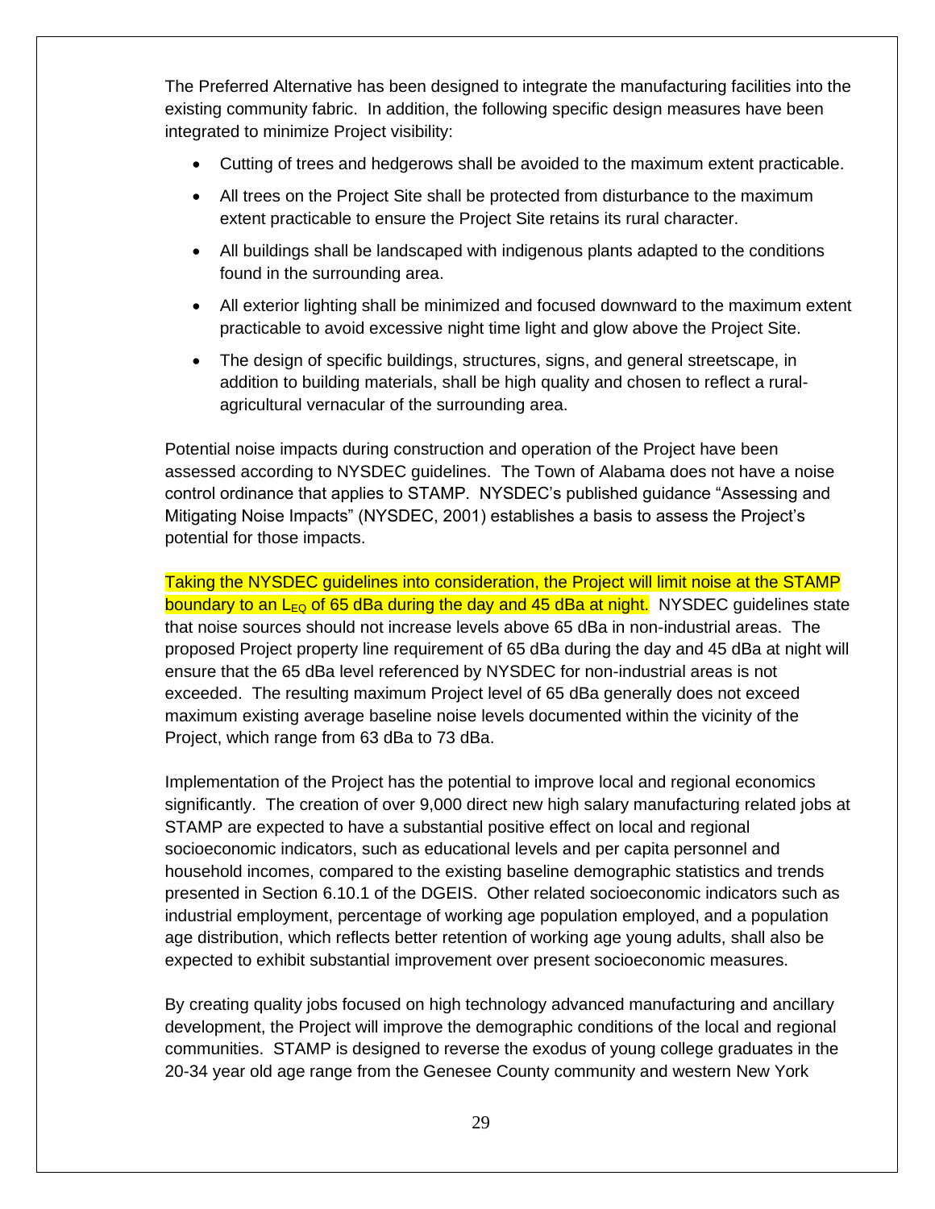The Preferred Alternative has been designed to integrate the manufacturing facilities into the existing community fabric. In addition, the following specific design measures have been integrated to minimize Project visibility:

- Cutting of trees and hedgerows shall be avoided to the maximum extent practicable.
- All trees on the Project Site shall be protected from disturbance to the maximum extent practicable to ensure the Project Site retains its rural character.
- All buildings shall be landscaped with indigenous plants adapted to the conditions found in the surrounding area.
- All exterior lighting shall be minimized and focused downward to the maximum extent practicable to avoid excessive night time light and glow above the Project Site.
- The design of specific buildings, structures, signs, and general streetscape, in addition to building materials, shall be high quality and chosen to reflect a rural-agricultural vernacular of the surrounding area.

Potential noise impacts during construction and operation of the Project have been assessed according to NYSDEC guidelines. The Town of Alabama does not have a noise control ordinance that applies to STAMP. NYSDEC's published guidance "Assessing and Mitigating Noise Impacts" (NYSDEC, 2001) establishes a basis to assess the Project's potential for those impacts.

Taking the NYSDEC guidelines into consideration, the Project will limit noise at the STAMP boundary to an $L_{EQ}$ of 65 dBa during the day and 45 dBa at night. NYSDEC guidelines state that noise sources should not increase levels above 65 dBa in non-industrial areas. The proposed Project property line requirement of 65 dBa during the day and 45 dBa at night will ensure that the 65 dBa level referenced by NYSDEC for non-industrial areas is not exceeded. The resulting maximum Project level of 65 dBa generally does not exceed maximum existing average baseline noise levels documented within the vicinity of the Project, which range from 63 dBa to 73 dBa.

Implementation of the Project has the potential to improve local and regional economics significantly. The creation of over 9,000 direct new high salary manufacturing related jobs at STAMP are expected to have a substantial positive effect on local and regional socioeconomic indicators, such as educational levels and per capita personnel and household incomes, compared to the existing baseline demographic statistics and trends presented in Section 6.10.1 of the DGEIS. Other related socioeconomic indicators such as industrial employment, percentage of working age population employed, and a population age distribution, which reflects better retention of working age young adults, shall also be expected to exhibit substantial improvement over present socioeconomic measures.

By creating quality jobs focused on high technology advanced manufacturing and ancillary development, the Project will improve the demographic conditions of the local and regional communities. STAMP is designed to reverse the exodus of young college graduates in the 20-34 year old age range from the Genesee County community and western New York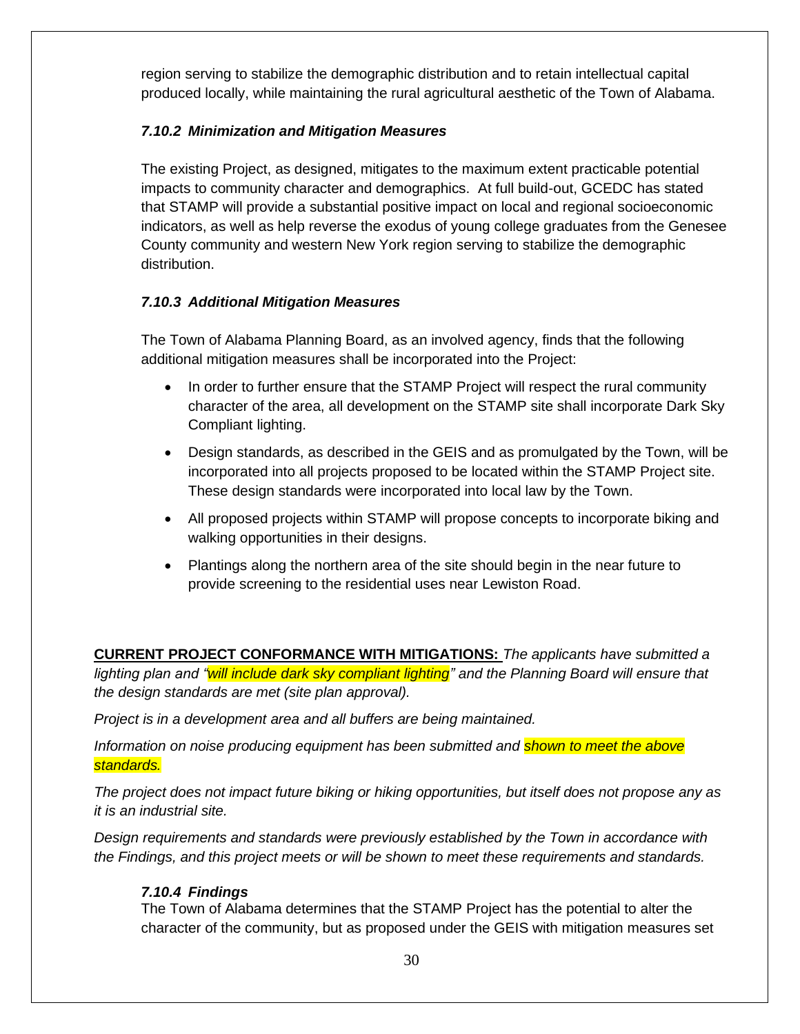region serving to stabilize the demographic distribution and to retain intellectual capital produced locally, while maintaining the rural agricultural aesthetic of the Town of Alabama.

### *7.10.2 Minimization and Mitigation Measures*

The existing Project, as designed, mitigates to the maximum extent practicable potential impacts to community character and demographics. At full build-out, GCEDC has stated that STAMP will provide a substantial positive impact on local and regional socioeconomic indicators, as well as help reverse the exodus of young college graduates from the Genesee County community and western New York region serving to stabilize the demographic distribution.

### *7.10.3 Additional Mitigation Measures*

The Town of Alabama Planning Board, as an involved agency, finds that the following additional mitigation measures shall be incorporated into the Project:

- In order to further ensure that the STAMP Project will respect the rural community character of the area, all development on the STAMP site shall incorporate Dark Sky Compliant lighting.
- Design standards, as described in the GEIS and as promulgated by the Town, will be incorporated into all projects proposed to be located within the STAMP Project site. These design standards were incorporated into local law by the Town.
- All proposed projects within STAMP will propose concepts to incorporate biking and walking opportunities in their designs.
- Plantings along the northern area of the site should begin in the near future to provide screening to the residential uses near Lewiston Road.

**CURRENT PROJECT CONFORMANCE WITH MITIGATIONS:** *The applicants have submitted a lighting plan and "will include dark sky compliant lighting" and the Planning Board will ensure that the design standards are met (site plan approval).*

*Project is in a development area and all buffers are being maintained.*

*Information on noise producing equipment has been submitted and shown to meet the above standards.*

*The project does not impact future biking or hiking opportunities, but itself does not propose any as it is an industrial site.*

*Design requirements and standards were previously established by the Town in accordance with the Findings, and this project meets or will be shown to meet these requirements and standards.*

### *7.10.4 Findings*

The Town of Alabama determines that the STAMP Project has the potential to alter the character of the community, but as proposed under the GEIS with mitigation measures set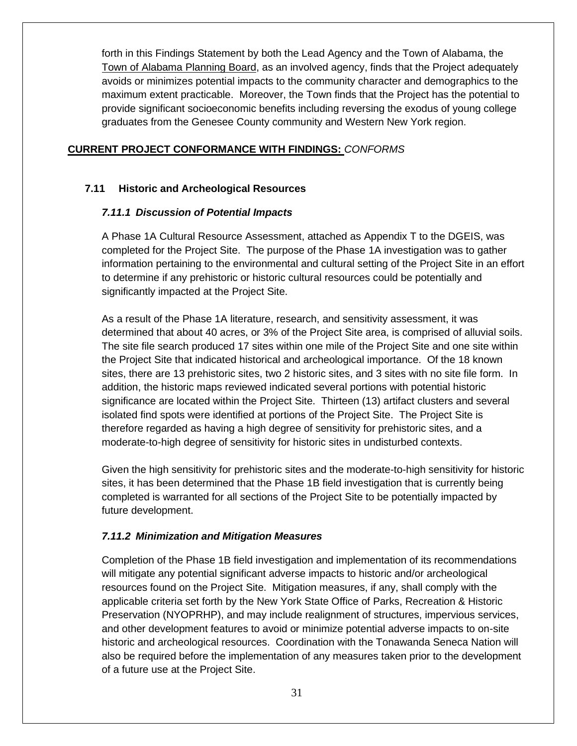forth in this Findings Statement by both the Lead Agency and the Town of Alabama, the Town of Alabama Planning Board, as an involved agency, finds that the Project adequately avoids or minimizes potential impacts to the community character and demographics to the maximum extent practicable. Moreover, the Town finds that the Project has the potential to provide significant socioeconomic benefits including reversing the exodus of young college graduates from the Genesee County community and Western New York region.

**CURRENT PROJECT CONFORMANCE WITH FINDINGS:** *CONFORMS*

### 7.11 Historic and Archeological Resources

#### *7.11.1 Discussion of Potential Impacts*

A Phase 1A Cultural Resource Assessment, attached as Appendix T to the DGEIS, was completed for the Project Site. The purpose of the Phase 1A investigation was to gather information pertaining to the environmental and cultural setting of the Project Site in an effort to determine if any prehistoric or historic cultural resources could be potentially and significantly impacted at the Project Site.

As a result of the Phase 1A literature, research, and sensitivity assessment, it was determined that about 40 acres, or 3% of the Project Site area, is comprised of alluvial soils. The site file search produced 17 sites within one mile of the Project Site and one site within the Project Site that indicated historical and archeological importance. Of the 18 known sites, there are 13 prehistoric sites, two 2 historic sites, and 3 sites with no site file form. In addition, the historic maps reviewed indicated several portions with potential historic significance are located within the Project Site. Thirteen (13) artifact clusters and several isolated find spots were identified at portions of the Project Site. The Project Site is therefore regarded as having a high degree of sensitivity for prehistoric sites, and a moderate-to-high degree of sensitivity for historic sites in undisturbed contexts.

Given the high sensitivity for prehistoric sites and the moderate-to-high sensitivity for historic sites, it has been determined that the Phase 1B field investigation that is currently being completed is warranted for all sections of the Project Site to be potentially impacted by future development.

#### *7.11.2 Minimization and Mitigation Measures*

Completion of the Phase 1B field investigation and implementation of its recommendations will mitigate any potential significant adverse impacts to historic and/or archeological resources found on the Project Site. Mitigation measures, if any, shall comply with the applicable criteria set forth by the New York State Office of Parks, Recreation & Historic Preservation (NYOPRHP), and may include realignment of structures, impervious services, and other development features to avoid or minimize potential adverse impacts to on-site historic and archeological resources. Coordination with the Tonawanda Seneca Nation will also be required before the implementation of any measures taken prior to the development of a future use at the Project Site.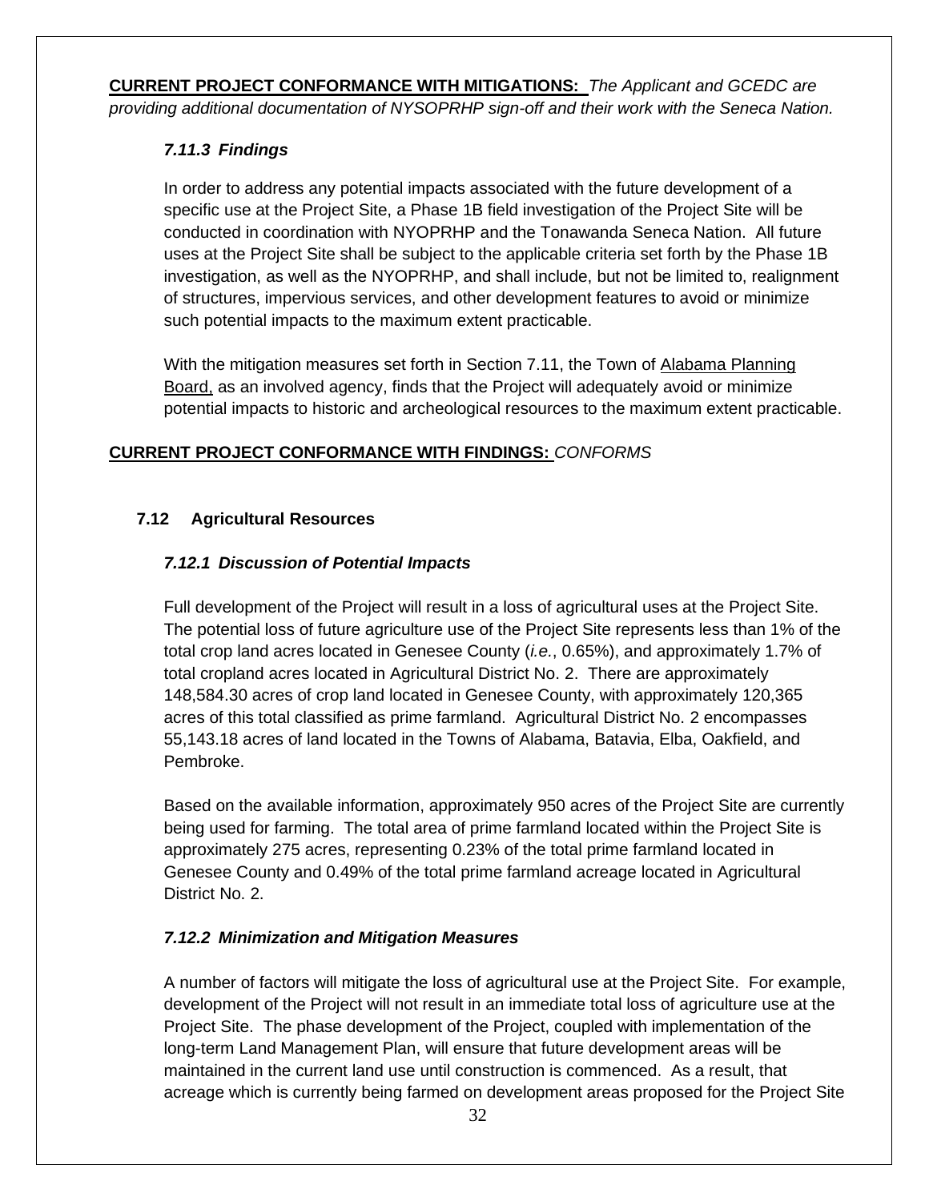**CURRENT PROJECT CONFORMANCE WITH MITIGATIONS:** *The Applicant and GCEDC are providing additional documentation of NYSOPRHP sign-off and their work with the Seneca Nation.*

### *7.11.3 Findings*

In order to address any potential impacts associated with the future development of a specific use at the Project Site, a Phase 1B field investigation of the Project Site will be conducted in coordination with NYOPRHP and the Tonawanda Seneca Nation. All future uses at the Project Site shall be subject to the applicable criteria set forth by the Phase 1B investigation, as well as the NYOPRHP, and shall include, but not be limited to, realignment of structures, impervious services, and other development features to avoid or minimize such potential impacts to the maximum extent practicable.

With the mitigation measures set forth in Section 7.11, the Town of Alabama Planning Board, as an involved agency, finds that the Project will adequately avoid or minimize potential impacts to historic and archeological resources to the maximum extent practicable.

**CURRENT PROJECT CONFORMANCE WITH FINDINGS:** *CONFORMS*

## 7.12 Agricultural Resources

### *7.12.1 Discussion of Potential Impacts*

Full development of the Project will result in a loss of agricultural uses at the Project Site. The potential loss of future agriculture use of the Project Site represents less than 1% of the total crop land acres located in Genesee County (*i.e.*, 0.65%), and approximately 1.7% of total cropland acres located in Agricultural District No. 2. There are approximately 148,584.30 acres of crop land located in Genesee County, with approximately 120,365 acres of this total classified as prime farmland. Agricultural District No. 2 encompasses 55,143.18 acres of land located in the Towns of Alabama, Batavia, Elba, Oakfield, and Pembroke.

Based on the available information, approximately 950 acres of the Project Site are currently being used for farming. The total area of prime farmland located within the Project Site is approximately 275 acres, representing 0.23% of the total prime farmland located in Genesee County and 0.49% of the total prime farmland acreage located in Agricultural District No. 2.

### *7.12.2 Minimization and Mitigation Measures*

A number of factors will mitigate the loss of agricultural use at the Project Site. For example, development of the Project will not result in an immediate total loss of agriculture use at the Project Site. The phase development of the Project, coupled with implementation of the long-term Land Management Plan, will ensure that future development areas will be maintained in the current land use until construction is commenced. As a result, that acreage which is currently being farmed on development areas proposed for the Project Site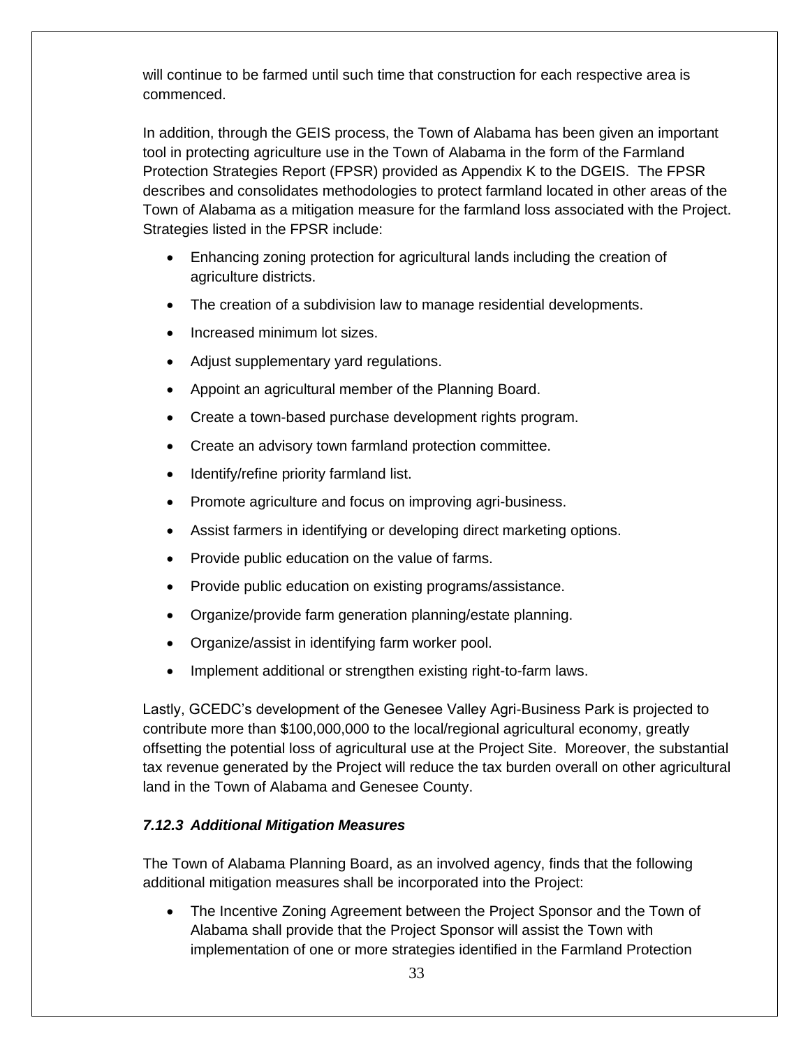will continue to be farmed until such time that construction for each respective area is commenced.

In addition, through the GEIS process, the Town of Alabama has been given an important tool in protecting agriculture use in the Town of Alabama in the form of the Farmland Protection Strategies Report (FPSR) provided as Appendix K to the DGEIS. The FPSR describes and consolidates methodologies to protect farmland located in other areas of the Town of Alabama as a mitigation measure for the farmland loss associated with the Project. Strategies listed in the FPSR include:

- Enhancing zoning protection for agricultural lands including the creation of agriculture districts.
- The creation of a subdivision law to manage residential developments.
- Increased minimum lot sizes.
- Adjust supplementary yard regulations.
- Appoint an agricultural member of the Planning Board.
- Create a town-based purchase development rights program.
- Create an advisory town farmland protection committee.
- Identify/refine priority farmland list.
- Promote agriculture and focus on improving agri-business.
- Assist farmers in identifying or developing direct marketing options.
- Provide public education on the value of farms.
- Provide public education on existing programs/assistance.
- Organize/provide farm generation planning/estate planning.
- Organize/assist in identifying farm worker pool.
- Implement additional or strengthen existing right-to-farm laws.

Lastly, GCEDC's development of the Genesee Valley Agri-Business Park is projected to contribute more than $100,000,000 to the local/regional agricultural economy, greatly offsetting the potential loss of agricultural use at the Project Site. Moreover, the substantial tax revenue generated by the Project will reduce the tax burden overall on other agricultural land in the Town of Alabama and Genesee County.

### *7.12.3 Additional Mitigation Measures*

The Town of Alabama Planning Board, as an involved agency, finds that the following additional mitigation measures shall be incorporated into the Project:

- The Incentive Zoning Agreement between the Project Sponsor and the Town of Alabama shall provide that the Project Sponsor will assist the Town with implementation of one or more strategies identified in the Farmland Protection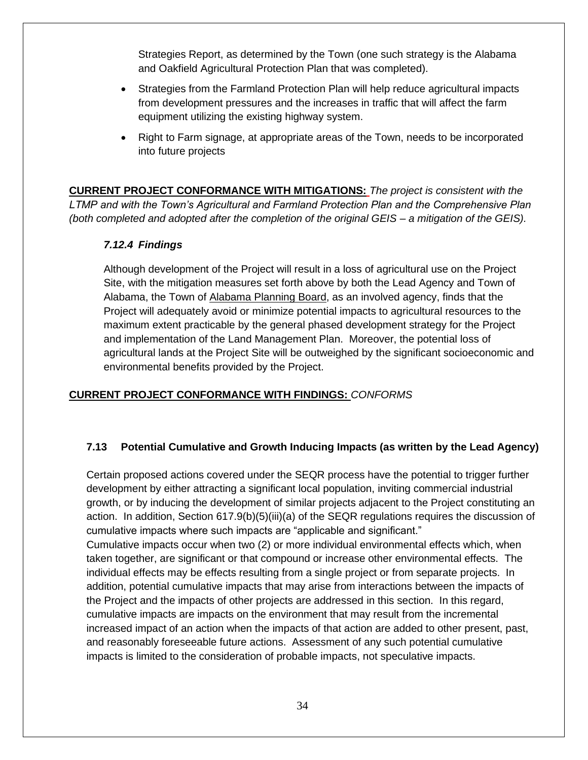Strategies Report, as determined by the Town (one such strategy is the Alabama and Oakfield Agricultural Protection Plan that was completed).

- Strategies from the Farmland Protection Plan will help reduce agricultural impacts from development pressures and the increases in traffic that will affect the farm equipment utilizing the existing highway system.
- Right to Farm signage, at appropriate areas of the Town, needs to be incorporated into future projects

**CURRENT PROJECT CONFORMANCE WITH MITIGATIONS:** *The project is consistent with the LTMP and with the Town's Agricultural and Farmland Protection Plan and the Comprehensive Plan (both completed and adopted after the completion of the original GEIS – a mitigation of the GEIS).*

### *7.12.4 Findings*

Although development of the Project will result in a loss of agricultural use on the Project Site, with the mitigation measures set forth above by both the Lead Agency and Town of Alabama, the Town of Alabama Planning Board, as an involved agency, finds that the Project will adequately avoid or minimize potential impacts to agricultural resources to the maximum extent practicable by the general phased development strategy for the Project and implementation of the Land Management Plan. Moreover, the potential loss of agricultural lands at the Project Site will be outweighed by the significant socioeconomic and environmental benefits provided by the Project.

**CURRENT PROJECT CONFORMANCE WITH FINDINGS:** *CONFORMS*

## 7.13 Potential Cumulative and Growth Inducing Impacts (as written by the Lead Agency)

Certain proposed actions covered under the SEQR process have the potential to trigger further development by either attracting a significant local population, inviting commercial industrial growth, or by inducing the development of similar projects adjacent to the Project constituting an action. In addition, Section 617.9(b)(5)(iii)(a) of the SEQR regulations requires the discussion of cumulative impacts where such impacts are "applicable and significant."

Cumulative impacts occur when two (2) or more individual environmental effects which, when taken together, are significant or that compound or increase other environmental effects. The individual effects may be effects resulting from a single project or from separate projects. In addition, potential cumulative impacts that may arise from interactions between the impacts of the Project and the impacts of other projects are addressed in this section. In this regard, cumulative impacts are impacts on the environment that may result from the incremental increased impact of an action when the impacts of that action are added to other present, past, and reasonably foreseeable future actions. Assessment of any such potential cumulative impacts is limited to the consideration of probable impacts, not speculative impacts.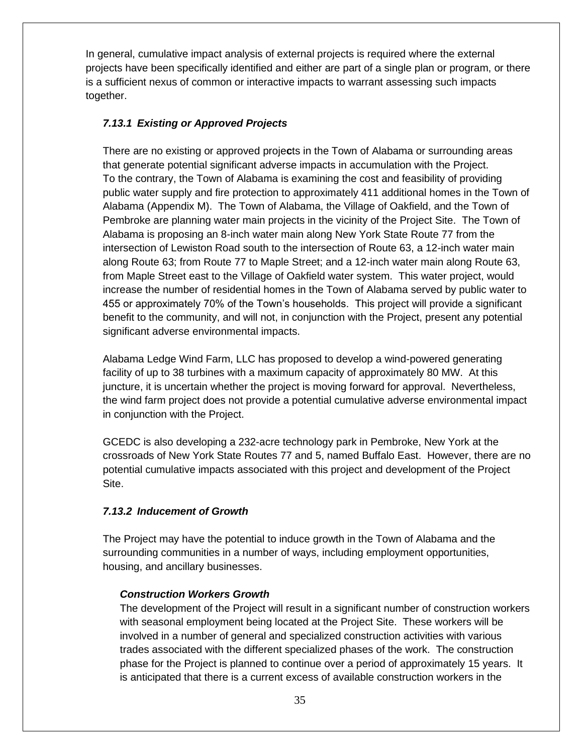In general, cumulative impact analysis of external projects is required where the external projects have been specifically identified and either are part of a single plan or program, or there is a sufficient nexus of common or interactive impacts to warrant assessing such impacts together.

### *7.13.1 Existing or Approved Projects*

There are no existing or approved projects in the Town of Alabama or surrounding areas that generate potential significant adverse impacts in accumulation with the Project. To the contrary, the Town of Alabama is examining the cost and feasibility of providing public water supply and fire protection to approximately 411 additional homes in the Town of Alabama (Appendix M). The Town of Alabama, the Village of Oakfield, and the Town of Pembroke are planning water main projects in the vicinity of the Project Site. The Town of Alabama is proposing an 8-inch water main along New York State Route 77 from the intersection of Lewiston Road south to the intersection of Route 63, a 12-inch water main along Route 63; from Route 77 to Maple Street; and a 12-inch water main along Route 63, from Maple Street east to the Village of Oakfield water system. This water project, would increase the number of residential homes in the Town of Alabama served by public water to 455 or approximately 70% of the Town's households. This project will provide a significant benefit to the community, and will not, in conjunction with the Project, present any potential significant adverse environmental impacts.

Alabama Ledge Wind Farm, LLC has proposed to develop a wind-powered generating facility of up to 38 turbines with a maximum capacity of approximately 80 MW. At this juncture, it is uncertain whether the project is moving forward for approval. Nevertheless, the wind farm project does not provide a potential cumulative adverse environmental impact in conjunction with the Project.

GCEDC is also developing a 232-acre technology park in Pembroke, New York at the crossroads of New York State Routes 77 and 5, named Buffalo East. However, there are no potential cumulative impacts associated with this project and development of the Project Site.

### *7.13.2 Inducement of Growth*

The Project may have the potential to induce growth in the Town of Alabama and the surrounding communities in a number of ways, including employment opportunities, housing, and ancillary businesses.

#### ***Construction Workers Growth***

The development of the Project will result in a significant number of construction workers with seasonal employment being located at the Project Site. These workers will be involved in a number of general and specialized construction activities with various trades associated with the different specialized phases of the work. The construction phase for the Project is planned to continue over a period of approximately 15 years. It is anticipated that there is a current excess of available construction workers in the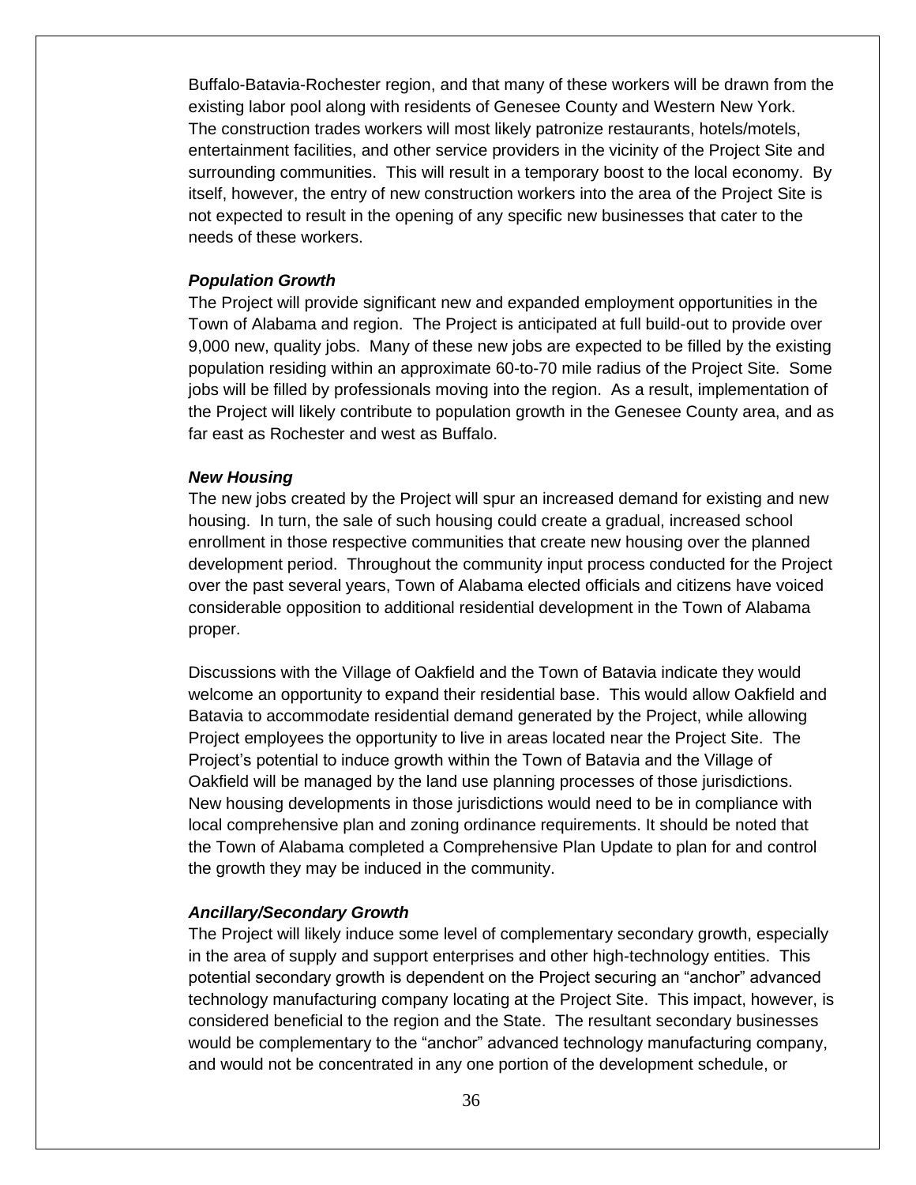Buffalo-Batavia-Rochester region, and that many of these workers will be drawn from the existing labor pool along with residents of Genesee County and Western New York. The construction trades workers will most likely patronize restaurants, hotels/motels, entertainment facilities, and other service providers in the vicinity of the Project Site and surrounding communities. This will result in a temporary boost to the local economy. By itself, however, the entry of new construction workers into the area of the Project Site is not expected to result in the opening of any specific new businesses that cater to the needs of these workers.

***Population Growth***

The Project will provide significant new and expanded employment opportunities in the Town of Alabama and region. The Project is anticipated at full build-out to provide over 9,000 new, quality jobs. Many of these new jobs are expected to be filled by the existing population residing within an approximate 60-to-70 mile radius of the Project Site. Some jobs will be filled by professionals moving into the region. As a result, implementation of the Project will likely contribute to population growth in the Genesee County area, and as far east as Rochester and west as Buffalo.

***New Housing***

The new jobs created by the Project will spur an increased demand for existing and new housing. In turn, the sale of such housing could create a gradual, increased school enrollment in those respective communities that create new housing over the planned development period. Throughout the community input process conducted for the Project over the past several years, Town of Alabama elected officials and citizens have voiced considerable opposition to additional residential development in the Town of Alabama proper.

Discussions with the Village of Oakfield and the Town of Batavia indicate they would welcome an opportunity to expand their residential base. This would allow Oakfield and Batavia to accommodate residential demand generated by the Project, while allowing Project employees the opportunity to live in areas located near the Project Site. The Project's potential to induce growth within the Town of Batavia and the Village of Oakfield will be managed by the land use planning processes of those jurisdictions. New housing developments in those jurisdictions would need to be in compliance with local comprehensive plan and zoning ordinance requirements. It should be noted that the Town of Alabama completed a Comprehensive Plan Update to plan for and control the growth they may be induced in the community.

***Ancillary/Secondary Growth***

The Project will likely induce some level of complementary secondary growth, especially in the area of supply and support enterprises and other high-technology entities. This potential secondary growth is dependent on the Project securing an "anchor" advanced technology manufacturing company locating at the Project Site. This impact, however, is considered beneficial to the region and the State. The resultant secondary businesses would be complementary to the "anchor" advanced technology manufacturing company, and would not be concentrated in any one portion of the development schedule, or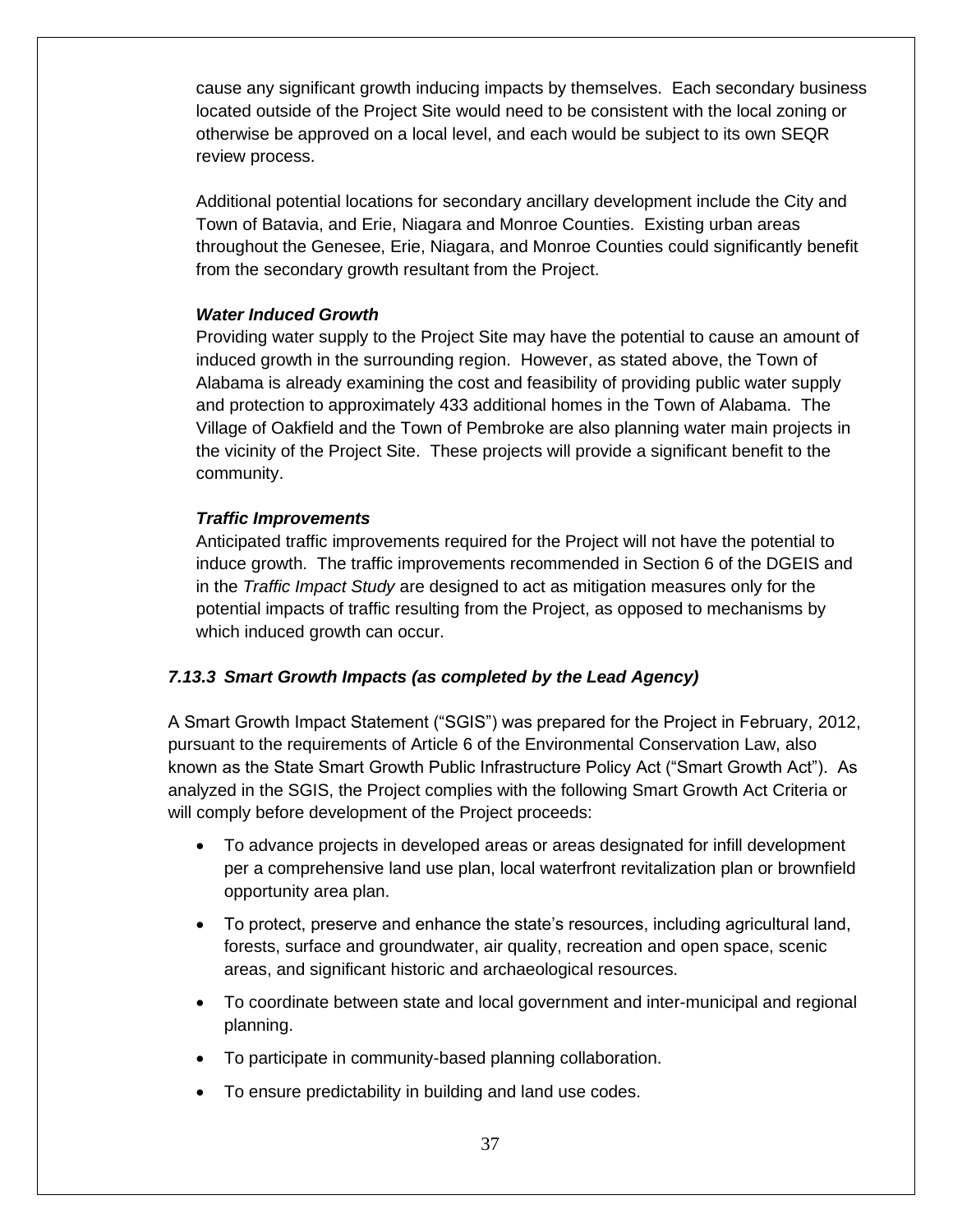cause any significant growth inducing impacts by themselves. Each secondary business located outside of the Project Site would need to be consistent with the local zoning or otherwise be approved on a local level, and each would be subject to its own SEQR review process.

Additional potential locations for secondary ancillary development include the City and Town of Batavia, and Erie, Niagara and Monroe Counties. Existing urban areas throughout the Genesee, Erie, Niagara, and Monroe Counties could significantly benefit from the secondary growth resultant from the Project.

***Water Induced Growth***

Providing water supply to the Project Site may have the potential to cause an amount of induced growth in the surrounding region. However, as stated above, the Town of Alabama is already examining the cost and feasibility of providing public water supply and protection to approximately 433 additional homes in the Town of Alabama. The Village of Oakfield and the Town of Pembroke are also planning water main projects in the vicinity of the Project Site. These projects will provide a significant benefit to the community.

***Traffic Improvements***

Anticipated traffic improvements required for the Project will not have the potential to induce growth. The traffic improvements recommended in Section 6 of the DGEIS and in the *Traffic Impact Study* are designed to act as mitigation measures only for the potential impacts of traffic resulting from the Project, as opposed to mechanisms by which induced growth can occur.

### *7.13.3 Smart Growth Impacts (as completed by the Lead Agency)*

A Smart Growth Impact Statement ("SGIS") was prepared for the Project in February, 2012, pursuant to the requirements of Article 6 of the Environmental Conservation Law, also known as the State Smart Growth Public Infrastructure Policy Act ("Smart Growth Act"). As analyzed in the SGIS, the Project complies with the following Smart Growth Act Criteria or will comply before development of the Project proceeds:

- To advance projects in developed areas or areas designated for infill development per a comprehensive land use plan, local waterfront revitalization plan or brownfield opportunity area plan.
- To protect, preserve and enhance the state's resources, including agricultural land, forests, surface and groundwater, air quality, recreation and open space, scenic areas, and significant historic and archaeological resources.
- To coordinate between state and local government and inter-municipal and regional planning.
- To participate in community-based planning collaboration.
- To ensure predictability in building and land use codes.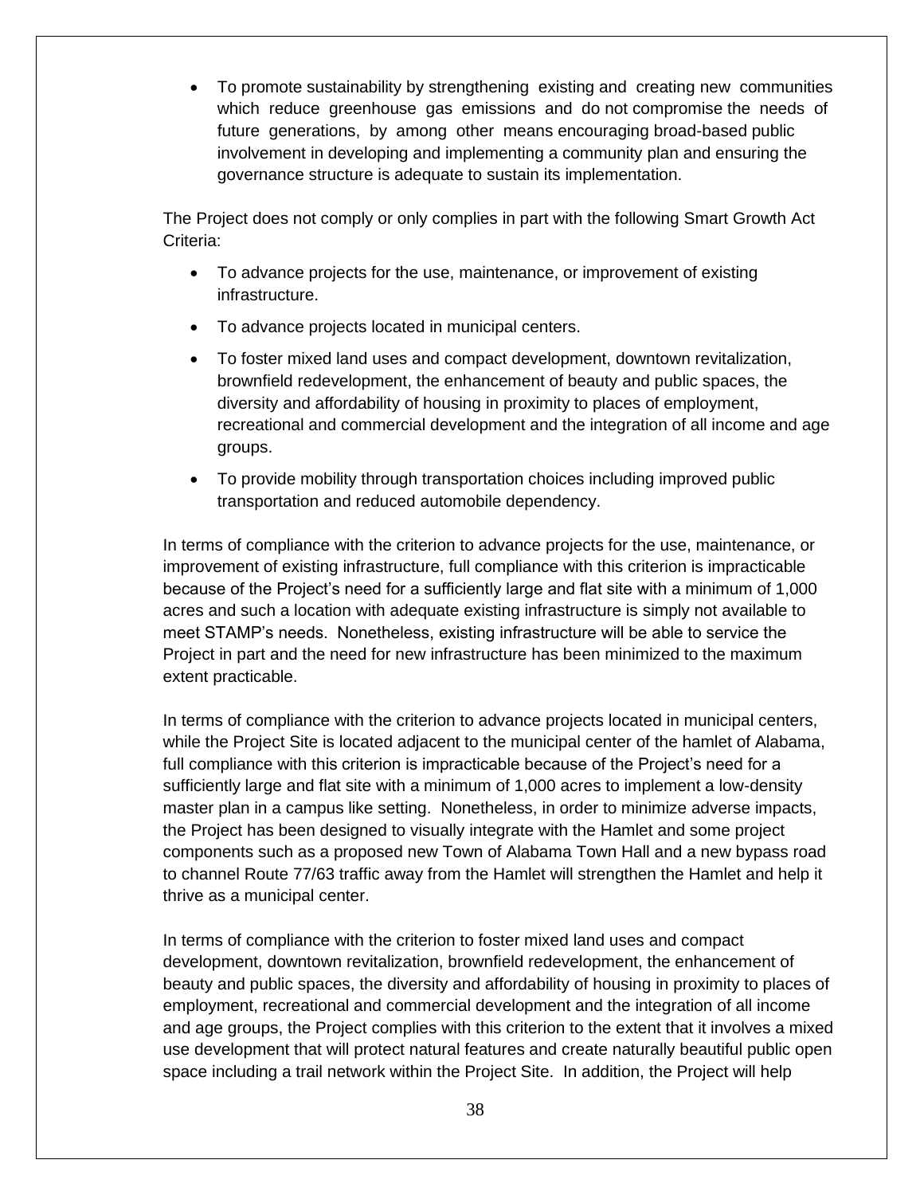- To promote sustainability by strengthening existing and creating new communities which reduce greenhouse gas emissions and do not compromise the needs of future generations, by among other means encouraging broad-based public involvement in developing and implementing a community plan and ensuring the governance structure is adequate to sustain its implementation.

The Project does not comply or only complies in part with the following Smart Growth Act Criteria:

- To advance projects for the use, maintenance, or improvement of existing infrastructure.
- To advance projects located in municipal centers.
- To foster mixed land uses and compact development, downtown revitalization, brownfield redevelopment, the enhancement of beauty and public spaces, the diversity and affordability of housing in proximity to places of employment, recreational and commercial development and the integration of all income and age groups.
- To provide mobility through transportation choices including improved public transportation and reduced automobile dependency.

In terms of compliance with the criterion to advance projects for the use, maintenance, or improvement of existing infrastructure, full compliance with this criterion is impracticable because of the Project's need for a sufficiently large and flat site with a minimum of 1,000 acres and such a location with adequate existing infrastructure is simply not available to meet STAMP's needs. Nonetheless, existing infrastructure will be able to service the Project in part and the need for new infrastructure has been minimized to the maximum extent practicable.

In terms of compliance with the criterion to advance projects located in municipal centers, while the Project Site is located adjacent to the municipal center of the hamlet of Alabama, full compliance with this criterion is impracticable because of the Project's need for a sufficiently large and flat site with a minimum of 1,000 acres to implement a low-density master plan in a campus like setting. Nonetheless, in order to minimize adverse impacts, the Project has been designed to visually integrate with the Hamlet and some project components such as a proposed new Town of Alabama Town Hall and a new bypass road to channel Route 77/63 traffic away from the Hamlet will strengthen the Hamlet and help it thrive as a municipal center.

In terms of compliance with the criterion to foster mixed land uses and compact development, downtown revitalization, brownfield redevelopment, the enhancement of beauty and public spaces, the diversity and affordability of housing in proximity to places of employment, recreational and commercial development and the integration of all income and age groups, the Project complies with this criterion to the extent that it involves a mixed use development that will protect natural features and create naturally beautiful public open space including a trail network within the Project Site. In addition, the Project will help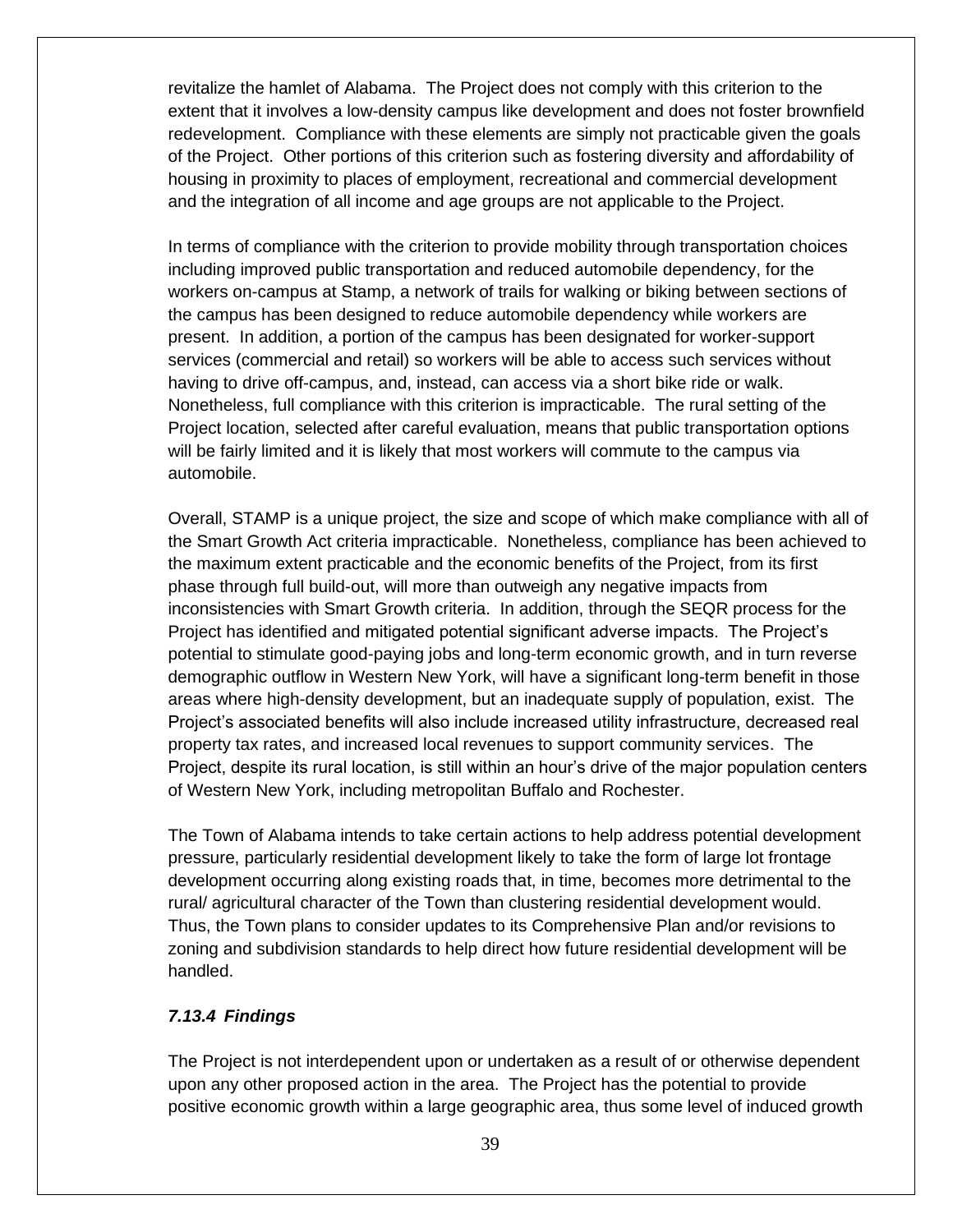revitalize the hamlet of Alabama. The Project does not comply with this criterion to the extent that it involves a low-density campus like development and does not foster brownfield redevelopment. Compliance with these elements are simply not practicable given the goals of the Project. Other portions of this criterion such as fostering diversity and affordability of housing in proximity to places of employment, recreational and commercial development and the integration of all income and age groups are not applicable to the Project.

In terms of compliance with the criterion to provide mobility through transportation choices including improved public transportation and reduced automobile dependency, for the workers on-campus at Stamp, a network of trails for walking or biking between sections of the campus has been designed to reduce automobile dependency while workers are present. In addition, a portion of the campus has been designated for worker-support services (commercial and retail) so workers will be able to access such services without having to drive off-campus, and, instead, can access via a short bike ride or walk. Nonetheless, full compliance with this criterion is impracticable. The rural setting of the Project location, selected after careful evaluation, means that public transportation options will be fairly limited and it is likely that most workers will commute to the campus via automobile.

Overall, STAMP is a unique project, the size and scope of which make compliance with all of the Smart Growth Act criteria impracticable. Nonetheless, compliance has been achieved to the maximum extent practicable and the economic benefits of the Project, from its first phase through full build-out, will more than outweigh any negative impacts from inconsistencies with Smart Growth criteria. In addition, through the SEQR process for the Project has identified and mitigated potential significant adverse impacts. The Project's potential to stimulate good-paying jobs and long-term economic growth, and in turn reverse demographic outflow in Western New York, will have a significant long-term benefit in those areas where high-density development, but an inadequate supply of population, exist. The Project's associated benefits will also include increased utility infrastructure, decreased real property tax rates, and increased local revenues to support community services. The Project, despite its rural location, is still within an hour's drive of the major population centers of Western New York, including metropolitan Buffalo and Rochester.

The Town of Alabama intends to take certain actions to help address potential development pressure, particularly residential development likely to take the form of large lot frontage development occurring along existing roads that, in time, becomes more detrimental to the rural/ agricultural character of the Town than clustering residential development would. Thus, the Town plans to consider updates to its Comprehensive Plan and/or revisions to zoning and subdivision standards to help direct how future residential development will be handled.

#### *7.13.4 Findings*

The Project is not interdependent upon or undertaken as a result of or otherwise dependent upon any other proposed action in the area. The Project has the potential to provide positive economic growth within a large geographic area, thus some level of induced growth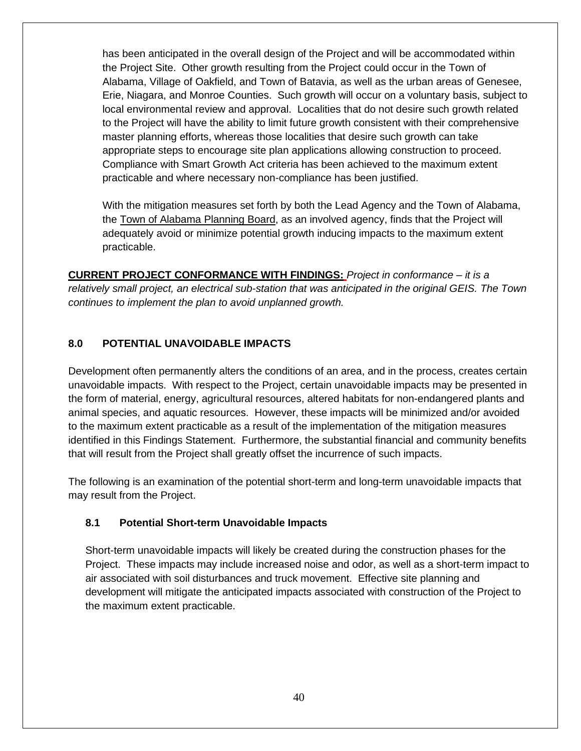has been anticipated in the overall design of the Project and will be accommodated within the Project Site. Other growth resulting from the Project could occur in the Town of Alabama, Village of Oakfield, and Town of Batavia, as well as the urban areas of Genesee, Erie, Niagara, and Monroe Counties. Such growth will occur on a voluntary basis, subject to local environmental review and approval. Localities that do not desire such growth related to the Project will have the ability to limit future growth consistent with their comprehensive master planning efforts, whereas those localities that desire such growth can take appropriate steps to encourage site plan applications allowing construction to proceed. Compliance with Smart Growth Act criteria has been achieved to the maximum extent practicable and where necessary non-compliance has been justified.

With the mitigation measures set forth by both the Lead Agency and the Town of Alabama, the Town of Alabama Planning Board, as an involved agency, finds that the Project will adequately avoid or minimize potential growth inducing impacts to the maximum extent practicable.

**CURRENT PROJECT CONFORMANCE WITH FINDINGS:** *Project in conformance – it is a relatively small project, an electrical sub-station that was anticipated in the original GEIS. The Town continues to implement the plan to avoid unplanned growth.*

## 8.0 POTENTIAL UNAVOIDABLE IMPACTS

Development often permanently alters the conditions of an area, and in the process, creates certain unavoidable impacts. With respect to the Project, certain unavoidable impacts may be presented in the form of material, energy, agricultural resources, altered habitats for non-endangered plants and animal species, and aquatic resources. However, these impacts will be minimized and/or avoided to the maximum extent practicable as a result of the implementation of the mitigation measures identified in this Findings Statement. Furthermore, the substantial financial and community benefits that will result from the Project shall greatly offset the incurrence of such impacts.

The following is an examination of the potential short-term and long-term unavoidable impacts that may result from the Project.

### 8.1 Potential Short-term Unavoidable Impacts

Short-term unavoidable impacts will likely be created during the construction phases for the Project. These impacts may include increased noise and odor, as well as a short-term impact to air associated with soil disturbances and truck movement. Effective site planning and development will mitigate the anticipated impacts associated with construction of the Project to the maximum extent practicable.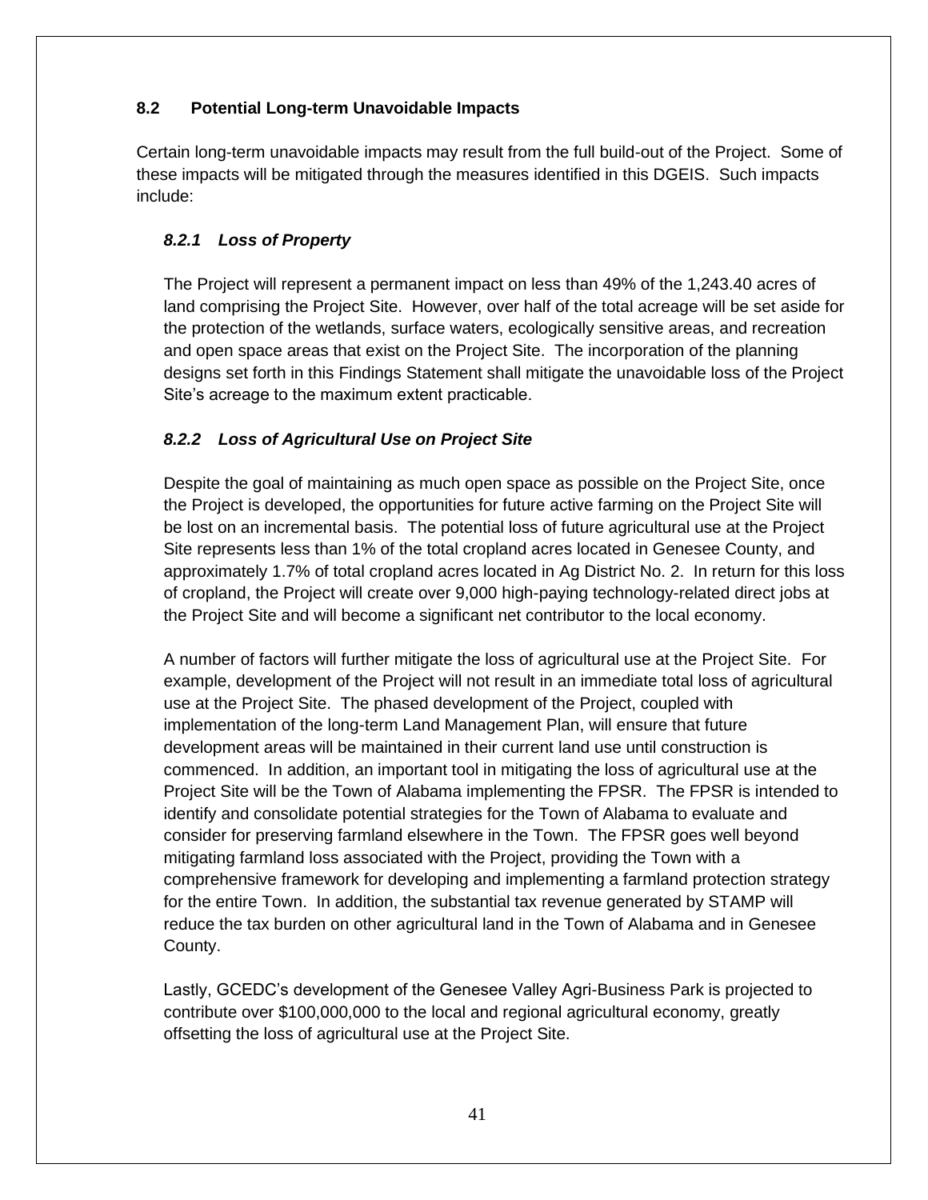## 8.2 Potential Long-term Unavoidable Impacts

Certain long-term unavoidable impacts may result from the full build-out of the Project. Some of these impacts will be mitigated through the measures identified in this DGEIS. Such impacts include:

### *8.2.1 Loss of Property*

The Project will represent a permanent impact on less than 49% of the 1,243.40 acres of land comprising the Project Site. However, over half of the total acreage will be set aside for the protection of the wetlands, surface waters, ecologically sensitive areas, and recreation and open space areas that exist on the Project Site. The incorporation of the planning designs set forth in this Findings Statement shall mitigate the unavoidable loss of the Project Site's acreage to the maximum extent practicable.

### *8.2.2 Loss of Agricultural Use on Project Site*

Despite the goal of maintaining as much open space as possible on the Project Site, once the Project is developed, the opportunities for future active farming on the Project Site will be lost on an incremental basis. The potential loss of future agricultural use at the Project Site represents less than 1% of the total cropland acres located in Genesee County, and approximately 1.7% of total cropland acres located in Ag District No. 2. In return for this loss of cropland, the Project will create over 9,000 high-paying technology-related direct jobs at the Project Site and will become a significant net contributor to the local economy.

A number of factors will further mitigate the loss of agricultural use at the Project Site. For example, development of the Project will not result in an immediate total loss of agricultural use at the Project Site. The phased development of the Project, coupled with implementation of the long-term Land Management Plan, will ensure that future development areas will be maintained in their current land use until construction is commenced. In addition, an important tool in mitigating the loss of agricultural use at the Project Site will be the Town of Alabama implementing the FPSR. The FPSR is intended to identify and consolidate potential strategies for the Town of Alabama to evaluate and consider for preserving farmland elsewhere in the Town. The FPSR goes well beyond mitigating farmland loss associated with the Project, providing the Town with a comprehensive framework for developing and implementing a farmland protection strategy for the entire Town. In addition, the substantial tax revenue generated by STAMP will reduce the tax burden on other agricultural land in the Town of Alabama and in Genesee County.

Lastly, GCEDC's development of the Genesee Valley Agri-Business Park is projected to contribute over $100,000,000 to the local and regional agricultural economy, greatly offsetting the loss of agricultural use at the Project Site.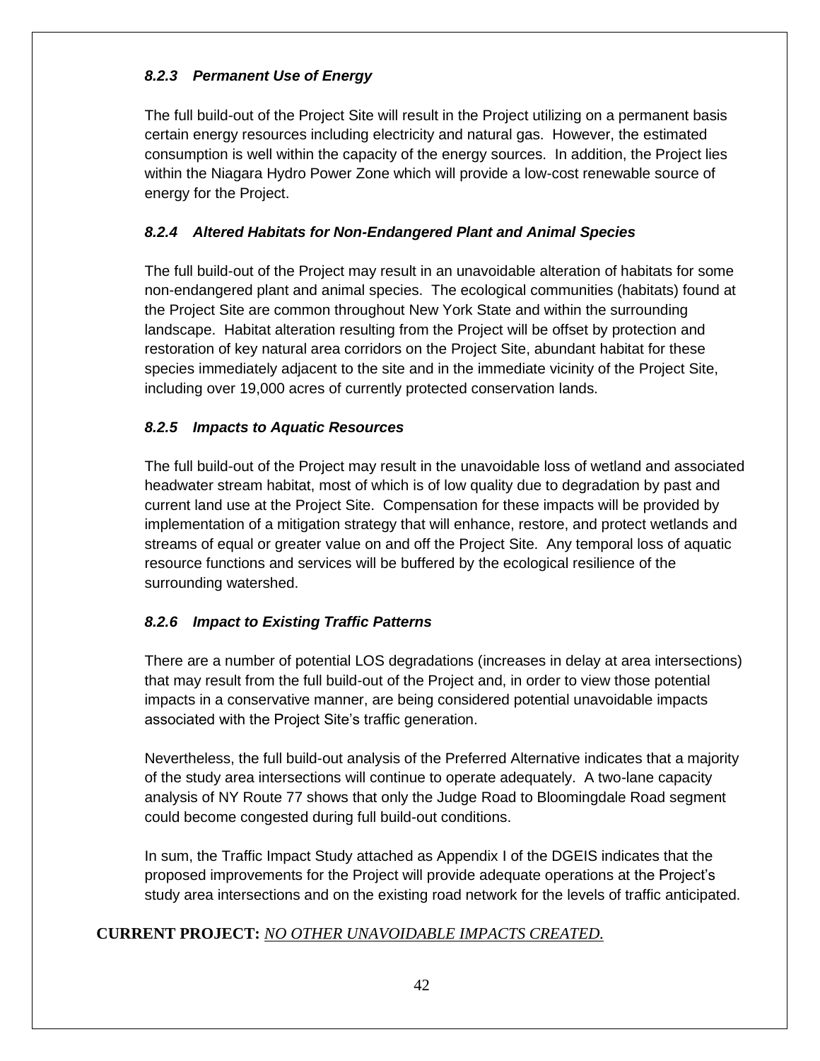### *8.2.3 Permanent Use of Energy*

The full build-out of the Project Site will result in the Project utilizing on a permanent basis certain energy resources including electricity and natural gas. However, the estimated consumption is well within the capacity of the energy sources. In addition, the Project lies within the Niagara Hydro Power Zone which will provide a low-cost renewable source of energy for the Project.

### *8.2.4 Altered Habitats for Non-Endangered Plant and Animal Species*

The full build-out of the Project may result in an unavoidable alteration of habitats for some non-endangered plant and animal species. The ecological communities (habitats) found at the Project Site are common throughout New York State and within the surrounding landscape. Habitat alteration resulting from the Project will be offset by protection and restoration of key natural area corridors on the Project Site, abundant habitat for these species immediately adjacent to the site and in the immediate vicinity of the Project Site, including over 19,000 acres of currently protected conservation lands.

### *8.2.5 Impacts to Aquatic Resources*

The full build-out of the Project may result in the unavoidable loss of wetland and associated headwater stream habitat, most of which is of low quality due to degradation by past and current land use at the Project Site. Compensation for these impacts will be provided by implementation of a mitigation strategy that will enhance, restore, and protect wetlands and streams of equal or greater value on and off the Project Site. Any temporal loss of aquatic resource functions and services will be buffered by the ecological resilience of the surrounding watershed.

### *8.2.6 Impact to Existing Traffic Patterns*

There are a number of potential LOS degradations (increases in delay at area intersections) that may result from the full build-out of the Project and, in order to view those potential impacts in a conservative manner, are being considered potential unavoidable impacts associated with the Project Site's traffic generation.

Nevertheless, the full build-out analysis of the Preferred Alternative indicates that a majority of the study area intersections will continue to operate adequately. A two-lane capacity analysis of NY Route 77 shows that only the Judge Road to Bloomingdale Road segment could become congested during full build-out conditions.

In sum, the Traffic Impact Study attached as Appendix I of the DGEIS indicates that the proposed improvements for the Project will provide adequate operations at the Project's study area intersections and on the existing road network for the levels of traffic anticipated.

**CURRENT PROJECT:** *NO OTHER UNAVOIDABLE IMPACTS CREATED.*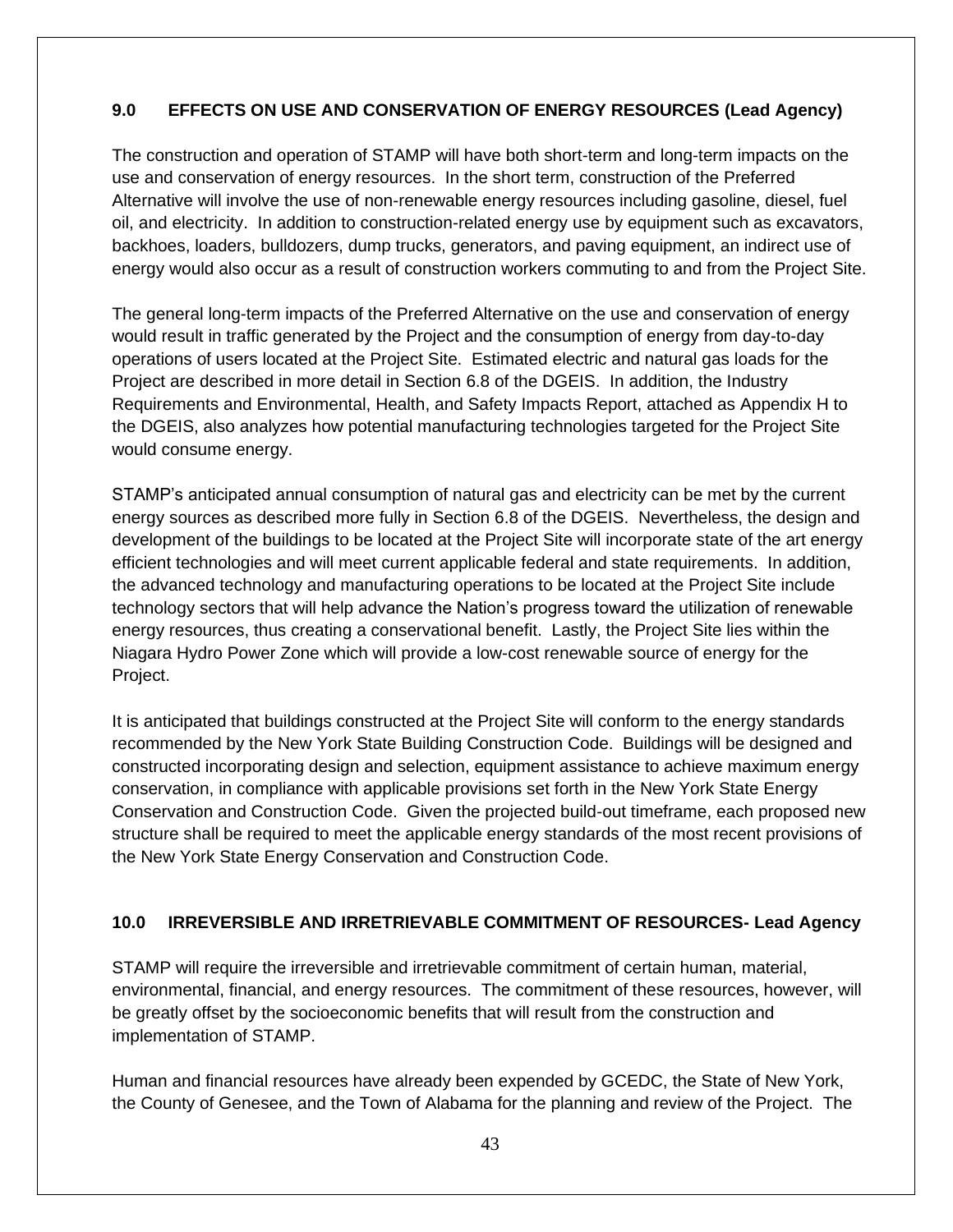## 9.0 EFFECTS ON USE AND CONSERVATION OF ENERGY RESOURCES (Lead Agency)

The construction and operation of STAMP will have both short-term and long-term impacts on the use and conservation of energy resources. In the short term, construction of the Preferred Alternative will involve the use of non-renewable energy resources including gasoline, diesel, fuel oil, and electricity. In addition to construction-related energy use by equipment such as excavators, backhoes, loaders, bulldozers, dump trucks, generators, and paving equipment, an indirect use of energy would also occur as a result of construction workers commuting to and from the Project Site.

The general long-term impacts of the Preferred Alternative on the use and conservation of energy would result in traffic generated by the Project and the consumption of energy from day-to-day operations of users located at the Project Site. Estimated electric and natural gas loads for the Project are described in more detail in Section 6.8 of the DGEIS. In addition, the Industry Requirements and Environmental, Health, and Safety Impacts Report, attached as Appendix H to the DGEIS, also analyzes how potential manufacturing technologies targeted for the Project Site would consume energy.

STAMP's anticipated annual consumption of natural gas and electricity can be met by the current energy sources as described more fully in Section 6.8 of the DGEIS. Nevertheless, the design and development of the buildings to be located at the Project Site will incorporate state of the art energy efficient technologies and will meet current applicable federal and state requirements. In addition, the advanced technology and manufacturing operations to be located at the Project Site include technology sectors that will help advance the Nation's progress toward the utilization of renewable energy resources, thus creating a conservational benefit. Lastly, the Project Site lies within the Niagara Hydro Power Zone which will provide a low-cost renewable source of energy for the Project.

It is anticipated that buildings constructed at the Project Site will conform to the energy standards recommended by the New York State Building Construction Code. Buildings will be designed and constructed incorporating design and selection, equipment assistance to achieve maximum energy conservation, in compliance with applicable provisions set forth in the New York State Energy Conservation and Construction Code. Given the projected build-out timeframe, each proposed new structure shall be required to meet the applicable energy standards of the most recent provisions of the New York State Energy Conservation and Construction Code.

## 10.0 IRREVERSIBLE AND IRRETRIEVABLE COMMITMENT OF RESOURCES- Lead Agency

STAMP will require the irreversible and irretrievable commitment of certain human, material, environmental, financial, and energy resources. The commitment of these resources, however, will be greatly offset by the socioeconomic benefits that will result from the construction and implementation of STAMP.

Human and financial resources have already been expended by GCEDC, the State of New York, the County of Genesee, and the Town of Alabama for the planning and review of the Project. The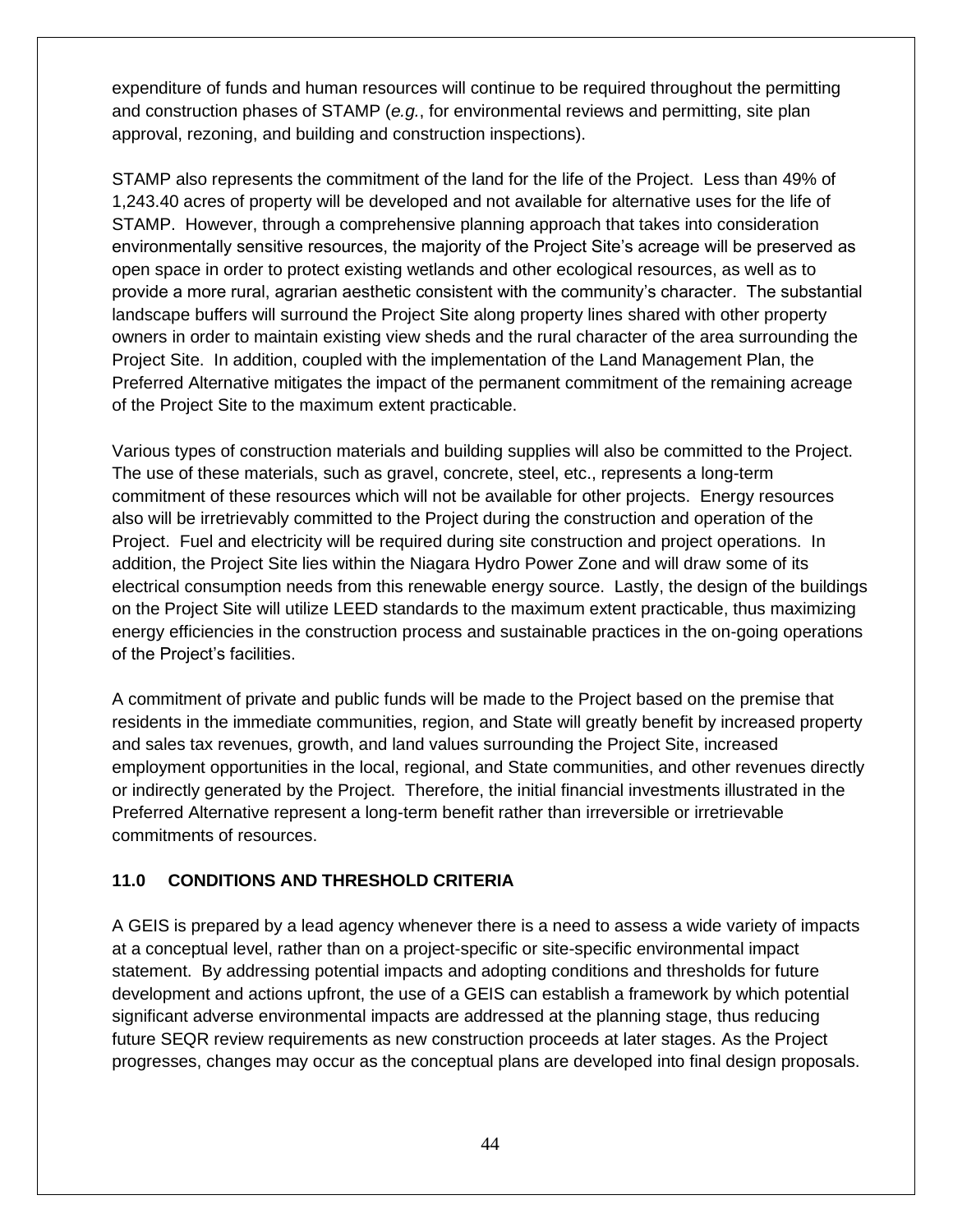expenditure of funds and human resources will continue to be required throughout the permitting and construction phases of STAMP (*e.g.*, for environmental reviews and permitting, site plan approval, rezoning, and building and construction inspections).

STAMP also represents the commitment of the land for the life of the Project. Less than 49% of 1,243.40 acres of property will be developed and not available for alternative uses for the life of STAMP. However, through a comprehensive planning approach that takes into consideration environmentally sensitive resources, the majority of the Project Site's acreage will be preserved as open space in order to protect existing wetlands and other ecological resources, as well as to provide a more rural, agrarian aesthetic consistent with the community's character. The substantial landscape buffers will surround the Project Site along property lines shared with other property owners in order to maintain existing view sheds and the rural character of the area surrounding the Project Site. In addition, coupled with the implementation of the Land Management Plan, the Preferred Alternative mitigates the impact of the permanent commitment of the remaining acreage of the Project Site to the maximum extent practicable.

Various types of construction materials and building supplies will also be committed to the Project. The use of these materials, such as gravel, concrete, steel, etc., represents a long-term commitment of these resources which will not be available for other projects. Energy resources also will be irretrievably committed to the Project during the construction and operation of the Project. Fuel and electricity will be required during site construction and project operations. In addition, the Project Site lies within the Niagara Hydro Power Zone and will draw some of its electrical consumption needs from this renewable energy source. Lastly, the design of the buildings on the Project Site will utilize LEED standards to the maximum extent practicable, thus maximizing energy efficiencies in the construction process and sustainable practices in the on-going operations of the Project's facilities.

A commitment of private and public funds will be made to the Project based on the premise that residents in the immediate communities, region, and State will greatly benefit by increased property and sales tax revenues, growth, and land values surrounding the Project Site, increased employment opportunities in the local, regional, and State communities, and other revenues directly or indirectly generated by the Project. Therefore, the initial financial investments illustrated in the Preferred Alternative represent a long-term benefit rather than irreversible or irretrievable commitments of resources.

## 11.0 CONDITIONS AND THRESHOLD CRITERIA

A GEIS is prepared by a lead agency whenever there is a need to assess a wide variety of impacts at a conceptual level, rather than on a project-specific or site-specific environmental impact statement. By addressing potential impacts and adopting conditions and thresholds for future development and actions upfront, the use of a GEIS can establish a framework by which potential significant adverse environmental impacts are addressed at the planning stage, thus reducing future SEQR review requirements as new construction proceeds at later stages. As the Project progresses, changes may occur as the conceptual plans are developed into final design proposals.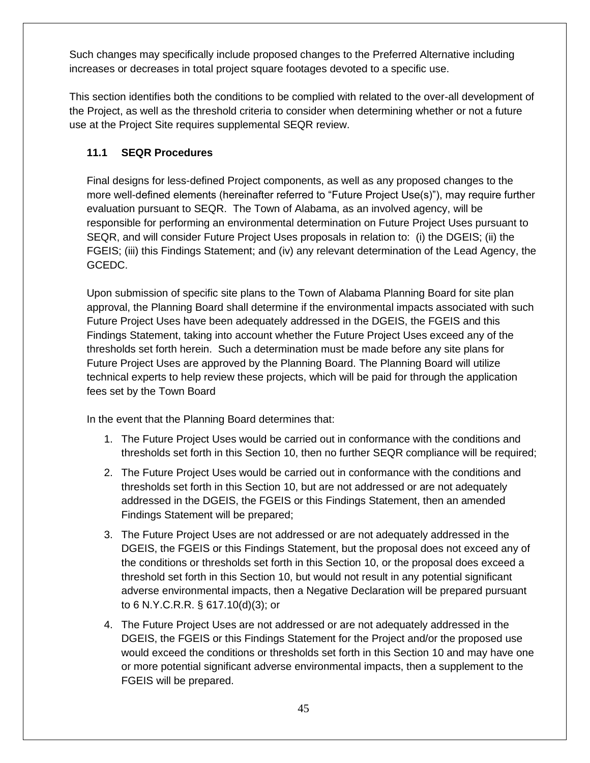Such changes may specifically include proposed changes to the Preferred Alternative including increases or decreases in total project square footages devoted to a specific use.

This section identifies both the conditions to be complied with related to the over-all development of the Project, as well as the threshold criteria to consider when determining whether or not a future use at the Project Site requires supplemental SEQR review.

### 11.1 SEQR Procedures

Final designs for less-defined Project components, as well as any proposed changes to the more well-defined elements (hereinafter referred to "Future Project Use(s)"), may require further evaluation pursuant to SEQR. The Town of Alabama, as an involved agency, will be responsible for performing an environmental determination on Future Project Uses pursuant to SEQR, and will consider Future Project Uses proposals in relation to: (i) the DGEIS; (ii) the FGEIS; (iii) this Findings Statement; and (iv) any relevant determination of the Lead Agency, the GCEDC.

Upon submission of specific site plans to the Town of Alabama Planning Board for site plan approval, the Planning Board shall determine if the environmental impacts associated with such Future Project Uses have been adequately addressed in the DGEIS, the FGEIS and this Findings Statement, taking into account whether the Future Project Uses exceed any of the thresholds set forth herein. Such a determination must be made before any site plans for Future Project Uses are approved by the Planning Board. The Planning Board will utilize technical experts to help review these projects, which will be paid for through the application fees set by the Town Board

In the event that the Planning Board determines that:

1. The Future Project Uses would be carried out in conformance with the conditions and thresholds set forth in this Section 10, then no further SEQR compliance will be required;
2. The Future Project Uses would be carried out in conformance with the conditions and thresholds set forth in this Section 10, but are not addressed or are not adequately addressed in the DGEIS, the FGEIS or this Findings Statement, then an amended Findings Statement will be prepared;
3. The Future Project Uses are not addressed or are not adequately addressed in the DGEIS, the FGEIS or this Findings Statement, but the proposal does not exceed any of the conditions or thresholds set forth in this Section 10, or the proposal does exceed a threshold set forth in this Section 10, but would not result in any potential significant adverse environmental impacts, then a Negative Declaration will be prepared pursuant to 6 N.Y.C.R.R. § 617.10(d)(3); or
4. The Future Project Uses are not addressed or are not adequately addressed in the DGEIS, the FGEIS or this Findings Statement for the Project and/or the proposed use would exceed the conditions or thresholds set forth in this Section 10 and may have one or more potential significant adverse environmental impacts, then a supplement to the FGEIS will be prepared.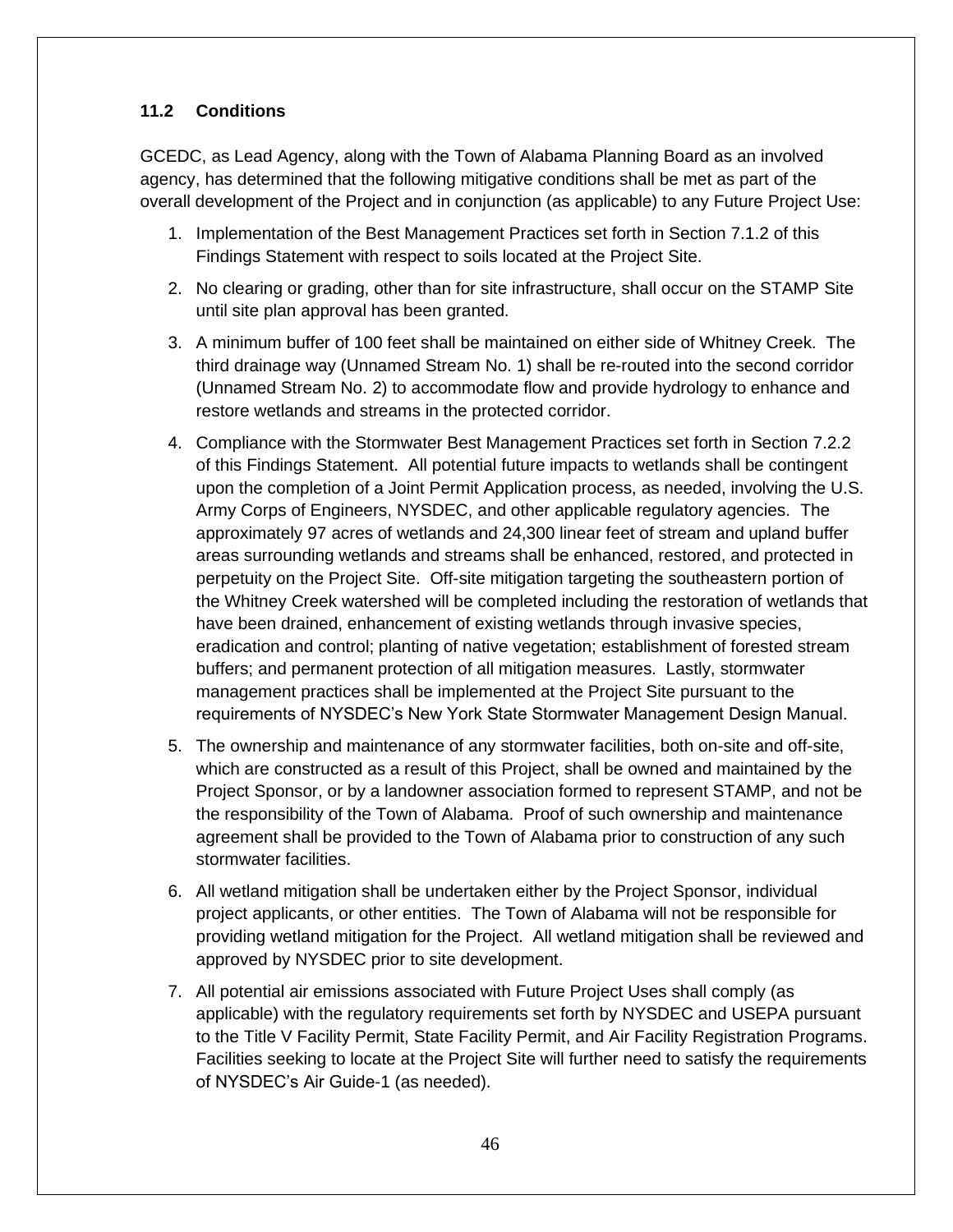### 11.2 Conditions

GCEDC, as Lead Agency, along with the Town of Alabama Planning Board as an involved agency, has determined that the following mitigative conditions shall be met as part of the overall development of the Project and in conjunction (as applicable) to any Future Project Use:

1. Implementation of the Best Management Practices set forth in Section 7.1.2 of this Findings Statement with respect to soils located at the Project Site.
2. No clearing or grading, other than for site infrastructure, shall occur on the STAMP Site until site plan approval has been granted.
3. A minimum buffer of 100 feet shall be maintained on either side of Whitney Creek. The third drainage way (Unnamed Stream No. 1) shall be re-routed into the second corridor (Unnamed Stream No. 2) to accommodate flow and provide hydrology to enhance and restore wetlands and streams in the protected corridor.
4. Compliance with the Stormwater Best Management Practices set forth in Section 7.2.2 of this Findings Statement. All potential future impacts to wetlands shall be contingent upon the completion of a Joint Permit Application process, as needed, involving the U.S. Army Corps of Engineers, NYSDEC, and other applicable regulatory agencies. The approximately 97 acres of wetlands and 24,300 linear feet of stream and upland buffer areas surrounding wetlands and streams shall be enhanced, restored, and protected in perpetuity on the Project Site. Off-site mitigation targeting the southeastern portion of the Whitney Creek watershed will be completed including the restoration of wetlands that have been drained, enhancement of existing wetlands through invasive species, eradication and control; planting of native vegetation; establishment of forested stream buffers; and permanent protection of all mitigation measures. Lastly, stormwater management practices shall be implemented at the Project Site pursuant to the requirements of NYSDEC's New York State Stormwater Management Design Manual.
5. The ownership and maintenance of any stormwater facilities, both on-site and off-site, which are constructed as a result of this Project, shall be owned and maintained by the Project Sponsor, or by a landowner association formed to represent STAMP, and not be the responsibility of the Town of Alabama. Proof of such ownership and maintenance agreement shall be provided to the Town of Alabama prior to construction of any such stormwater facilities.
6. All wetland mitigation shall be undertaken either by the Project Sponsor, individual project applicants, or other entities. The Town of Alabama will not be responsible for providing wetland mitigation for the Project. All wetland mitigation shall be reviewed and approved by NYSDEC prior to site development.
7. All potential air emissions associated with Future Project Uses shall comply (as applicable) with the regulatory requirements set forth by NYSDEC and USEPA pursuant to the Title V Facility Permit, State Facility Permit, and Air Facility Registration Programs. Facilities seeking to locate at the Project Site will further need to satisfy the requirements of NYSDEC's Air Guide-1 (as needed).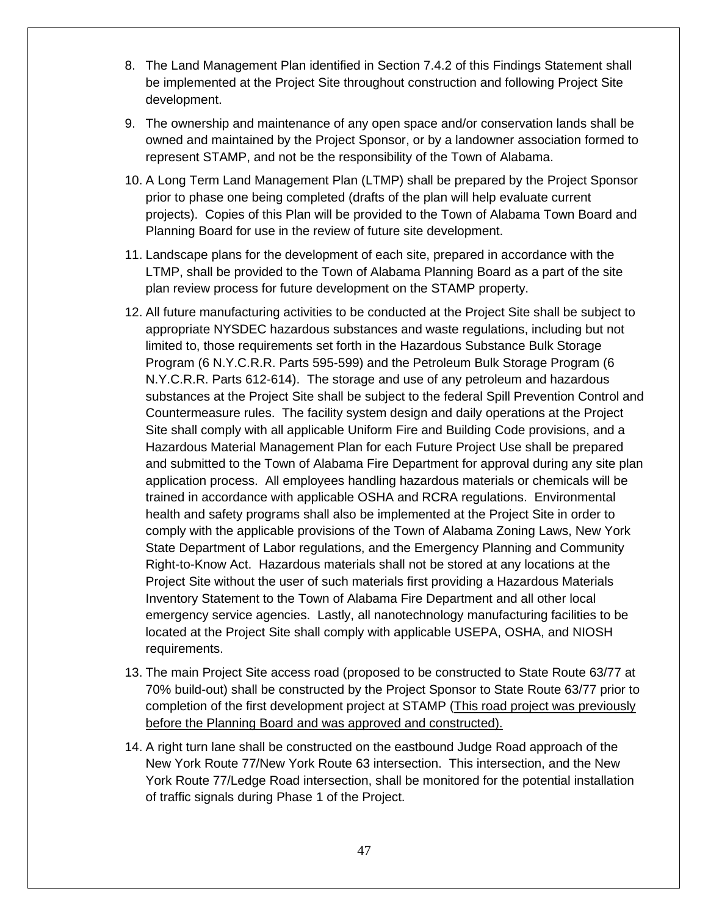8. The Land Management Plan identified in Section 7.4.2 of this Findings Statement shall be implemented at the Project Site throughout construction and following Project Site development.

9. The ownership and maintenance of any open space and/or conservation lands shall be owned and maintained by the Project Sponsor, or by a landowner association formed to represent STAMP, and not be the responsibility of the Town of Alabama.

10. A Long Term Land Management Plan (LTMP) shall be prepared by the Project Sponsor prior to phase one being completed (drafts of the plan will help evaluate current projects). Copies of this Plan will be provided to the Town of Alabama Town Board and Planning Board for use in the review of future site development.

11. Landscape plans for the development of each site, prepared in accordance with the LTMP, shall be provided to the Town of Alabama Planning Board as a part of the site plan review process for future development on the STAMP property.

12. All future manufacturing activities to be conducted at the Project Site shall be subject to appropriate NYSDEC hazardous substances and waste regulations, including but not limited to, those requirements set forth in the Hazardous Substance Bulk Storage Program (6 N.Y.C.R.R. Parts 595-599) and the Petroleum Bulk Storage Program (6 N.Y.C.R.R. Parts 612-614). The storage and use of any petroleum and hazardous substances at the Project Site shall be subject to the federal Spill Prevention Control and Countermeasure rules. The facility system design and daily operations at the Project Site shall comply with all applicable Uniform Fire and Building Code provisions, and a Hazardous Material Management Plan for each Future Project Use shall be prepared and submitted to the Town of Alabama Fire Department for approval during any site plan application process. All employees handling hazardous materials or chemicals will be trained in accordance with applicable OSHA and RCRA regulations. Environmental health and safety programs shall also be implemented at the Project Site in order to comply with the applicable provisions of the Town of Alabama Zoning Laws, New York State Department of Labor regulations, and the Emergency Planning and Community Right-to-Know Act. Hazardous materials shall not be stored at any locations at the Project Site without the user of such materials first providing a Hazardous Materials Inventory Statement to the Town of Alabama Fire Department and all other local emergency service agencies. Lastly, all nanotechnology manufacturing facilities to be located at the Project Site shall comply with applicable USEPA, OSHA, and NIOSH requirements.

13. The main Project Site access road (proposed to be constructed to State Route 63/77 at 70% build-out) shall be constructed by the Project Sponsor to State Route 63/77 prior to completion of the first development project at STAMP (<u>This road project was previously before the Planning Board and was approved and constructed).</u>

14. A right turn lane shall be constructed on the eastbound Judge Road approach of the New York Route 77/New York Route 63 intersection. This intersection, and the New York Route 77/Ledge Road intersection, shall be monitored for the potential installation of traffic signals during Phase 1 of the Project.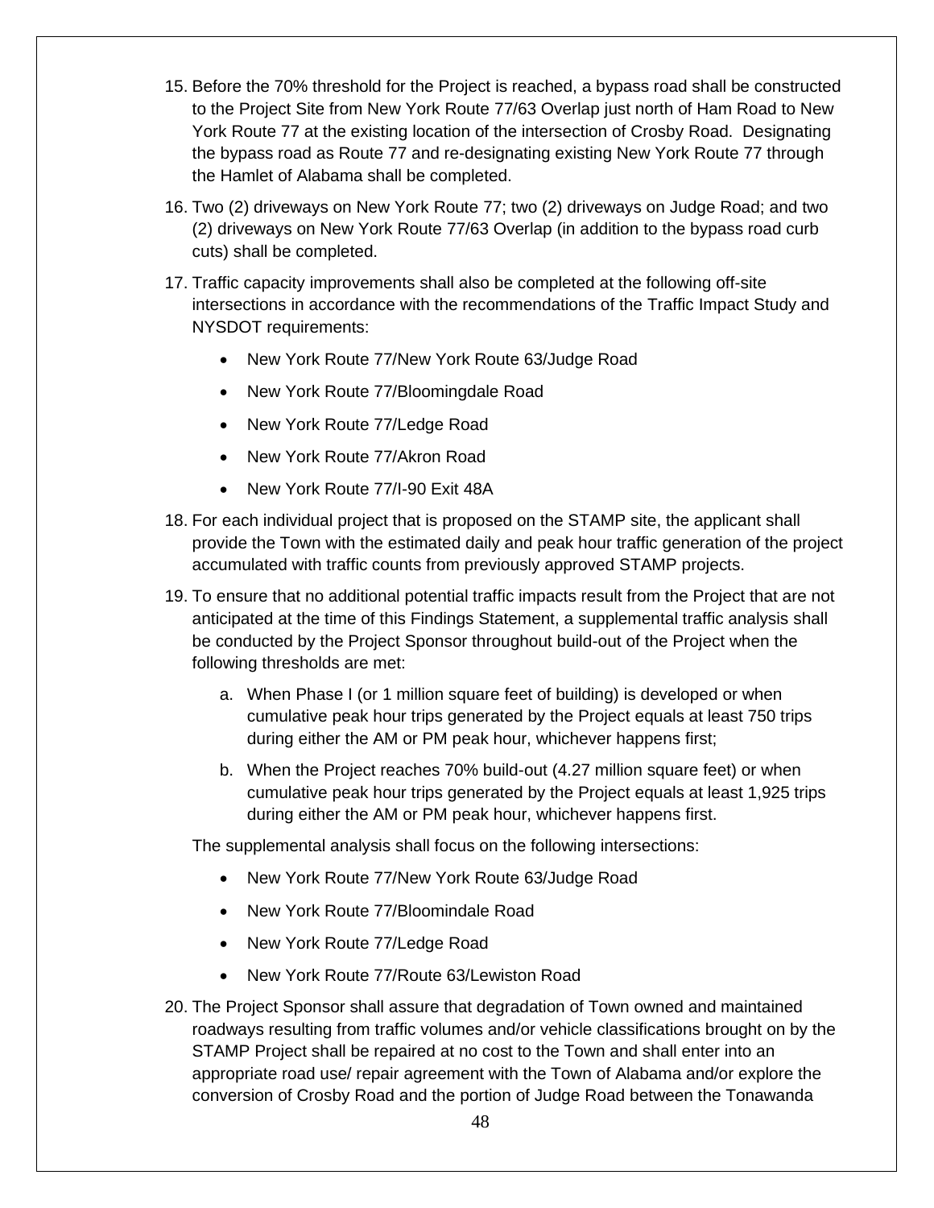15. Before the 70% threshold for the Project is reached, a bypass road shall be constructed to the Project Site from New York Route 77/63 Overlap just north of Ham Road to New York Route 77 at the existing location of the intersection of Crosby Road. Designating the bypass road as Route 77 and re-designating existing New York Route 77 through the Hamlet of Alabama shall be completed.

16. Two (2) driveways on New York Route 77; two (2) driveways on Judge Road; and two (2) driveways on New York Route 77/63 Overlap (in addition to the bypass road curb cuts) shall be completed.

17. Traffic capacity improvements shall also be completed at the following off-site intersections in accordance with the recommendations of the Traffic Impact Study and NYSDOT requirements:

    - New York Route 77/New York Route 63/Judge Road
    - New York Route 77/Bloomingdale Road
    - New York Route 77/Ledge Road
    - New York Route 77/Akron Road
    - New York Route 77/I-90 Exit 48A

18. For each individual project that is proposed on the STAMP site, the applicant shall provide the Town with the estimated daily and peak hour traffic generation of the project accumulated with traffic counts from previously approved STAMP projects.

19. To ensure that no additional potential traffic impacts result from the Project that are not anticipated at the time of this Findings Statement, a supplemental traffic analysis shall be conducted by the Project Sponsor throughout build-out of the Project when the following thresholds are met:

    a. When Phase I (or 1 million square feet of building) is developed or when cumulative peak hour trips generated by the Project equals at least 750 trips during either the AM or PM peak hour, whichever happens first;

    b. When the Project reaches 70% build-out (4.27 million square feet) or when cumulative peak hour trips generated by the Project equals at least 1,925 trips during either the AM or PM peak hour, whichever happens first.

    The supplemental analysis shall focus on the following intersections:

    - New York Route 77/New York Route 63/Judge Road
    - New York Route 77/Bloomindale Road
    - New York Route 77/Ledge Road
    - New York Route 77/Route 63/Lewiston Road

20. The Project Sponsor shall assure that degradation of Town owned and maintained roadways resulting from traffic volumes and/or vehicle classifications brought on by the STAMP Project shall be repaired at no cost to the Town and shall enter into an appropriate road use/ repair agreement with the Town of Alabama and/or explore the conversion of Crosby Road and the portion of Judge Road between the Tonawanda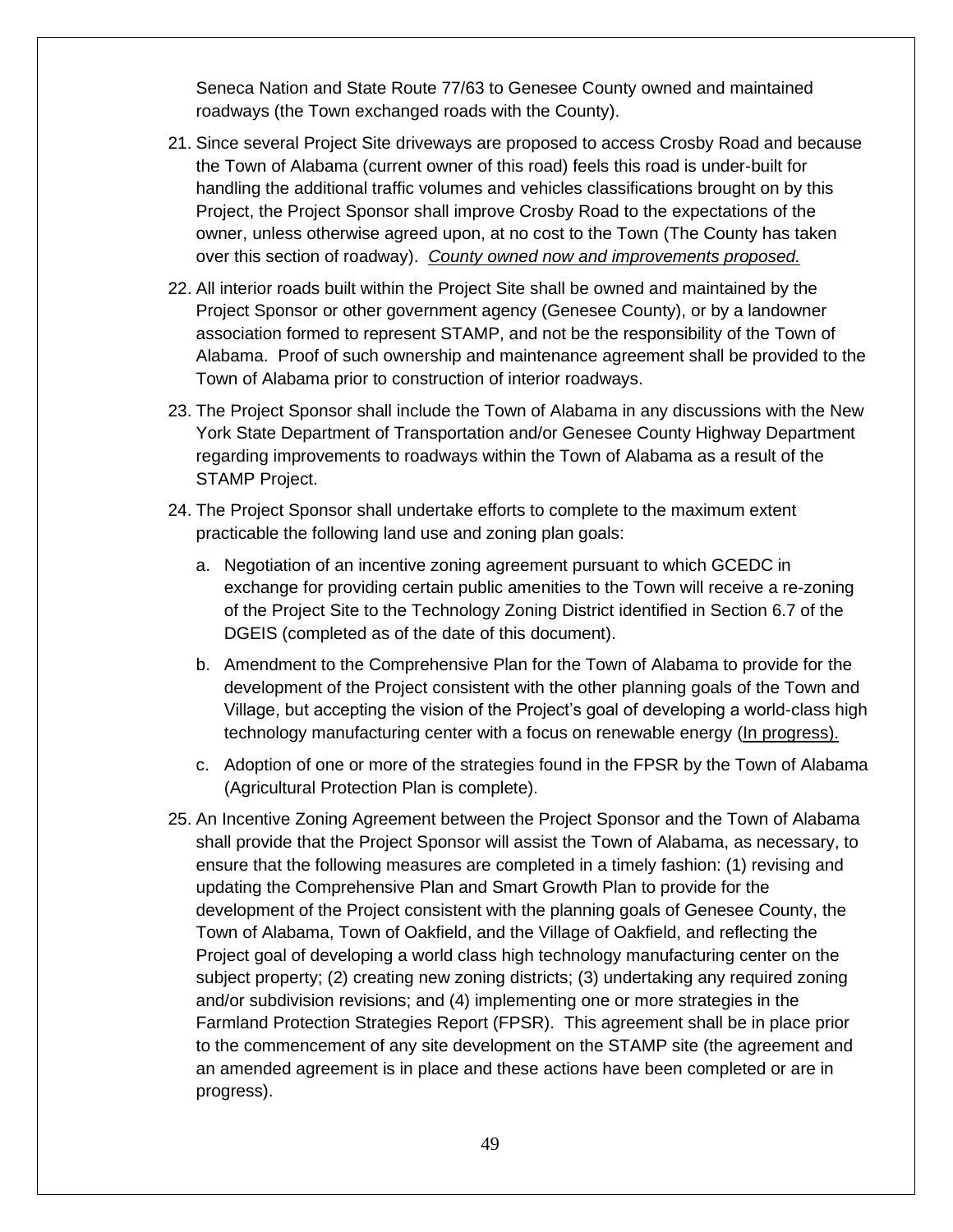Seneca Nation and State Route 77/63 to Genesee County owned and maintained roadways (the Town exchanged roads with the County).

21. Since several Project Site driveways are proposed to access Crosby Road and because the Town of Alabama (current owner of this road) feels this road is under-built for handling the additional traffic volumes and vehicles classifications brought on by this Project, the Project Sponsor shall improve Crosby Road to the expectations of the owner, unless otherwise agreed upon, at no cost to the Town (The County has taken over this section of roadway). *<u>County owned now and improvements proposed.</u>*

22. All interior roads built within the Project Site shall be owned and maintained by the Project Sponsor or other government agency (Genesee County), or by a landowner association formed to represent STAMP, and not be the responsibility of the Town of Alabama. Proof of such ownership and maintenance agreement shall be provided to the Town of Alabama prior to construction of interior roadways.

23. The Project Sponsor shall include the Town of Alabama in any discussions with the New York State Department of Transportation and/or Genesee County Highway Department regarding improvements to roadways within the Town of Alabama as a result of the STAMP Project.

24. The Project Sponsor shall undertake efforts to complete to the maximum extent practicable the following land use and zoning plan goals:

    a. Negotiation of an incentive zoning agreement pursuant to which GCEDC in exchange for providing certain public amenities to the Town will receive a re-zoning of the Project Site to the Technology Zoning District identified in Section 6.7 of the DGEIS (completed as of the date of this document).

    b. Amendment to the Comprehensive Plan for the Town of Alabama to provide for the development of the Project consistent with the other planning goals of the Town and Village, but accepting the vision of the Project's goal of developing a world-class high technology manufacturing center with a focus on renewable energy (<u>In progress).</u>

    c. Adoption of one or more of the strategies found in the FPSR by the Town of Alabama (Agricultural Protection Plan is complete).

25. An Incentive Zoning Agreement between the Project Sponsor and the Town of Alabama shall provide that the Project Sponsor will assist the Town of Alabama, as necessary, to ensure that the following measures are completed in a timely fashion: (1) revising and updating the Comprehensive Plan and Smart Growth Plan to provide for the development of the Project consistent with the planning goals of Genesee County, the Town of Alabama, Town of Oakfield, and the Village of Oakfield, and reflecting the Project goal of developing a world class high technology manufacturing center on the subject property; (2) creating new zoning districts; (3) undertaking any required zoning and/or subdivision revisions; and (4) implementing one or more strategies in the Farmland Protection Strategies Report (FPSR). This agreement shall be in place prior to the commencement of any site development on the STAMP site (the agreement and an amended agreement is in place and these actions have been completed or are in progress).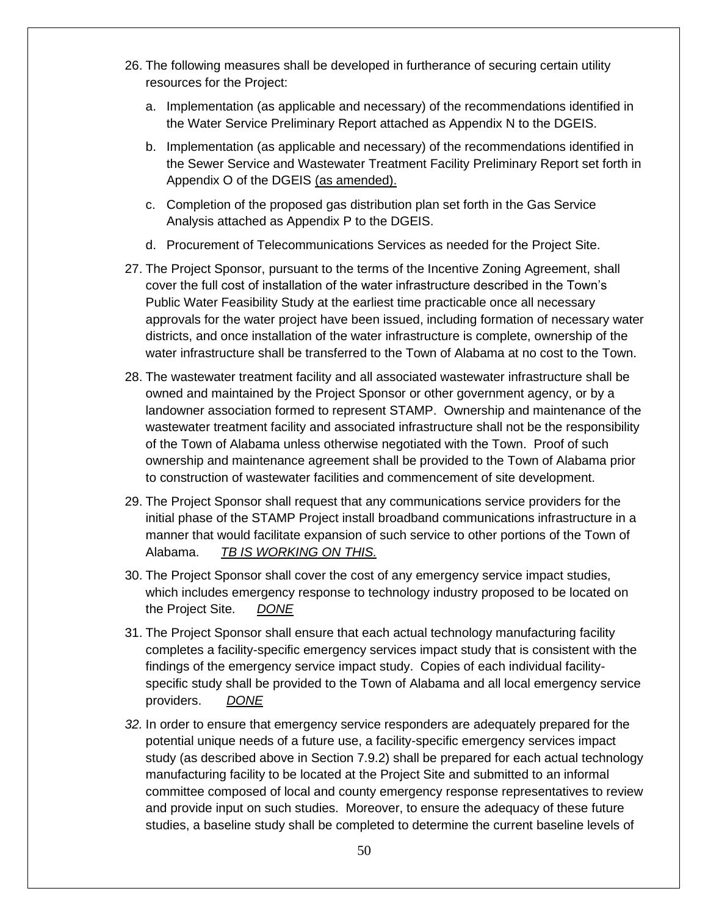26. The following measures shall be developed in furtherance of securing certain utility resources for the Project:

    a. Implementation (as applicable and necessary) of the recommendations identified in the Water Service Preliminary Report attached as Appendix N to the DGEIS.

    b. Implementation (as applicable and necessary) of the recommendations identified in the Sewer Service and Wastewater Treatment Facility Preliminary Report set forth in Appendix O of the DGEIS <u>(as amended).</u>

    c. Completion of the proposed gas distribution plan set forth in the Gas Service Analysis attached as Appendix P to the DGEIS.

    d. Procurement of Telecommunications Services as needed for the Project Site.

27. The Project Sponsor, pursuant to the terms of the Incentive Zoning Agreement, shall cover the full cost of installation of the water infrastructure described in the Town's Public Water Feasibility Study at the earliest time practicable once all necessary approvals for the water project have been issued, including formation of necessary water districts, and once installation of the water infrastructure is complete, ownership of the water infrastructure shall be transferred to the Town of Alabama at no cost to the Town.

28. The wastewater treatment facility and all associated wastewater infrastructure shall be owned and maintained by the Project Sponsor or other government agency, or by a landowner association formed to represent STAMP. Ownership and maintenance of the wastewater treatment facility and associated infrastructure shall not be the responsibility of the Town of Alabama unless otherwise negotiated with the Town. Proof of such ownership and maintenance agreement shall be provided to the Town of Alabama prior to construction of wastewater facilities and commencement of site development.

29. The Project Sponsor shall request that any communications service providers for the initial phase of the STAMP Project install broadband communications infrastructure in a manner that would facilitate expansion of such service to other portions of the Town of Alabama. *<u>TB IS WORKING ON THIS.</u>*

30. The Project Sponsor shall cover the cost of any emergency service impact studies, which includes emergency response to technology industry proposed to be located on the Project Site. *<u>DONE</u>*

31. The Project Sponsor shall ensure that each actual technology manufacturing facility completes a facility-specific emergency services impact study that is consistent with the findings of the emergency service impact study. Copies of each individual facility-specific study shall be provided to the Town of Alabama and all local emergency service providers. *<u>DONE</u>*

32. In order to ensure that emergency service responders are adequately prepared for the potential unique needs of a future use, a facility-specific emergency services impact study (as described above in Section 7.9.2) shall be prepared for each actual technology manufacturing facility to be located at the Project Site and submitted to an informal committee composed of local and county emergency response representatives to review and provide input on such studies. Moreover, to ensure the adequacy of these future studies, a baseline study shall be completed to determine the current baseline levels of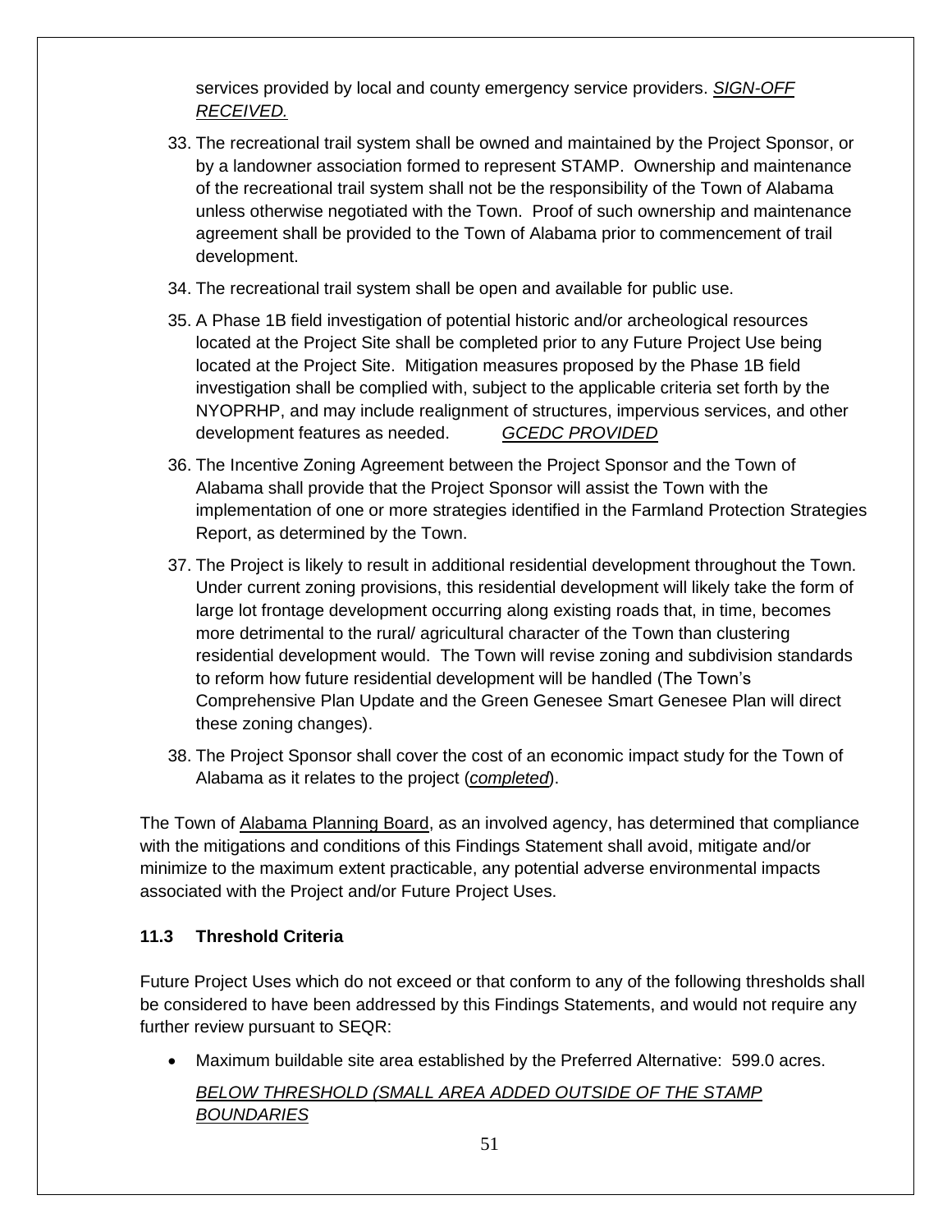services provided by local and county emergency service providers. *SIGN-OFF RECEIVED.*

33. The recreational trail system shall be owned and maintained by the Project Sponsor, or by a landowner association formed to represent STAMP. Ownership and maintenance of the recreational trail system shall not be the responsibility of the Town of Alabama unless otherwise negotiated with the Town. Proof of such ownership and maintenance agreement shall be provided to the Town of Alabama prior to commencement of trail development.
34. The recreational trail system shall be open and available for public use.
35. A Phase 1B field investigation of potential historic and/or archeological resources located at the Project Site shall be completed prior to any Future Project Use being located at the Project Site. Mitigation measures proposed by the Phase 1B field investigation shall be complied with, subject to the applicable criteria set forth by the NYOPRHP, and may include realignment of structures, impervious services, and other development features as needed. *GCEDC PROVIDED*
36. The Incentive Zoning Agreement between the Project Sponsor and the Town of Alabama shall provide that the Project Sponsor will assist the Town with the implementation of one or more strategies identified in the Farmland Protection Strategies Report, as determined by the Town.
37. The Project is likely to result in additional residential development throughout the Town. Under current zoning provisions, this residential development will likely take the form of large lot frontage development occurring along existing roads that, in time, becomes more detrimental to the rural/ agricultural character of the Town than clustering residential development would. The Town will revise zoning and subdivision standards to reform how future residential development will be handled (The Town's Comprehensive Plan Update and the Green Genesee Smart Genesee Plan will direct these zoning changes).
38. The Project Sponsor shall cover the cost of an economic impact study for the Town of Alabama as it relates to the project (*completed*).

The Town of Alabama Planning Board, as an involved agency, has determined that compliance with the mitigations and conditions of this Findings Statement shall avoid, mitigate and/or minimize to the maximum extent practicable, any potential adverse environmental impacts associated with the Project and/or Future Project Uses.

### 11.3 Threshold Criteria

Future Project Uses which do not exceed or that conform to any of the following thresholds shall be considered to have been addressed by this Findings Statements, and would not require any further review pursuant to SEQR:

- Maximum buildable site area established by the Preferred Alternative: 599.0 acres.

  *BELOW THRESHOLD (SMALL AREA ADDED OUTSIDE OF THE STAMP BOUNDARIES*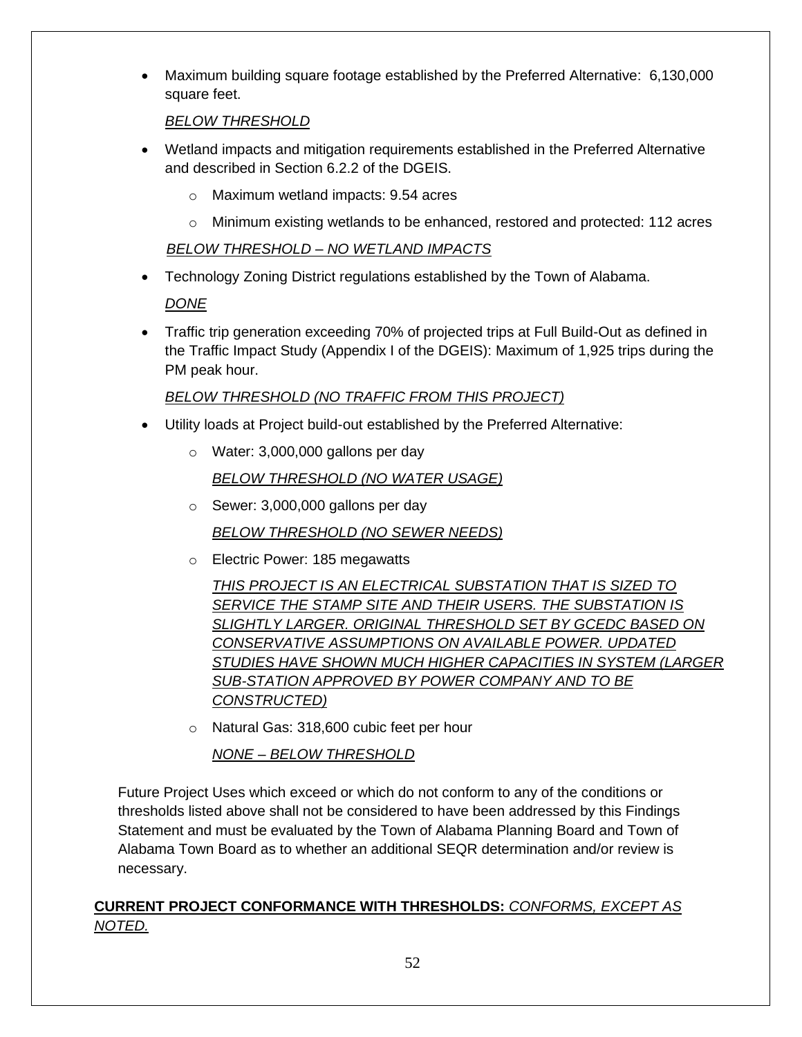- Maximum building square footage established by the Preferred Alternative: 6,130,000 square feet.

  *BELOW THRESHOLD*

- Wetland impacts and mitigation requirements established in the Preferred Alternative and described in Section 6.2.2 of the DGEIS.
  - Maximum wetland impacts: 9.54 acres
  - Minimum existing wetlands to be enhanced, restored and protected: 112 acres

  *BELOW THRESHOLD – NO WETLAND IMPACTS*

- Technology Zoning District regulations established by the Town of Alabama.

  *DONE*

- Traffic trip generation exceeding 70% of projected trips at Full Build-Out as defined in the Traffic Impact Study (Appendix I of the DGEIS): Maximum of 1,925 trips during the PM peak hour.

  *BELOW THRESHOLD (NO TRAFFIC FROM THIS PROJECT)*

- Utility loads at Project build-out established by the Preferred Alternative:
  - Water: 3,000,000 gallons per day

    *BELOW THRESHOLD (NO WATER USAGE)*

  - Sewer: 3,000,000 gallons per day

    *BELOW THRESHOLD (NO SEWER NEEDS)*

  - Electric Power: 185 megawatts

    *THIS PROJECT IS AN ELECTRICAL SUBSTATION THAT IS SIZED TO SERVICE THE STAMP SITE AND THEIR USERS. THE SUBSTATION IS SLIGHTLY LARGER. ORIGINAL THRESHOLD SET BY GCEDC BASED ON CONSERVATIVE ASSUMPTIONS ON AVAILABLE POWER. UPDATED STUDIES HAVE SHOWN MUCH HIGHER CAPACITIES IN SYSTEM (LARGER SUB-STATION APPROVED BY POWER COMPANY AND TO BE CONSTRUCTED)*

  - Natural Gas: 318,600 cubic feet per hour

    *NONE – BELOW THRESHOLD*

Future Project Uses which exceed or which do not conform to any of the conditions or thresholds listed above shall not be considered to have been addressed by this Findings Statement and must be evaluated by the Town of Alabama Planning Board and Town of Alabama Town Board as to whether an additional SEQR determination and/or review is necessary.

**CURRENT PROJECT CONFORMANCE WITH THRESHOLDS:** *CONFORMS, EXCEPT AS NOTED.*